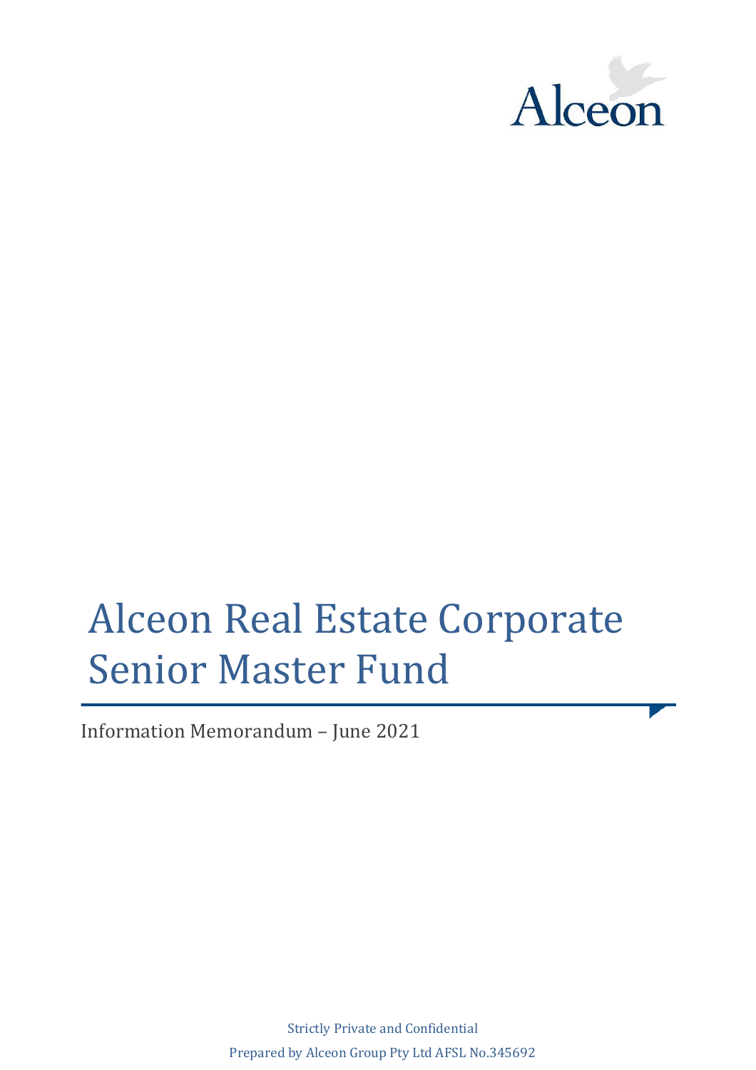Alceon

# Alceon Real Estate Corporate Senior Master Fund

Information Memorandum – June 2021

Strictly Private and Confidential

Prepared by Alceon Group Pty Ltd AFSL No.345692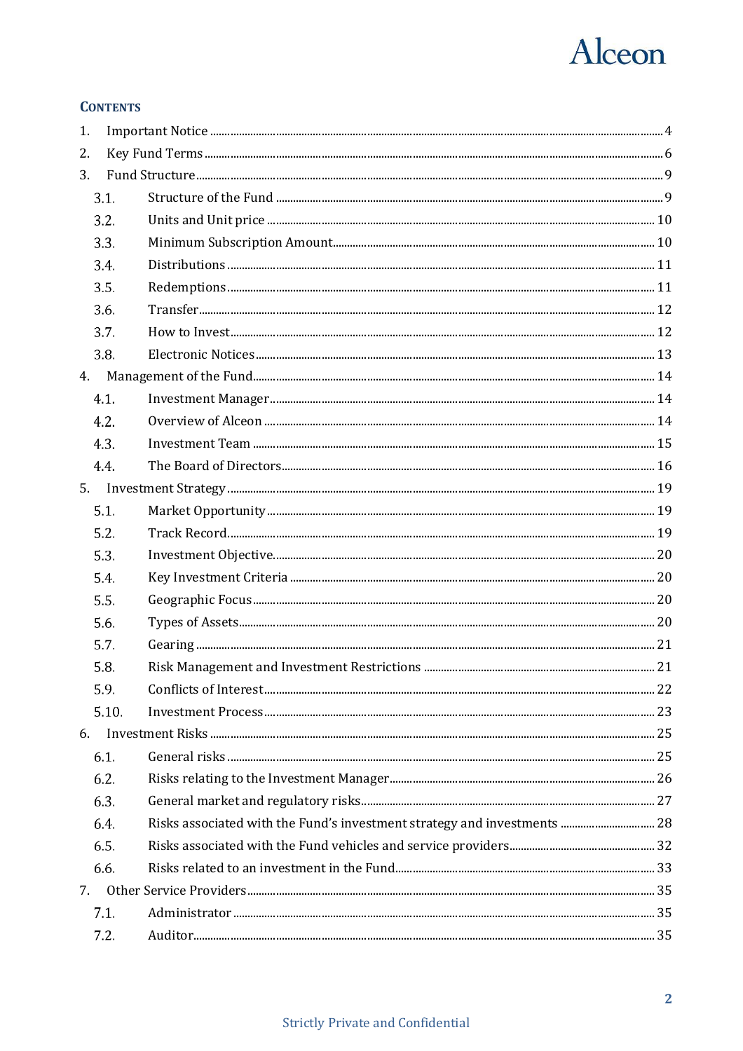## CONTENTS

1. Important Notice .......... 4
2. Key Fund Terms .......... 6
3. Fund Structure .......... 9
   - 3.1. Structure of the Fund .......... 9
   - 3.2. Units and Unit price .......... 10
   - 3.3. Minimum Subscription Amount .......... 10
   - 3.4. Distributions .......... 11
   - 3.5. Redemptions .......... 11
   - 3.6. Transfer .......... 12
   - 3.7. How to Invest .......... 12
   - 3.8. Electronic Notices .......... 13
4. Management of the Fund .......... 14
   - 4.1. Investment Manager .......... 14
   - 4.2. Overview of Alceon .......... 14
   - 4.3. Investment Team .......... 15
   - 4.4. The Board of Directors .......... 16
5. Investment Strategy .......... 19
   - 5.1. Market Opportunity .......... 19
   - 5.2. Track Record .......... 19
   - 5.3. Investment Objective .......... 20
   - 5.4. Key Investment Criteria .......... 20
   - 5.5. Geographic Focus .......... 20
   - 5.6. Types of Assets .......... 20
   - 5.7. Gearing .......... 21
   - 5.8. Risk Management and Investment Restrictions .......... 21
   - 5.9. Conflicts of Interest .......... 22
   - 5.10. Investment Process .......... 23
6. Investment Risks .......... 25
   - 6.1. General risks .......... 25
   - 6.2. Risks relating to the Investment Manager .......... 26
   - 6.3. General market and regulatory risks .......... 27
   - 6.4. Risks associated with the Fund's investment strategy and investments .......... 28
   - 6.5. Risks associated with the Fund vehicles and service providers .......... 32
   - 6.6. Risks related to an investment in the Fund .......... 33
7. Other Service Providers .......... 35
   - 7.1. Administrator .......... 35
   - 7.2. Auditor .......... 35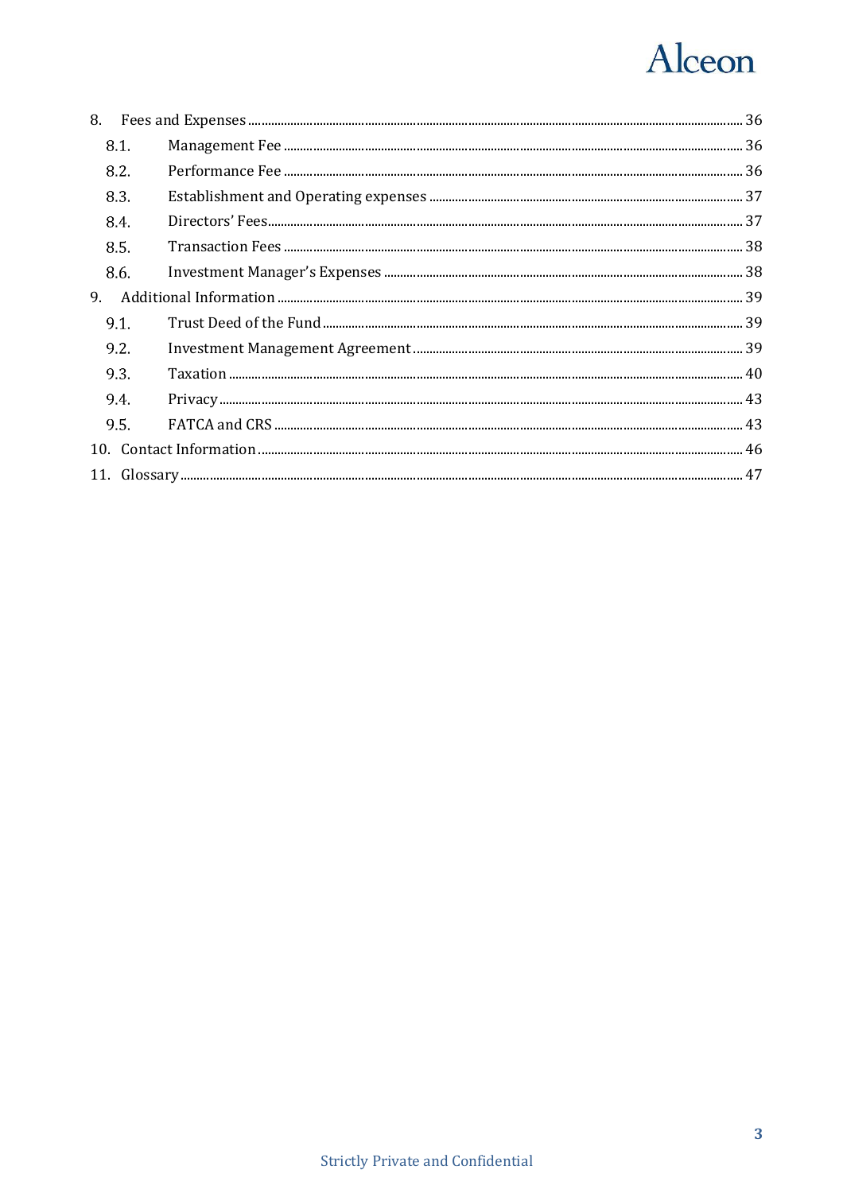8. Fees and Expenses ........ 36
   - 8.1. Management Fee ........ 36
   - 8.2. Performance Fee ........ 36
   - 8.3. Establishment and Operating expenses ........ 37
   - 8.4. Directors' Fees ........ 37
   - 8.5. Transaction Fees ........ 38
   - 8.6. Investment Manager's Expenses ........ 38

9. Additional Information ........ 39
   - 9.1. Trust Deed of the Fund ........ 39
   - 9.2. Investment Management Agreement ........ 39
   - 9.3. Taxation ........ 40
   - 9.4. Privacy ........ 43
   - 9.5. FATCA and CRS ........ 43

10. Contact Information ........ 46

11. Glossary ........ 47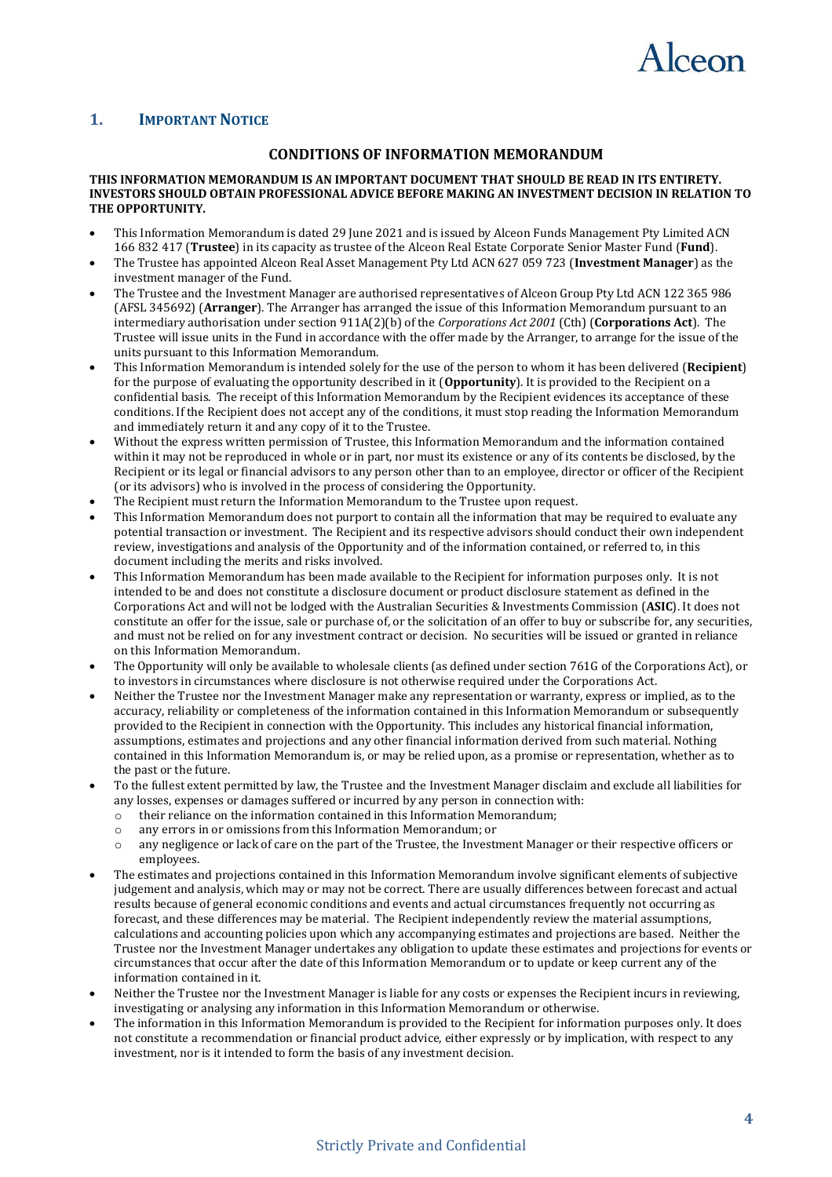## 1. Important Notice

### CONDITIONS OF INFORMATION MEMORANDUM

**THIS INFORMATION MEMORANDUM IS AN IMPORTANT DOCUMENT THAT SHOULD BE READ IN ITS ENTIRETY. INVESTORS SHOULD OBTAIN PROFESSIONAL ADVICE BEFORE MAKING AN INVESTMENT DECISION IN RELATION TO THE OPPORTUNITY.**

- This Information Memorandum is dated 29 June 2021 and is issued by Alceon Funds Management Pty Limited ACN 166 832 417 (**Trustee**) in its capacity as trustee of the Alceon Real Estate Corporate Senior Master Fund (**Fund**).
- The Trustee has appointed Alceon Real Asset Management Pty Ltd ACN 627 059 723 (**Investment Manager**) as the investment manager of the Fund.
- The Trustee and the Investment Manager are authorised representatives of Alceon Group Pty Ltd ACN 122 365 986 (AFSL 345692) (**Arranger**). The Arranger has arranged the issue of this Information Memorandum pursuant to an intermediary authorisation under section 911A(2)(b) of the *Corporations Act 2001* (Cth) (**Corporations Act**). The Trustee will issue units in the Fund in accordance with the offer made by the Arranger, to arrange for the issue of the units pursuant to this Information Memorandum.
- This Information Memorandum is intended solely for the use of the person to whom it has been delivered (**Recipient**) for the purpose of evaluating the opportunity described in it (**Opportunity**). It is provided to the Recipient on a confidential basis. The receipt of this Information Memorandum by the Recipient evidences its acceptance of these conditions. If the Recipient does not accept any of the conditions, it must stop reading the Information Memorandum and immediately return it and any copy of it to the Trustee.
- Without the express written permission of Trustee, this Information Memorandum and the information contained within it may not be reproduced in whole or in part, nor must its existence or any of its contents be disclosed, by the Recipient or its legal or financial advisors to any person other than to an employee, director or officer of the Recipient (or its advisors) who is involved in the process of considering the Opportunity.
- The Recipient must return the Information Memorandum to the Trustee upon request.
- This Information Memorandum does not purport to contain all the information that may be required to evaluate any potential transaction or investment. The Recipient and its respective advisors should conduct their own independent review, investigations and analysis of the Opportunity and of the information contained, or referred to, in this document including the merits and risks involved.
- This Information Memorandum has been made available to the Recipient for information purposes only. It is not intended to be and does not constitute a disclosure document or product disclosure statement as defined in the Corporations Act and will not be lodged with the Australian Securities & Investments Commission (**ASIC**). It does not constitute an offer for the issue, sale or purchase of, or the solicitation of an offer to buy or subscribe for, any securities, and must not be relied on for any investment contract or decision. No securities will be issued or granted in reliance on this Information Memorandum.
- The Opportunity will only be available to wholesale clients (as defined under section 761G of the Corporations Act), or to investors in circumstances where disclosure is not otherwise required under the Corporations Act.
- Neither the Trustee nor the Investment Manager make any representation or warranty, express or implied, as to the accuracy, reliability or completeness of the information contained in this Information Memorandum or subsequently provided to the Recipient in connection with the Opportunity. This includes any historical financial information, assumptions, estimates and projections and any other financial information derived from such material. Nothing contained in this Information Memorandum is, or may be relied upon, as a promise or representation, whether as to the past or the future.
- To the fullest extent permitted by law, the Trustee and the Investment Manager disclaim and exclude all liabilities for any losses, expenses or damages suffered or incurred by any person in connection with:
  - their reliance on the information contained in this Information Memorandum;
  - any errors in or omissions from this Information Memorandum; or
  - any negligence or lack of care on the part of the Trustee, the Investment Manager or their respective officers or employees.
- The estimates and projections contained in this Information Memorandum involve significant elements of subjective judgement and analysis, which may or may not be correct. There are usually differences between forecast and actual results because of general economic conditions and events and actual circumstances frequently not occurring as forecast, and these differences may be material. The Recipient independently review the material assumptions, calculations and accounting policies upon which any accompanying estimates and projections are based. Neither the Trustee nor the Investment Manager undertakes any obligation to update these estimates and projections for events or circumstances that occur after the date of this Information Memorandum or to update or keep current any of the information contained in it.
- Neither the Trustee nor the Investment Manager is liable for any costs or expenses the Recipient incurs in reviewing, investigating or analysing any information in this Information Memorandum or otherwise.
- The information in this Information Memorandum is provided to the Recipient for information purposes only. It does not constitute a recommendation or financial product advice, either expressly or by implication, with respect to any investment, nor is it intended to form the basis of any investment decision.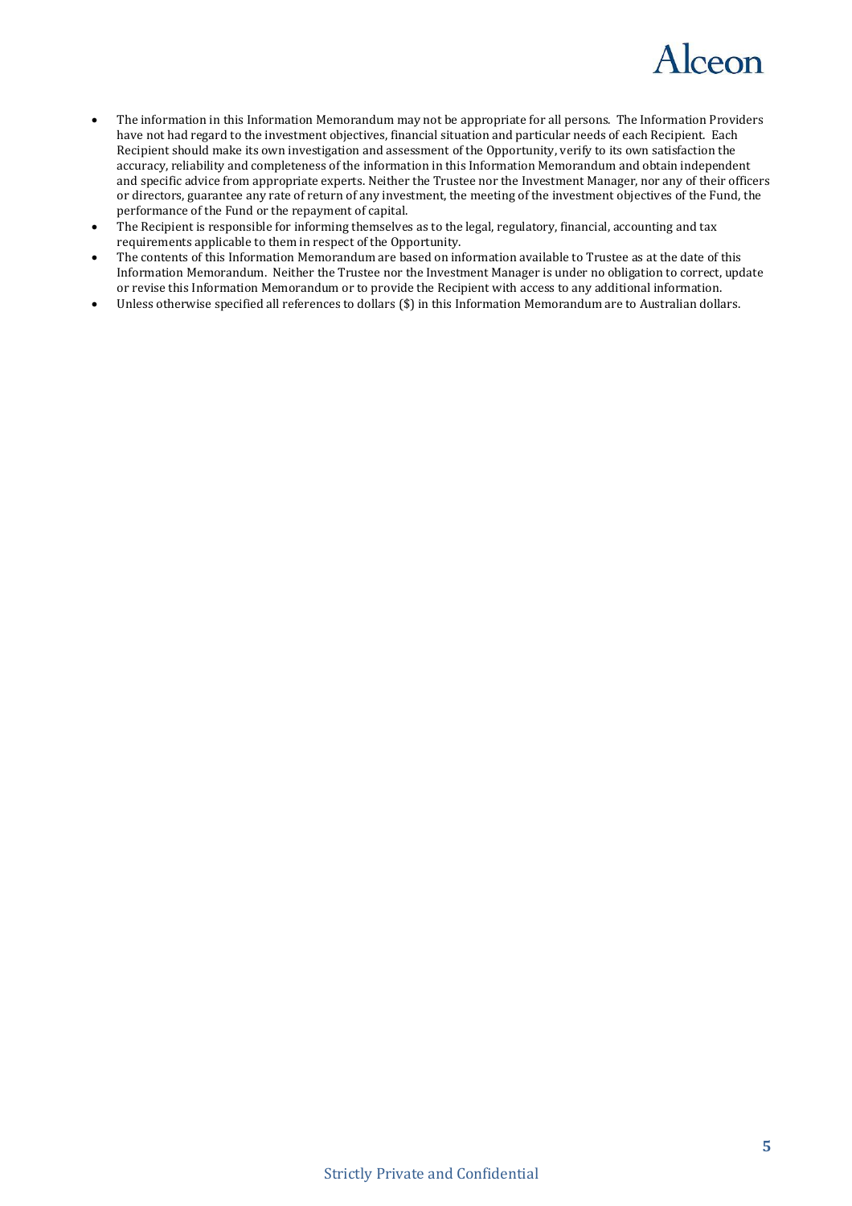- The information in this Information Memorandum may not be appropriate for all persons. The Information Providers have not had regard to the investment objectives, financial situation and particular needs of each Recipient. Each Recipient should make its own investigation and assessment of the Opportunity, verify to its own satisfaction the accuracy, reliability and completeness of the information in this Information Memorandum and obtain independent and specific advice from appropriate experts. Neither the Trustee nor the Investment Manager, nor any of their officers or directors, guarantee any rate of return of any investment, the meeting of the investment objectives of the Fund, the performance of the Fund or the repayment of capital.
- The Recipient is responsible for informing themselves as to the legal, regulatory, financial, accounting and tax requirements applicable to them in respect of the Opportunity.
- The contents of this Information Memorandum are based on information available to Trustee as at the date of this Information Memorandum. Neither the Trustee nor the Investment Manager is under no obligation to correct, update or revise this Information Memorandum or to provide the Recipient with access to any additional information.
- Unless otherwise specified all references to dollars ($) in this Information Memorandum are to Australian dollars.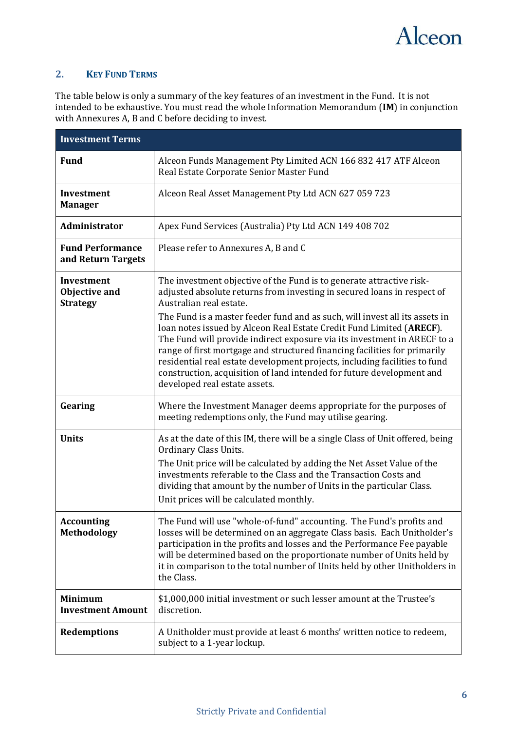## 2. KEY FUND TERMS

The table below is only a summary of the key features of an investment in the Fund. It is not intended to be exhaustive. You must read the whole Information Memorandum (**IM**) in conjunction with Annexures A, B and C before deciding to invest.

| Investment Terms | |
|---|---|
| **Fund** | Alceon Funds Management Pty Limited ACN 166 832 417 ATF Alceon Real Estate Corporate Senior Master Fund |
| **Investment Manager** | Alceon Real Asset Management Pty Ltd ACN 627 059 723 |
| **Administrator** | Apex Fund Services (Australia) Pty Ltd ACN 149 408 702 |
| **Fund Performance and Return Targets** | Please refer to Annexures A, B and C |
| **Investment Objective and Strategy** | The investment objective of the Fund is to generate attractive risk-adjusted absolute returns from investing in secured loans in respect of Australian real estate.<br>The Fund is a master feeder fund and as such, will invest all its assets in loan notes issued by Alceon Real Estate Credit Fund Limited (**ARECF**). The Fund will provide indirect exposure via its investment in ARECF to a range of first mortgage and structured financing facilities for primarily residential real estate development projects, including facilities to fund construction, acquisition of land intended for future development and developed real estate assets. |
| **Gearing** | Where the Investment Manager deems appropriate for the purposes of meeting redemptions only, the Fund may utilise gearing. |
| **Units** | As at the date of this IM, there will be a single Class of Unit offered, being Ordinary Class Units.<br>The Unit price will be calculated by adding the Net Asset Value of the investments referable to the Class and the Transaction Costs and dividing that amount by the number of Units in the particular Class.<br>Unit prices will be calculated monthly. |
| **Accounting Methodology** | The Fund will use "whole-of-fund" accounting. The Fund's profits and losses will be determined on an aggregate Class basis. Each Unitholder's participation in the profits and losses and the Performance Fee payable will be determined based on the proportionate number of Units held by it in comparison to the total number of Units held by other Unitholders in the Class. |
| **Minimum Investment Amount** | $1,000,000 initial investment or such lesser amount at the Trustee's discretion. |
| **Redemptions** | A Unitholder must provide at least 6 months' written notice to redeem, subject to a 1-year lockup. |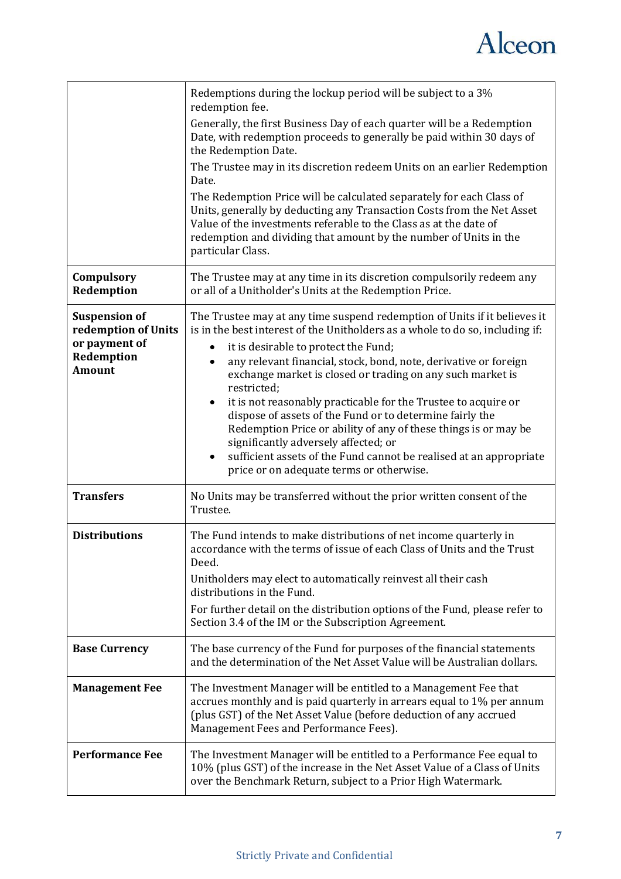| | |
|---|---|
| | Redemptions during the lockup period will be subject to a 3% redemption fee.<br>Generally, the first Business Day of each quarter will be a Redemption Date, with redemption proceeds to generally be paid within 30 days of the Redemption Date.<br>The Trustee may in its discretion redeem Units on an earlier Redemption Date.<br>The Redemption Price will be calculated separately for each Class of Units, generally by deducting any Transaction Costs from the Net Asset Value of the investments referable to the Class as at the date of redemption and dividing that amount by the number of Units in the particular Class. |
| **Compulsory Redemption** | The Trustee may at any time in its discretion compulsorily redeem any or all of a Unitholder's Units at the Redemption Price. |
| **Suspension of redemption of Units or payment of Redemption Amount** | The Trustee may at any time suspend redemption of Units if it believes it is in the best interest of the Unitholders as a whole to do so, including if:<br>• it is desirable to protect the Fund;<br>• any relevant financial, stock, bond, note, derivative or foreign exchange market is closed or trading on any such market is restricted;<br>• it is not reasonably practicable for the Trustee to acquire or dispose of assets of the Fund or to determine fairly the Redemption Price or ability of any of these things is or may be significantly adversely affected; or<br>• sufficient assets of the Fund cannot be realised at an appropriate price or on adequate terms or otherwise. |
| **Transfers** | No Units may be transferred without the prior written consent of the Trustee. |
| **Distributions** | The Fund intends to make distributions of net income quarterly in accordance with the terms of issue of each Class of Units and the Trust Deed.<br>Unitholders may elect to automatically reinvest all their cash distributions in the Fund.<br>For further detail on the distribution options of the Fund, please refer to Section 3.4 of the IM or the Subscription Agreement. |
| **Base Currency** | The base currency of the Fund for purposes of the financial statements and the determination of the Net Asset Value will be Australian dollars. |
| **Management Fee** | The Investment Manager will be entitled to a Management Fee that accrues monthly and is paid quarterly in arrears equal to 1% per annum (plus GST) of the Net Asset Value (before deduction of any accrued Management Fees and Performance Fees). |
| **Performance Fee** | The Investment Manager will be entitled to a Performance Fee equal to 10% (plus GST) of the increase in the Net Asset Value of a Class of Units over the Benchmark Return, subject to a Prior High Watermark. |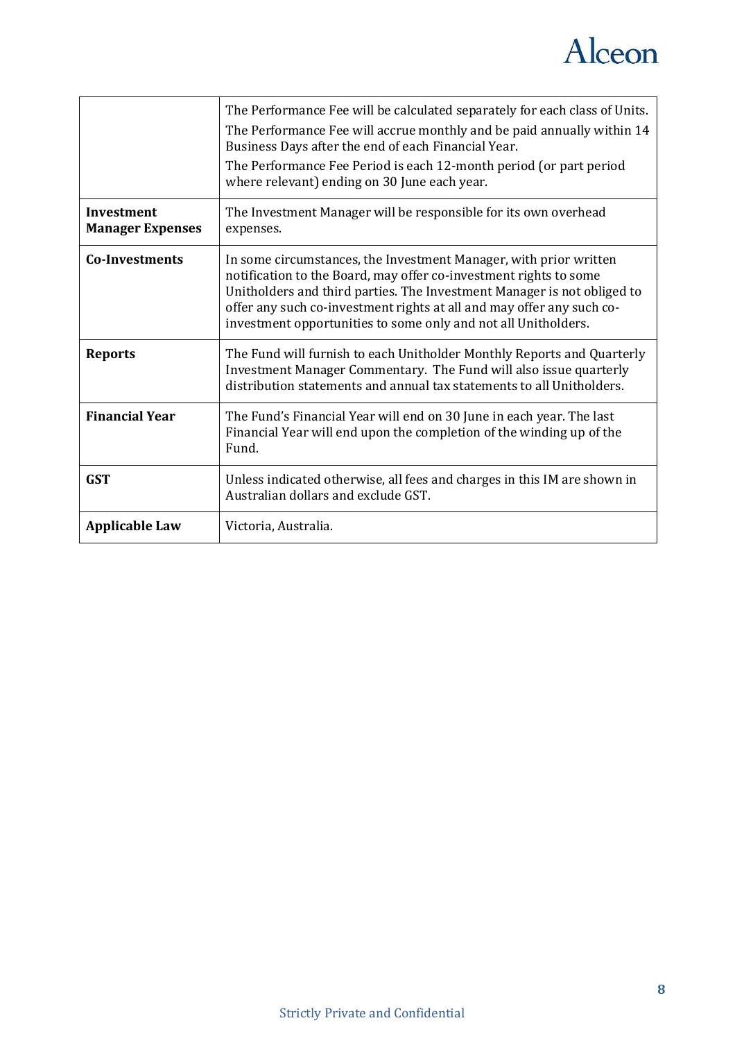| | |
|---|---|
| | The Performance Fee will be calculated separately for each class of Units.<br>The Performance Fee will accrue monthly and be paid annually within 14 Business Days after the end of each Financial Year.<br>The Performance Fee Period is each 12-month period (or part period where relevant) ending on 30 June each year. |
| **Investment Manager Expenses** | The Investment Manager will be responsible for its own overhead expenses. |
| **Co-Investments** | In some circumstances, the Investment Manager, with prior written notification to the Board, may offer co-investment rights to some Unitholders and third parties. The Investment Manager is not obliged to offer any such co-investment rights at all and may offer any such co-investment opportunities to some only and not all Unitholders. |
| **Reports** | The Fund will furnish to each Unitholder Monthly Reports and Quarterly Investment Manager Commentary. The Fund will also issue quarterly distribution statements and annual tax statements to all Unitholders. |
| **Financial Year** | The Fund's Financial Year will end on 30 June in each year. The last Financial Year will end upon the completion of the winding up of the Fund. |
| **GST** | Unless indicated otherwise, all fees and charges in this IM are shown in Australian dollars and exclude GST. |
| **Applicable Law** | Victoria, Australia. |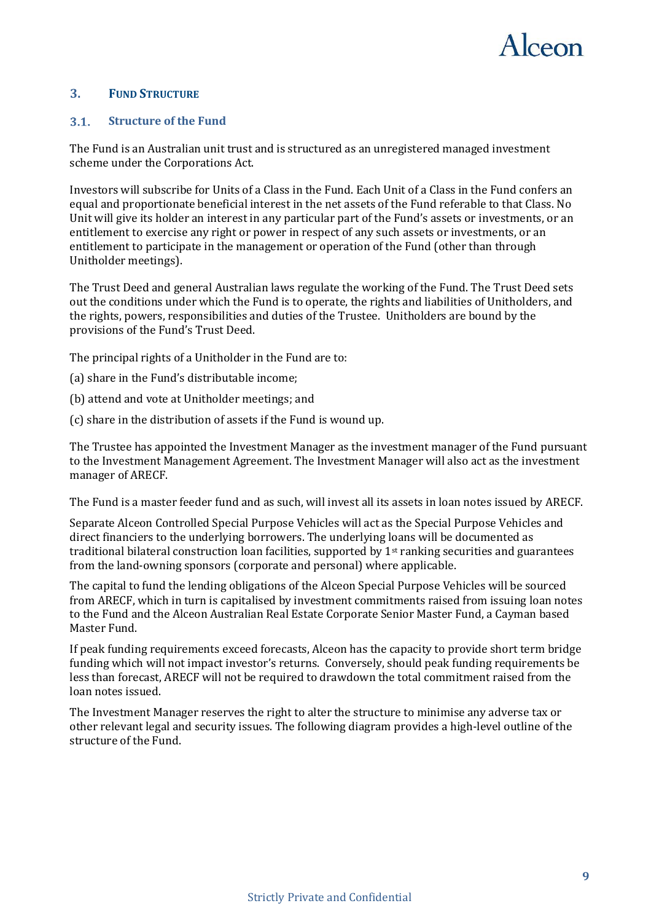## 3. FUND STRUCTURE

### 3.1. Structure of the Fund

The Fund is an Australian unit trust and is structured as an unregistered managed investment scheme under the Corporations Act.

Investors will subscribe for Units of a Class in the Fund. Each Unit of a Class in the Fund confers an equal and proportionate beneficial interest in the net assets of the Fund referable to that Class. No Unit will give its holder an interest in any particular part of the Fund's assets or investments, or an entitlement to exercise any right or power in respect of any such assets or investments, or an entitlement to participate in the management or operation of the Fund (other than through Unitholder meetings).

The Trust Deed and general Australian laws regulate the working of the Fund. The Trust Deed sets out the conditions under which the Fund is to operate, the rights and liabilities of Unitholders, and the rights, powers, responsibilities and duties of the Trustee. Unitholders are bound by the provisions of the Fund's Trust Deed.

The principal rights of a Unitholder in the Fund are to:

(a) share in the Fund's distributable income;

(b) attend and vote at Unitholder meetings; and

(c) share in the distribution of assets if the Fund is wound up.

The Trustee has appointed the Investment Manager as the investment manager of the Fund pursuant to the Investment Management Agreement. The Investment Manager will also act as the investment manager of ARECF.

The Fund is a master feeder fund and as such, will invest all its assets in loan notes issued by ARECF.

Separate Alceon Controlled Special Purpose Vehicles will act as the Special Purpose Vehicles and direct financiers to the underlying borrowers. The underlying loans will be documented as traditional bilateral construction loan facilities, supported by 1st ranking securities and guarantees from the land-owning sponsors (corporate and personal) where applicable.

The capital to fund the lending obligations of the Alceon Special Purpose Vehicles will be sourced from ARECF, which in turn is capitalised by investment commitments raised from issuing loan notes to the Fund and the Alceon Australian Real Estate Corporate Senior Master Fund, a Cayman based Master Fund.

If peak funding requirements exceed forecasts, Alceon has the capacity to provide short term bridge funding which will not impact investor's returns. Conversely, should peak funding requirements be less than forecast, ARECF will not be required to drawdown the total commitment raised from the loan notes issued.

The Investment Manager reserves the right to alter the structure to minimise any adverse tax or other relevant legal and security issues. The following diagram provides a high-level outline of the structure of the Fund.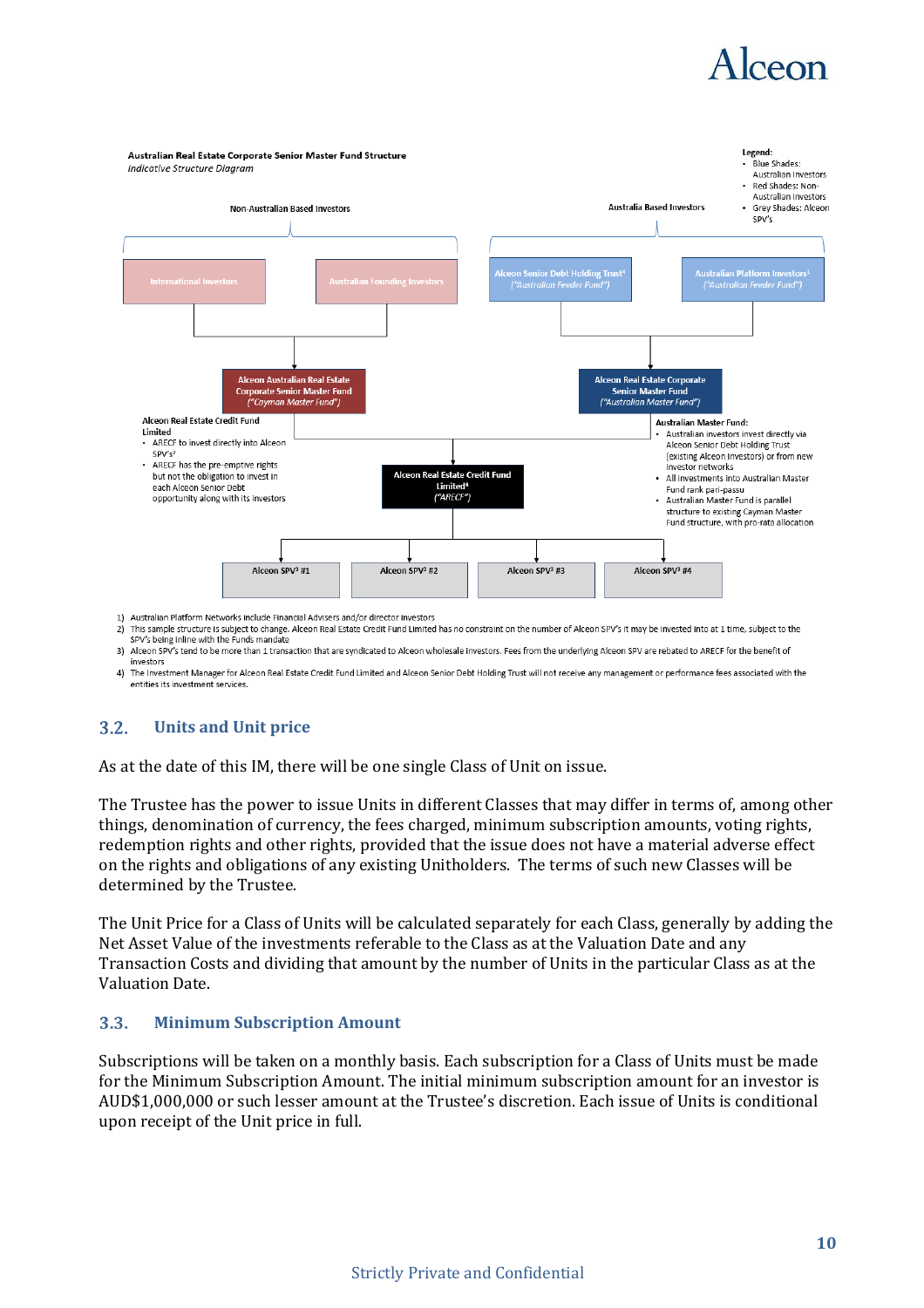**Australian Real Estate Corporate Senior Master Fund Structure**
*Indicative Structure Diagram*

Legend:
- Blue Shades: Australian investors
- Red Shades: Non-Australian investors
- Grey Shades: Alceon SPV's

Non-Australian Based Investors

- International Investors
- Australian Founding Investors

Australia Based Investors

- Alceon Senior Debt Holding Trust[4] ("Australian Feeder Fund")
- Australian Platform Investors[1] ("Australian Feeder Fund")

Alceon Australian Real Estate Corporate Senior Master Fund ("Cayman Master Fund")

Alceon Real Estate Corporate Senior Master Fund ("Australian Master Fund")

**Alceon Real Estate Credit Fund Limited**
- ARECF to invest directly into Alceon SPV's[2]
- ARECF has the pre-emptive rights but not the obligation to invest in each Alceon Senior Debt opportunity along with its investors

**Australian Master Fund:**
- Australian investors invest directly via Alceon Senior Debt Holding Trust (existing Alceon investors) or from new investor networks
- All investments into Australian Master Fund rank pari-passu
- Australian Master Fund is parallel structure to existing Cayman Master Fund structure, with pro-rata allocation

Alceon Real Estate Credit Fund Limited[4] ("ARECF")

Alceon SPV[3] #1 | Alceon SPV[3] #2 | Alceon SPV[3] #3 | Alceon SPV[3] #4

1) Australian Platform Networks include Financial Advisers and/or director investors
2) This sample structure is subject to change. Alceon Real Estate Credit Fund Limited has no constraint on the number of Alceon SPV's it may be invested into at 1 time, subject to the SPV's being inline with the Funds mandate
3) Alceon SPV's tend to be more than 1 transaction that are syndicated to Alceon wholesale investors. Fees from the underlying Alceon SPV are rebated to ARECF for the benefit of investors
4) The Investment Manager for Alceon Real Estate Credit Fund Limited and Alceon Senior Debt Holding Trust will not receive any management or performance fees associated with the entities its investment services.

## 3.2. Units and Unit price

As at the date of this IM, there will be one single Class of Unit on issue.

The Trustee has the power to issue Units in different Classes that may differ in terms of, among other things, denomination of currency, the fees charged, minimum subscription amounts, voting rights, redemption rights and other rights, provided that the issue does not have a material adverse effect on the rights and obligations of any existing Unitholders. The terms of such new Classes will be determined by the Trustee.

The Unit Price for a Class of Units will be calculated separately for each Class, generally by adding the Net Asset Value of the investments referable to the Class as at the Valuation Date and any Transaction Costs and dividing that amount by the number of Units in the particular Class as at the Valuation Date.

## 3.3. Minimum Subscription Amount

Subscriptions will be taken on a monthly basis. Each subscription for a Class of Units must be made for the Minimum Subscription Amount. The initial minimum subscription amount for an investor is AUD$1,000,000 or such lesser amount at the Trustee's discretion. Each issue of Units is conditional upon receipt of the Unit price in full.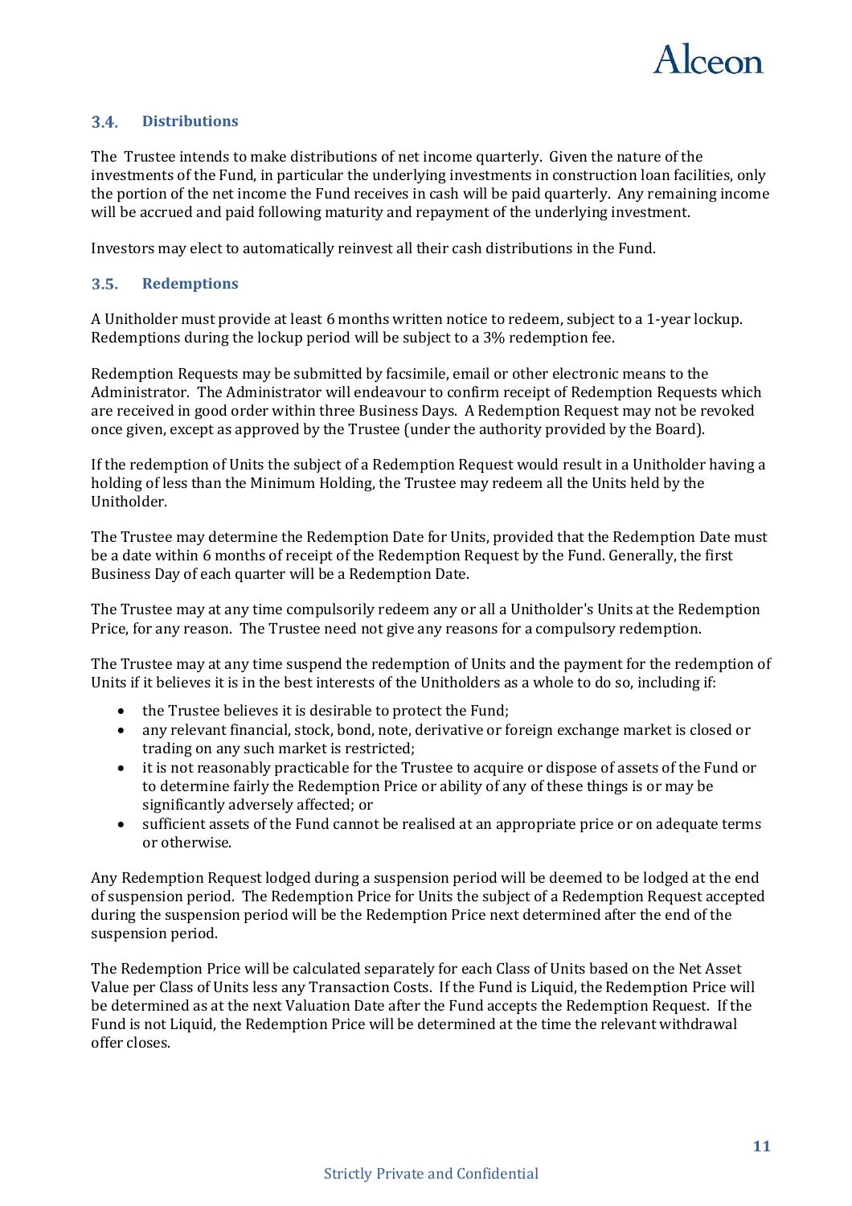### 3.4. Distributions

The Trustee intends to make distributions of net income quarterly. Given the nature of the investments of the Fund, in particular the underlying investments in construction loan facilities, only the portion of the net income the Fund receives in cash will be paid quarterly. Any remaining income will be accrued and paid following maturity and repayment of the underlying investment.

Investors may elect to automatically reinvest all their cash distributions in the Fund.

### 3.5. Redemptions

A Unitholder must provide at least 6 months written notice to redeem, subject to a 1-year lockup. Redemptions during the lockup period will be subject to a 3% redemption fee.

Redemption Requests may be submitted by facsimile, email or other electronic means to the Administrator. The Administrator will endeavour to confirm receipt of Redemption Requests which are received in good order within three Business Days. A Redemption Request may not be revoked once given, except as approved by the Trustee (under the authority provided by the Board).

If the redemption of Units the subject of a Redemption Request would result in a Unitholder having a holding of less than the Minimum Holding, the Trustee may redeem all the Units held by the Unitholder.

The Trustee may determine the Redemption Date for Units, provided that the Redemption Date must be a date within 6 months of receipt of the Redemption Request by the Fund. Generally, the first Business Day of each quarter will be a Redemption Date.

The Trustee may at any time compulsorily redeem any or all a Unitholder's Units at the Redemption Price, for any reason. The Trustee need not give any reasons for a compulsory redemption.

The Trustee may at any time suspend the redemption of Units and the payment for the redemption of Units if it believes it is in the best interests of the Unitholders as a whole to do so, including if:

- the Trustee believes it is desirable to protect the Fund;
- any relevant financial, stock, bond, note, derivative or foreign exchange market is closed or trading on any such market is restricted;
- it is not reasonably practicable for the Trustee to acquire or dispose of assets of the Fund or to determine fairly the Redemption Price or ability of any of these things is or may be significantly adversely affected; or
- sufficient assets of the Fund cannot be realised at an appropriate price or on adequate terms or otherwise.

Any Redemption Request lodged during a suspension period will be deemed to be lodged at the end of suspension period. The Redemption Price for Units the subject of a Redemption Request accepted during the suspension period will be the Redemption Price next determined after the end of the suspension period.

The Redemption Price will be calculated separately for each Class of Units based on the Net Asset Value per Class of Units less any Transaction Costs. If the Fund is Liquid, the Redemption Price will be determined as at the next Valuation Date after the Fund accepts the Redemption Request. If the Fund is not Liquid, the Redemption Price will be determined at the time the relevant withdrawal offer closes.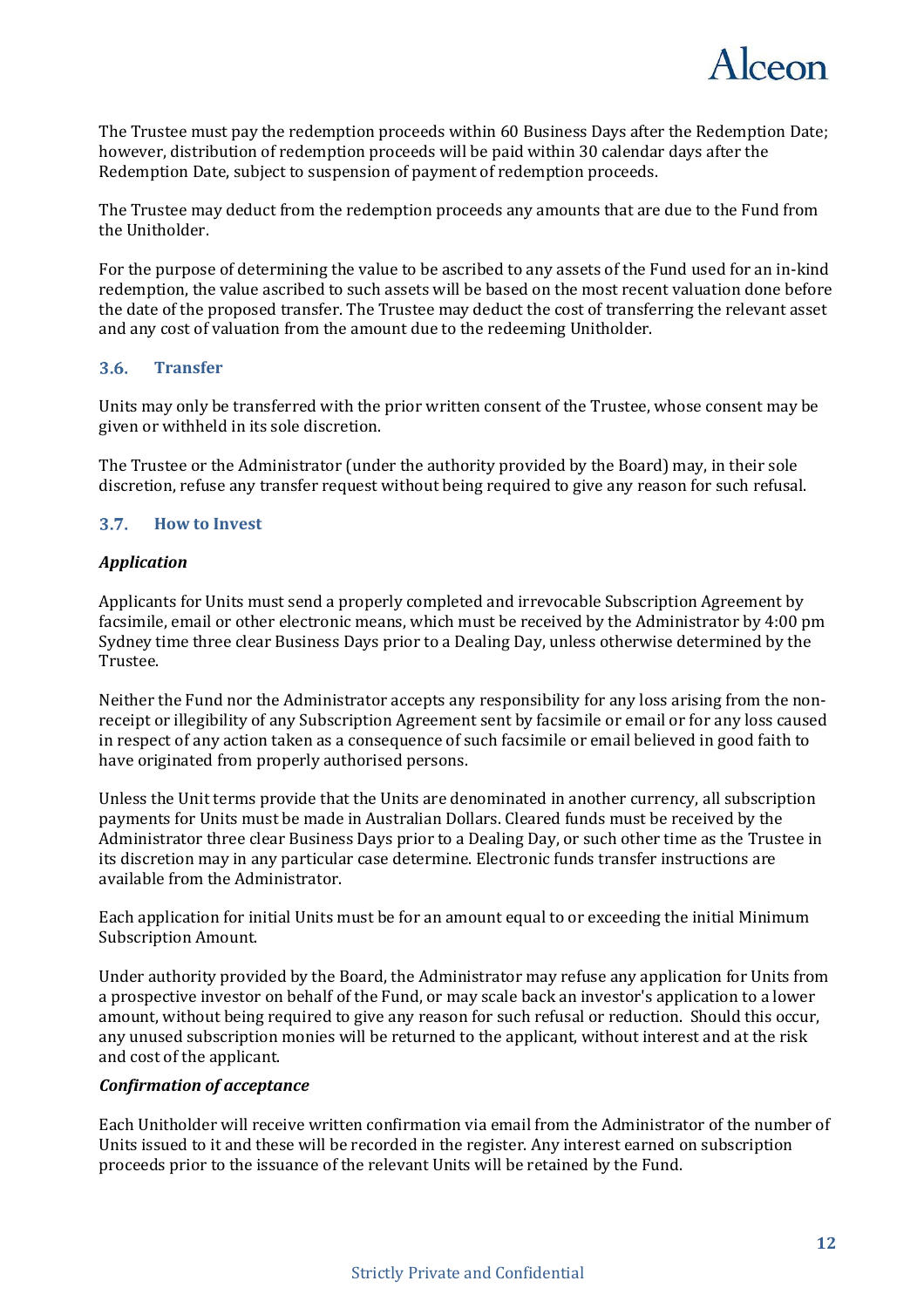The Trustee must pay the redemption proceeds within 60 Business Days after the Redemption Date; however, distribution of redemption proceeds will be paid within 30 calendar days after the Redemption Date, subject to suspension of payment of redemption proceeds.

The Trustee may deduct from the redemption proceeds any amounts that are due to the Fund from the Unitholder.

For the purpose of determining the value to be ascribed to any assets of the Fund used for an in-kind redemption, the value ascribed to such assets will be based on the most recent valuation done before the date of the proposed transfer. The Trustee may deduct the cost of transferring the relevant asset and any cost of valuation from the amount due to the redeeming Unitholder.

### 3.6. Transfer

Units may only be transferred with the prior written consent of the Trustee, whose consent may be given or withheld in its sole discretion.

The Trustee or the Administrator (under the authority provided by the Board) may, in their sole discretion, refuse any transfer request without being required to give any reason for such refusal.

### 3.7. How to Invest

***Application***

Applicants for Units must send a properly completed and irrevocable Subscription Agreement by facsimile, email or other electronic means, which must be received by the Administrator by 4:00 pm Sydney time three clear Business Days prior to a Dealing Day, unless otherwise determined by the Trustee.

Neither the Fund nor the Administrator accepts any responsibility for any loss arising from the non-receipt or illegibility of any Subscription Agreement sent by facsimile or email or for any loss caused in respect of any action taken as a consequence of such facsimile or email believed in good faith to have originated from properly authorised persons.

Unless the Unit terms provide that the Units are denominated in another currency, all subscription payments for Units must be made in Australian Dollars. Cleared funds must be received by the Administrator three clear Business Days prior to a Dealing Day, or such other time as the Trustee in its discretion may in any particular case determine. Electronic funds transfer instructions are available from the Administrator.

Each application for initial Units must be for an amount equal to or exceeding the initial Minimum Subscription Amount.

Under authority provided by the Board, the Administrator may refuse any application for Units from a prospective investor on behalf of the Fund, or may scale back an investor's application to a lower amount, without being required to give any reason for such refusal or reduction. Should this occur, any unused subscription monies will be returned to the applicant, without interest and at the risk and cost of the applicant.

***Confirmation of acceptance***

Each Unitholder will receive written confirmation via email from the Administrator of the number of Units issued to it and these will be recorded in the register. Any interest earned on subscription proceeds prior to the issuance of the relevant Units will be retained by the Fund.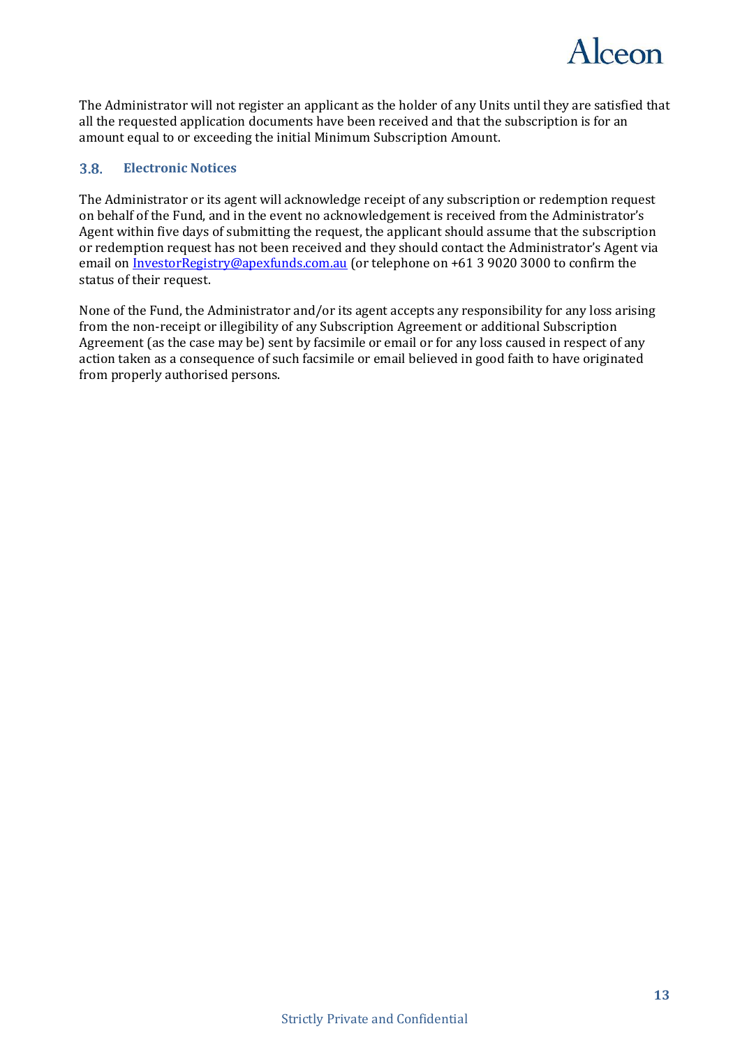The Administrator will not register an applicant as the holder of any Units until they are satisfied that all the requested application documents have been received and that the subscription is for an amount equal to or exceeding the initial Minimum Subscription Amount.

### 3.8. Electronic Notices

The Administrator or its agent will acknowledge receipt of any subscription or redemption request on behalf of the Fund, and in the event no acknowledgement is received from the Administrator's Agent within five days of submitting the request, the applicant should assume that the subscription or redemption request has not been received and they should contact the Administrator's Agent via email on InvestorRegistry@apexfunds.com.au (or telephone on +61 3 9020 3000 to confirm the status of their request.

None of the Fund, the Administrator and/or its agent accepts any responsibility for any loss arising from the non-receipt or illegibility of any Subscription Agreement or additional Subscription Agreement (as the case may be) sent by facsimile or email or for any loss caused in respect of any action taken as a consequence of such facsimile or email believed in good faith to have originated from properly authorised persons.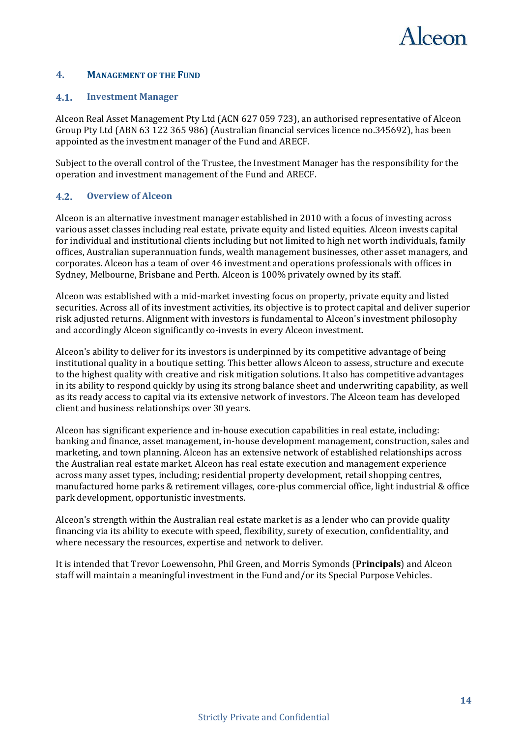## 4. Management of the Fund

### 4.1. Investment Manager

Alceon Real Asset Management Pty Ltd (ACN 627 059 723), an authorised representative of Alceon Group Pty Ltd (ABN 63 122 365 986) (Australian financial services licence no.345692), has been appointed as the investment manager of the Fund and ARECF.

Subject to the overall control of the Trustee, the Investment Manager has the responsibility for the operation and investment management of the Fund and ARECF.

### 4.2. Overview of Alceon

Alceon is an alternative investment manager established in 2010 with a focus of investing across various asset classes including real estate, private equity and listed equities. Alceon invests capital for individual and institutional clients including but not limited to high net worth individuals, family offices, Australian superannuation funds, wealth management businesses, other asset managers, and corporates. Alceon has a team of over 46 investment and operations professionals with offices in Sydney, Melbourne, Brisbane and Perth. Alceon is 100% privately owned by its staff.

Alceon was established with a mid-market investing focus on property, private equity and listed securities. Across all of its investment activities, its objective is to protect capital and deliver superior risk adjusted returns. Alignment with investors is fundamental to Alceon's investment philosophy and accordingly Alceon significantly co-invests in every Alceon investment.

Alceon's ability to deliver for its investors is underpinned by its competitive advantage of being institutional quality in a boutique setting. This better allows Alceon to assess, structure and execute to the highest quality with creative and risk mitigation solutions. It also has competitive advantages in its ability to respond quickly by using its strong balance sheet and underwriting capability, as well as its ready access to capital via its extensive network of investors. The Alceon team has developed client and business relationships over 30 years.

Alceon has significant experience and in-house execution capabilities in real estate, including: banking and finance, asset management, in-house development management, construction, sales and marketing, and town planning. Alceon has an extensive network of established relationships across the Australian real estate market. Alceon has real estate execution and management experience across many asset types, including; residential property development, retail shopping centres, manufactured home parks & retirement villages, core-plus commercial office, light industrial & office park development, opportunistic investments.

Alceon's strength within the Australian real estate market is as a lender who can provide quality financing via its ability to execute with speed, flexibility, surety of execution, confidentiality, and where necessary the resources, expertise and network to deliver.

It is intended that Trevor Loewensohn, Phil Green, and Morris Symonds (**Principals**) and Alceon staff will maintain a meaningful investment in the Fund and/or its Special Purpose Vehicles.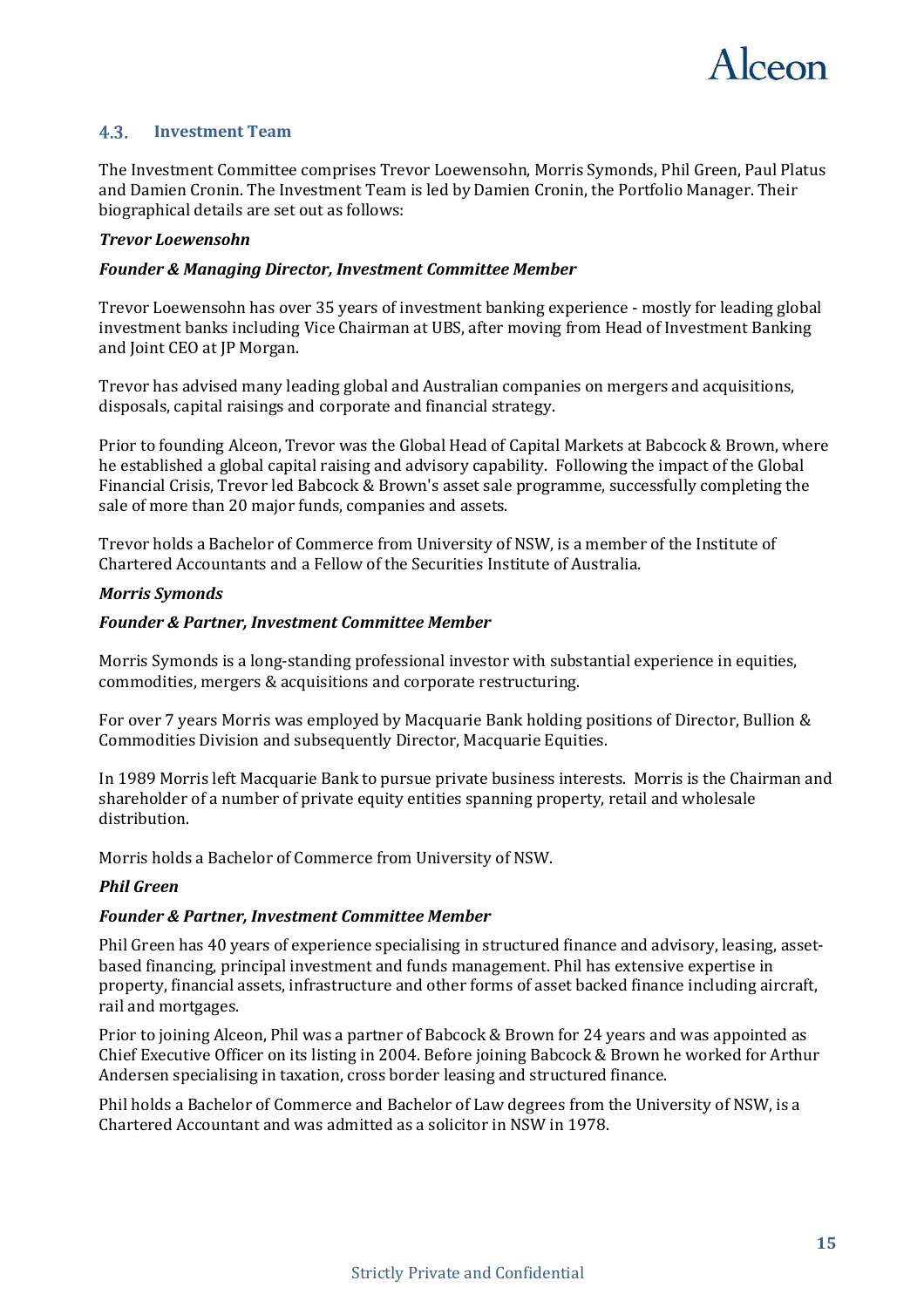## 4.3. Investment Team

The Investment Committee comprises Trevor Loewensohn, Morris Symonds, Phil Green, Paul Platus and Damien Cronin. The Investment Team is led by Damien Cronin, the Portfolio Manager. Their biographical details are set out as follows:

***Trevor Loewensohn***

***Founder & Managing Director, Investment Committee Member***

Trevor Loewensohn has over 35 years of investment banking experience - mostly for leading global investment banks including Vice Chairman at UBS, after moving from Head of Investment Banking and Joint CEO at JP Morgan.

Trevor has advised many leading global and Australian companies on mergers and acquisitions, disposals, capital raisings and corporate and financial strategy.

Prior to founding Alceon, Trevor was the Global Head of Capital Markets at Babcock & Brown, where he established a global capital raising and advisory capability. Following the impact of the Global Financial Crisis, Trevor led Babcock & Brown's asset sale programme, successfully completing the sale of more than 20 major funds, companies and assets.

Trevor holds a Bachelor of Commerce from University of NSW, is a member of the Institute of Chartered Accountants and a Fellow of the Securities Institute of Australia.

***Morris Symonds***

***Founder & Partner, Investment Committee Member***

Morris Symonds is a long-standing professional investor with substantial experience in equities, commodities, mergers & acquisitions and corporate restructuring.

For over 7 years Morris was employed by Macquarie Bank holding positions of Director, Bullion & Commodities Division and subsequently Director, Macquarie Equities.

In 1989 Morris left Macquarie Bank to pursue private business interests. Morris is the Chairman and shareholder of a number of private equity entities spanning property, retail and wholesale distribution.

Morris holds a Bachelor of Commerce from University of NSW.

***Phil Green***

***Founder & Partner, Investment Committee Member***

Phil Green has 40 years of experience specialising in structured finance and advisory, leasing, asset-based financing, principal investment and funds management. Phil has extensive expertise in property, financial assets, infrastructure and other forms of asset backed finance including aircraft, rail and mortgages.

Prior to joining Alceon, Phil was a partner of Babcock & Brown for 24 years and was appointed as Chief Executive Officer on its listing in 2004. Before joining Babcock & Brown he worked for Arthur Andersen specialising in taxation, cross border leasing and structured finance.

Phil holds a Bachelor of Commerce and Bachelor of Law degrees from the University of NSW, is a Chartered Accountant and was admitted as a solicitor in NSW in 1978.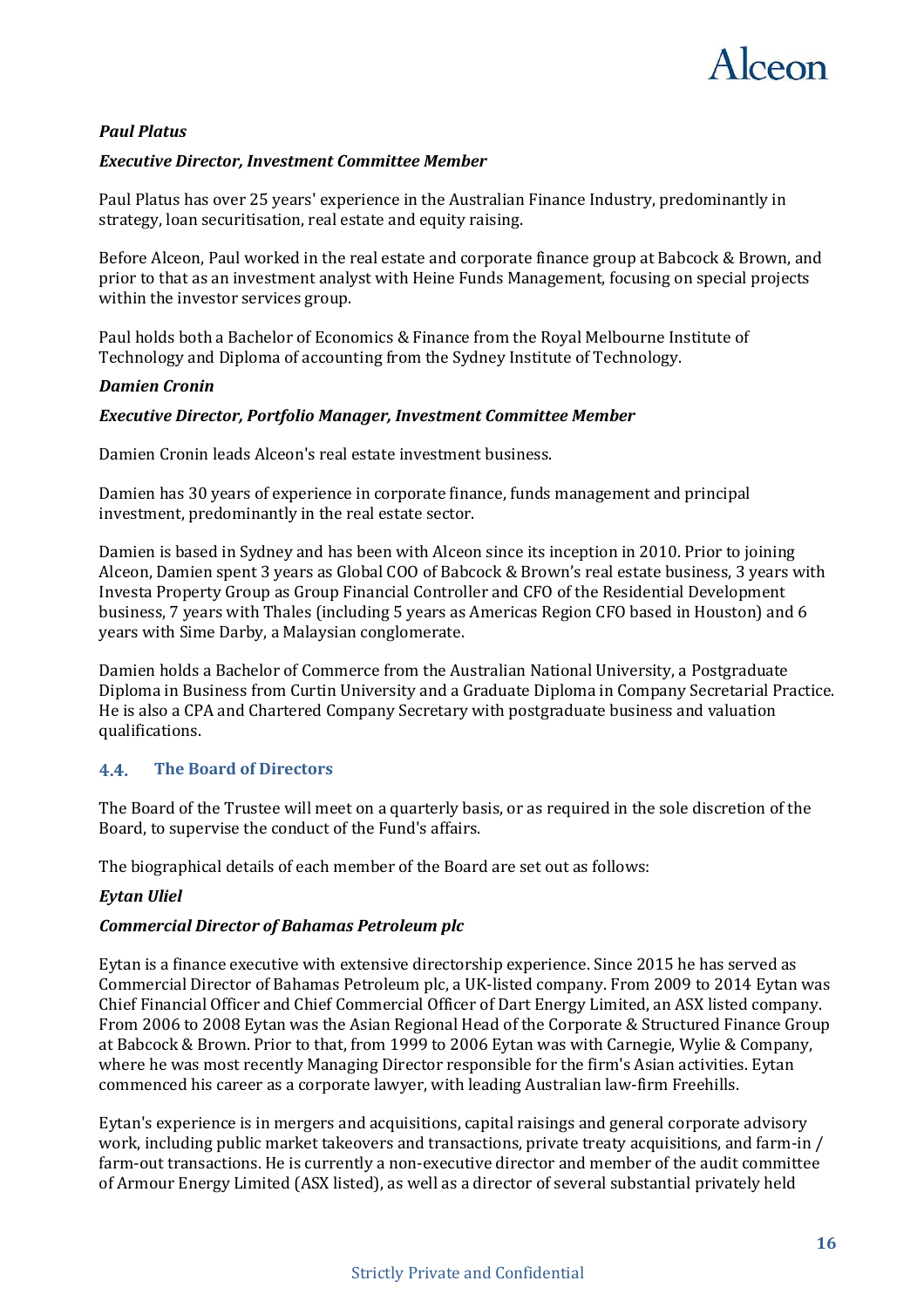***Paul Platus***

***Executive Director, Investment Committee Member***

Paul Platus has over 25 years' experience in the Australian Finance Industry, predominantly in strategy, loan securitisation, real estate and equity raising.

Before Alceon, Paul worked in the real estate and corporate finance group at Babcock & Brown, and prior to that as an investment analyst with Heine Funds Management, focusing on special projects within the investor services group.

Paul holds both a Bachelor of Economics & Finance from the Royal Melbourne Institute of Technology and Diploma of accounting from the Sydney Institute of Technology.

***Damien Cronin***

***Executive Director, Portfolio Manager, Investment Committee Member***

Damien Cronin leads Alceon's real estate investment business.

Damien has 30 years of experience in corporate finance, funds management and principal investment, predominantly in the real estate sector.

Damien is based in Sydney and has been with Alceon since its inception in 2010. Prior to joining Alceon, Damien spent 3 years as Global COO of Babcock & Brown's real estate business, 3 years with Investa Property Group as Group Financial Controller and CFO of the Residential Development business, 7 years with Thales (including 5 years as Americas Region CFO based in Houston) and 6 years with Sime Darby, a Malaysian conglomerate.

Damien holds a Bachelor of Commerce from the Australian National University, a Postgraduate Diploma in Business from Curtin University and a Graduate Diploma in Company Secretarial Practice. He is also a CPA and Chartered Company Secretary with postgraduate business and valuation qualifications.

### 4.4. The Board of Directors

The Board of the Trustee will meet on a quarterly basis, or as required in the sole discretion of the Board, to supervise the conduct of the Fund's affairs.

The biographical details of each member of the Board are set out as follows:

***Eytan Uliel***

***Commercial Director of Bahamas Petroleum plc***

Eytan is a finance executive with extensive directorship experience. Since 2015 he has served as Commercial Director of Bahamas Petroleum plc, a UK-listed company. From 2009 to 2014 Eytan was Chief Financial Officer and Chief Commercial Officer of Dart Energy Limited, an ASX listed company. From 2006 to 2008 Eytan was the Asian Regional Head of the Corporate & Structured Finance Group at Babcock & Brown. Prior to that, from 1999 to 2006 Eytan was with Carnegie, Wylie & Company, where he was most recently Managing Director responsible for the firm's Asian activities. Eytan commenced his career as a corporate lawyer, with leading Australian law-firm Freehills.

Eytan's experience is in mergers and acquisitions, capital raisings and general corporate advisory work, including public market takeovers and transactions, private treaty acquisitions, and farm-in / farm-out transactions. He is currently a non-executive director and member of the audit committee of Armour Energy Limited (ASX listed), as well as a director of several substantial privately held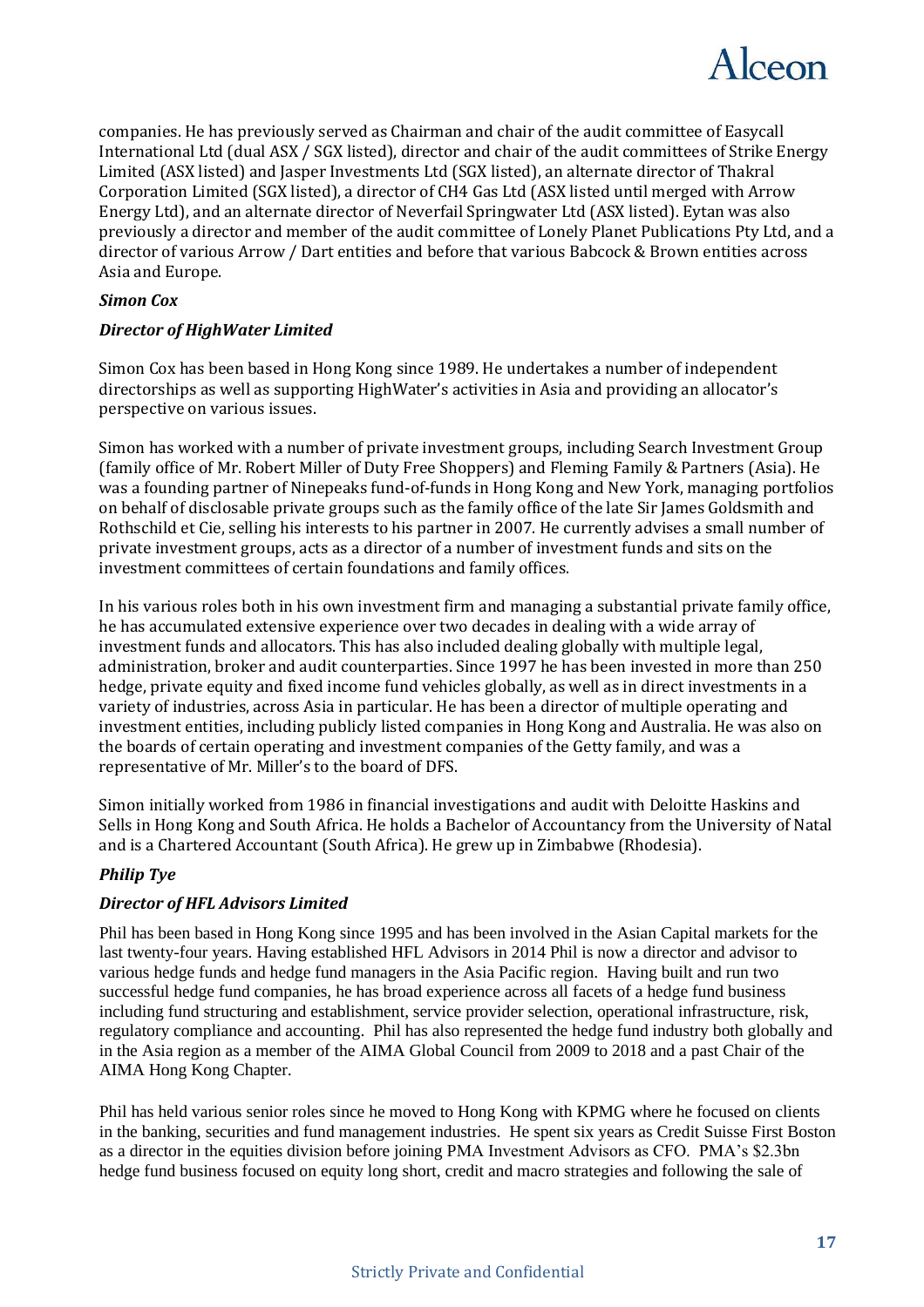companies. He has previously served as Chairman and chair of the audit committee of Easycall International Ltd (dual ASX / SGX listed), director and chair of the audit committees of Strike Energy Limited (ASX listed) and Jasper Investments Ltd (SGX listed), an alternate director of Thakral Corporation Limited (SGX listed), a director of CH4 Gas Ltd (ASX listed until merged with Arrow Energy Ltd), and an alternate director of Neverfail Springwater Ltd (ASX listed). Eytan was also previously a director and member of the audit committee of Lonely Planet Publications Pty Ltd, and a director of various Arrow / Dart entities and before that various Babcock & Brown entities across Asia and Europe.

***Simon Cox***

***Director of HighWater Limited***

Simon Cox has been based in Hong Kong since 1989. He undertakes a number of independent directorships as well as supporting HighWater's activities in Asia and providing an allocator's perspective on various issues.

Simon has worked with a number of private investment groups, including Search Investment Group (family office of Mr. Robert Miller of Duty Free Shoppers) and Fleming Family & Partners (Asia). He was a founding partner of Ninepeaks fund-of-funds in Hong Kong and New York, managing portfolios on behalf of disclosable private groups such as the family office of the late Sir James Goldsmith and Rothschild et Cie, selling his interests to his partner in 2007. He currently advises a small number of private investment groups, acts as a director of a number of investment funds and sits on the investment committees of certain foundations and family offices.

In his various roles both in his own investment firm and managing a substantial private family office, he has accumulated extensive experience over two decades in dealing with a wide array of investment funds and allocators. This has also included dealing globally with multiple legal, administration, broker and audit counterparties. Since 1997 he has been invested in more than 250 hedge, private equity and fixed income fund vehicles globally, as well as in direct investments in a variety of industries, across Asia in particular. He has been a director of multiple operating and investment entities, including publicly listed companies in Hong Kong and Australia. He was also on the boards of certain operating and investment companies of the Getty family, and was a representative of Mr. Miller's to the board of DFS.

Simon initially worked from 1986 in financial investigations and audit with Deloitte Haskins and Sells in Hong Kong and South Africa. He holds a Bachelor of Accountancy from the University of Natal and is a Chartered Accountant (South Africa). He grew up in Zimbabwe (Rhodesia).

***Philip Tye***

***Director of HFL Advisors Limited***

Phil has been based in Hong Kong since 1995 and has been involved in the Asian Capital markets for the last twenty-four years. Having established HFL Advisors in 2014 Phil is now a director and advisor to various hedge funds and hedge fund managers in the Asia Pacific region. Having built and run two successful hedge fund companies, he has broad experience across all facets of a hedge fund business including fund structuring and establishment, service provider selection, operational infrastructure, risk, regulatory compliance and accounting. Phil has also represented the hedge fund industry both globally and in the Asia region as a member of the AIMA Global Council from 2009 to 2018 and a past Chair of the AIMA Hong Kong Chapter.

Phil has held various senior roles since he moved to Hong Kong with KPMG where he focused on clients in the banking, securities and fund management industries. He spent six years as Credit Suisse First Boston as a director in the equities division before joining PMA Investment Advisors as CFO. PMA's $2.3bn hedge fund business focused on equity long short, credit and macro strategies and following the sale of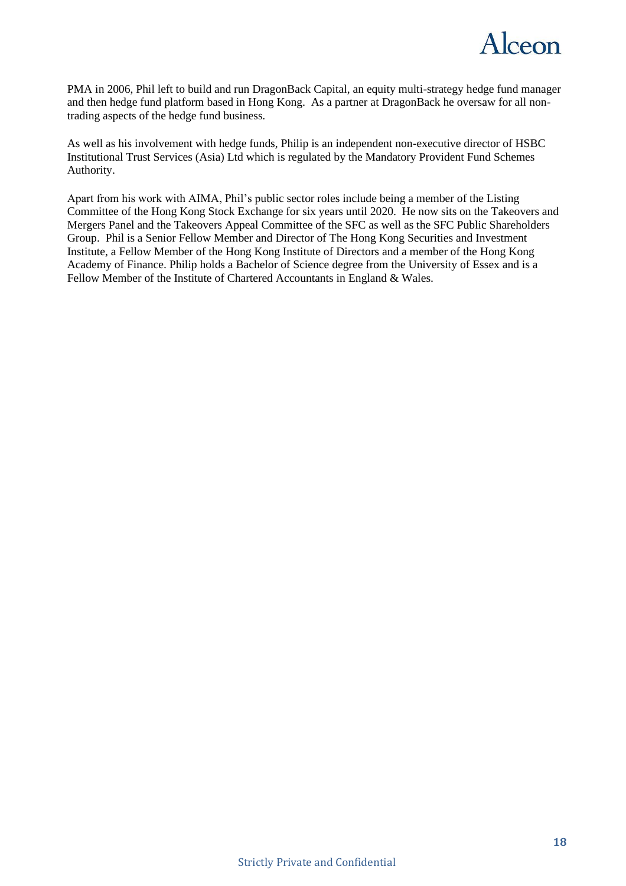PMA in 2006, Phil left to build and run DragonBack Capital, an equity multi-strategy hedge fund manager and then hedge fund platform based in Hong Kong. As a partner at DragonBack he oversaw for all non-trading aspects of the hedge fund business.

As well as his involvement with hedge funds, Philip is an independent non-executive director of HSBC Institutional Trust Services (Asia) Ltd which is regulated by the Mandatory Provident Fund Schemes Authority.

Apart from his work with AIMA, Phil's public sector roles include being a member of the Listing Committee of the Hong Kong Stock Exchange for six years until 2020. He now sits on the Takeovers and Mergers Panel and the Takeovers Appeal Committee of the SFC as well as the SFC Public Shareholders Group. Phil is a Senior Fellow Member and Director of The Hong Kong Securities and Investment Institute, a Fellow Member of the Hong Kong Institute of Directors and a member of the Hong Kong Academy of Finance. Philip holds a Bachelor of Science degree from the University of Essex and is a Fellow Member of the Institute of Chartered Accountants in England & Wales.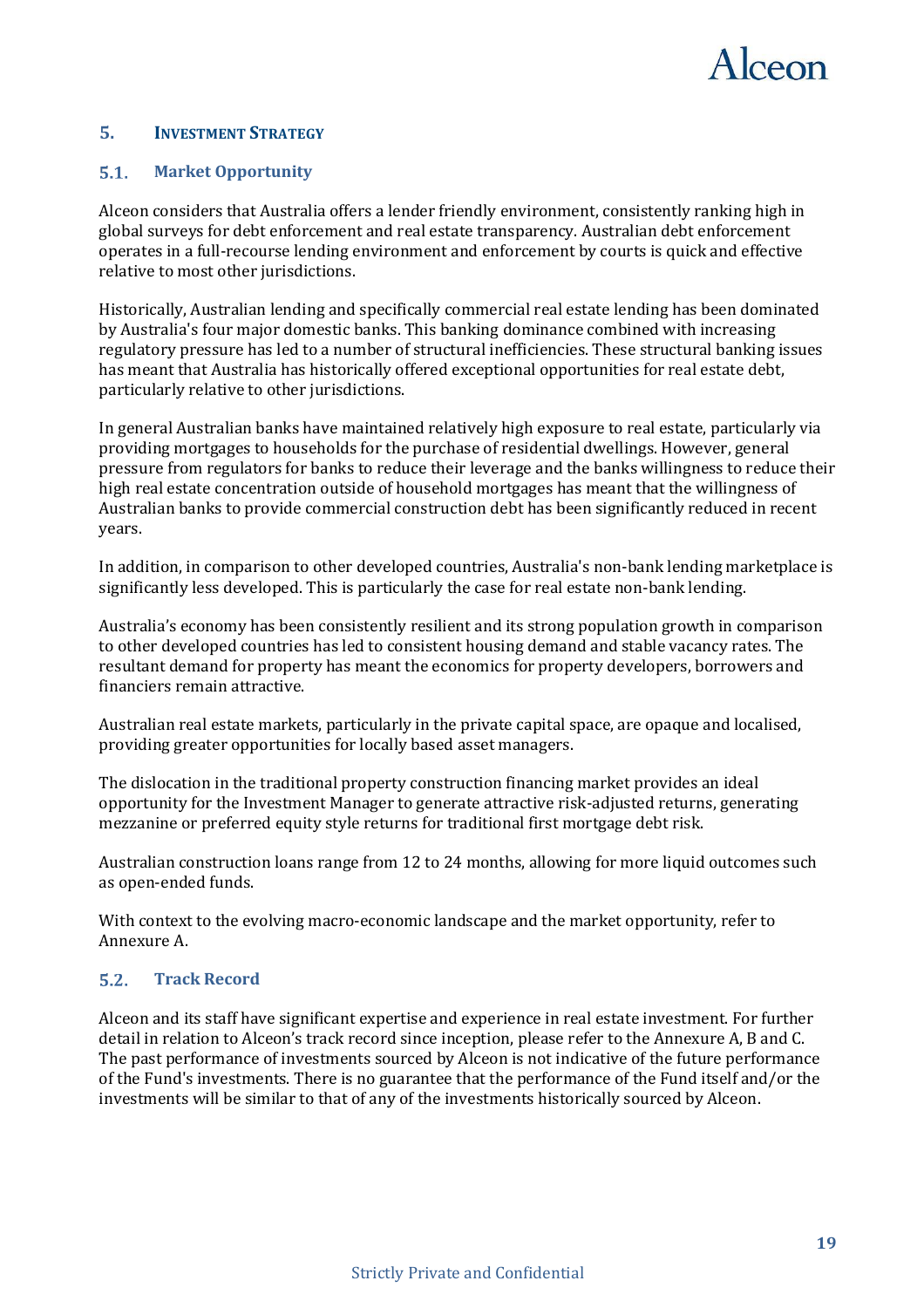## 5. INVESTMENT STRATEGY

### 5.1. Market Opportunity

Alceon considers that Australia offers a lender friendly environment, consistently ranking high in global surveys for debt enforcement and real estate transparency. Australian debt enforcement operates in a full-recourse lending environment and enforcement by courts is quick and effective relative to most other jurisdictions.

Historically, Australian lending and specifically commercial real estate lending has been dominated by Australia's four major domestic banks. This banking dominance combined with increasing regulatory pressure has led to a number of structural inefficiencies. These structural banking issues has meant that Australia has historically offered exceptional opportunities for real estate debt, particularly relative to other jurisdictions.

In general Australian banks have maintained relatively high exposure to real estate, particularly via providing mortgages to households for the purchase of residential dwellings. However, general pressure from regulators for banks to reduce their leverage and the banks willingness to reduce their high real estate concentration outside of household mortgages has meant that the willingness of Australian banks to provide commercial construction debt has been significantly reduced in recent years.

In addition, in comparison to other developed countries, Australia's non-bank lending marketplace is significantly less developed. This is particularly the case for real estate non-bank lending.

Australia's economy has been consistently resilient and its strong population growth in comparison to other developed countries has led to consistent housing demand and stable vacancy rates. The resultant demand for property has meant the economics for property developers, borrowers and financiers remain attractive.

Australian real estate markets, particularly in the private capital space, are opaque and localised, providing greater opportunities for locally based asset managers.

The dislocation in the traditional property construction financing market provides an ideal opportunity for the Investment Manager to generate attractive risk-adjusted returns, generating mezzanine or preferred equity style returns for traditional first mortgage debt risk.

Australian construction loans range from 12 to 24 months, allowing for more liquid outcomes such as open-ended funds.

With context to the evolving macro-economic landscape and the market opportunity, refer to Annexure A.

### 5.2. Track Record

Alceon and its staff have significant expertise and experience in real estate investment. For further detail in relation to Alceon's track record since inception, please refer to the Annexure A, B and C. The past performance of investments sourced by Alceon is not indicative of the future performance of the Fund's investments. There is no guarantee that the performance of the Fund itself and/or the investments will be similar to that of any of the investments historically sourced by Alceon.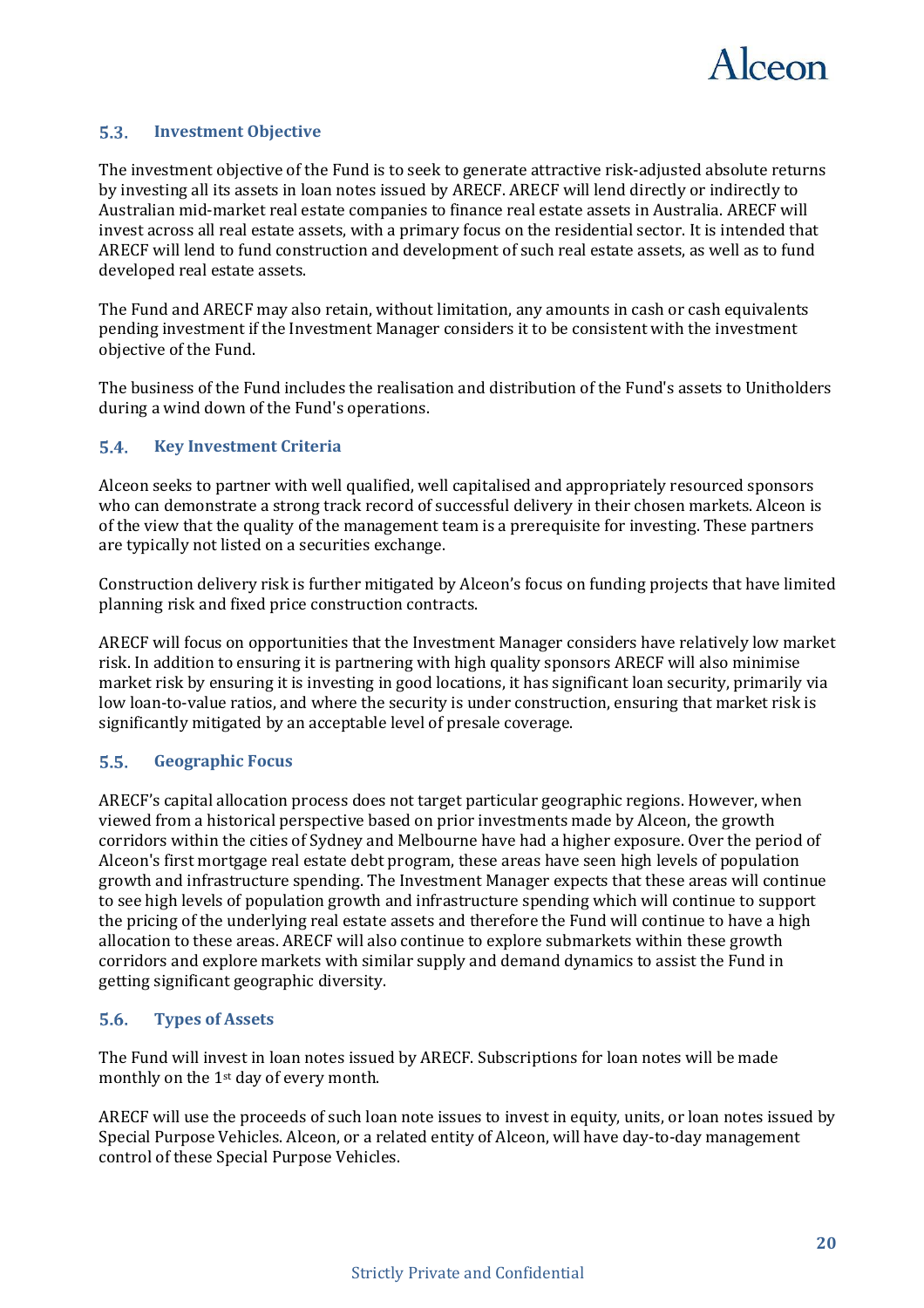## 5.3. Investment Objective

The investment objective of the Fund is to seek to generate attractive risk-adjusted absolute returns by investing all its assets in loan notes issued by ARECF. ARECF will lend directly or indirectly to Australian mid-market real estate companies to finance real estate assets in Australia. ARECF will invest across all real estate assets, with a primary focus on the residential sector. It is intended that ARECF will lend to fund construction and development of such real estate assets, as well as to fund developed real estate assets.

The Fund and ARECF may also retain, without limitation, any amounts in cash or cash equivalents pending investment if the Investment Manager considers it to be consistent with the investment objective of the Fund.

The business of the Fund includes the realisation and distribution of the Fund's assets to Unitholders during a wind down of the Fund's operations.

## 5.4. Key Investment Criteria

Alceon seeks to partner with well qualified, well capitalised and appropriately resourced sponsors who can demonstrate a strong track record of successful delivery in their chosen markets. Alceon is of the view that the quality of the management team is a prerequisite for investing. These partners are typically not listed on a securities exchange.

Construction delivery risk is further mitigated by Alceon's focus on funding projects that have limited planning risk and fixed price construction contracts.

ARECF will focus on opportunities that the Investment Manager considers have relatively low market risk. In addition to ensuring it is partnering with high quality sponsors ARECF will also minimise market risk by ensuring it is investing in good locations, it has significant loan security, primarily via low loan-to-value ratios, and where the security is under construction, ensuring that market risk is significantly mitigated by an acceptable level of presale coverage.

## 5.5. Geographic Focus

ARECF's capital allocation process does not target particular geographic regions. However, when viewed from a historical perspective based on prior investments made by Alceon, the growth corridors within the cities of Sydney and Melbourne have had a higher exposure. Over the period of Alceon's first mortgage real estate debt program, these areas have seen high levels of population growth and infrastructure spending. The Investment Manager expects that these areas will continue to see high levels of population growth and infrastructure spending which will continue to support the pricing of the underlying real estate assets and therefore the Fund will continue to have a high allocation to these areas. ARECF will also continue to explore submarkets within these growth corridors and explore markets with similar supply and demand dynamics to assist the Fund in getting significant geographic diversity.

## 5.6. Types of Assets

The Fund will invest in loan notes issued by ARECF. Subscriptions for loan notes will be made monthly on the 1st day of every month.

ARECF will use the proceeds of such loan note issues to invest in equity, units, or loan notes issued by Special Purpose Vehicles. Alceon, or a related entity of Alceon, will have day-to-day management control of these Special Purpose Vehicles.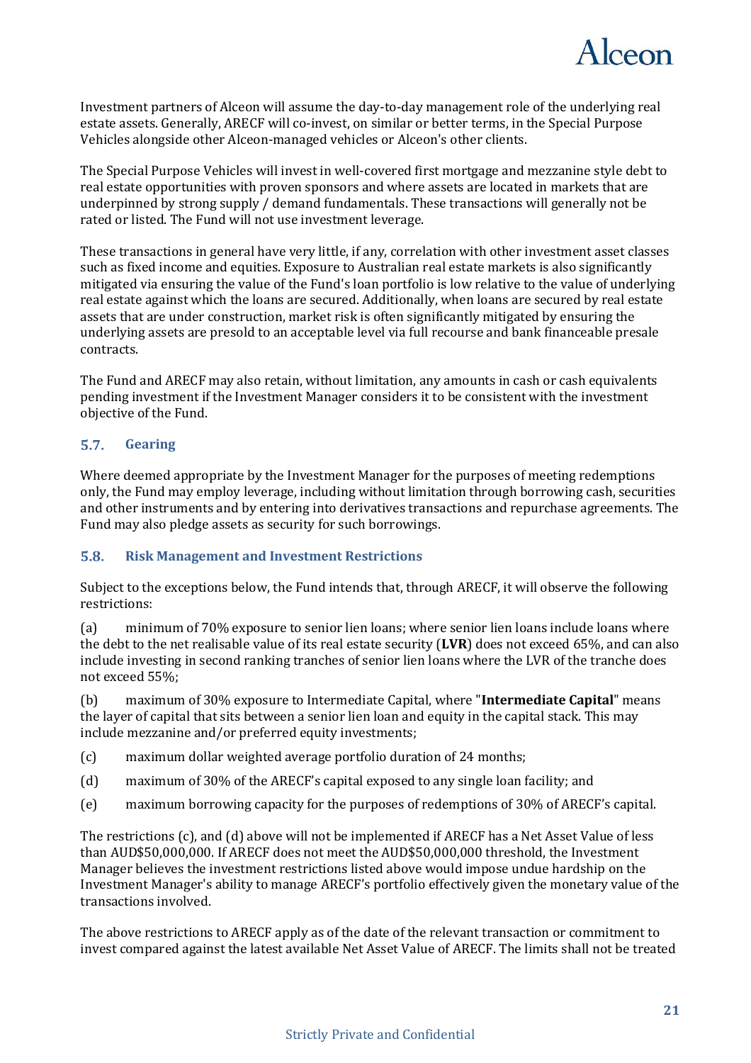Investment partners of Alceon will assume the day-to-day management role of the underlying real estate assets. Generally, ARECF will co-invest, on similar or better terms, in the Special Purpose Vehicles alongside other Alceon-managed vehicles or Alceon's other clients.

The Special Purpose Vehicles will invest in well-covered first mortgage and mezzanine style debt to real estate opportunities with proven sponsors and where assets are located in markets that are underpinned by strong supply / demand fundamentals. These transactions will generally not be rated or listed. The Fund will not use investment leverage.

These transactions in general have very little, if any, correlation with other investment asset classes such as fixed income and equities. Exposure to Australian real estate markets is also significantly mitigated via ensuring the value of the Fund's loan portfolio is low relative to the value of underlying real estate against which the loans are secured. Additionally, when loans are secured by real estate assets that are under construction, market risk is often significantly mitigated by ensuring the underlying assets are presold to an acceptable level via full recourse and bank financeable presale contracts.

The Fund and ARECF may also retain, without limitation, any amounts in cash or cash equivalents pending investment if the Investment Manager considers it to be consistent with the investment objective of the Fund.

### 5.7. Gearing

Where deemed appropriate by the Investment Manager for the purposes of meeting redemptions only, the Fund may employ leverage, including without limitation through borrowing cash, securities and other instruments and by entering into derivatives transactions and repurchase agreements. The Fund may also pledge assets as security for such borrowings.

### 5.8. Risk Management and Investment Restrictions

Subject to the exceptions below, the Fund intends that, through ARECF, it will observe the following restrictions:

(a) minimum of 70% exposure to senior lien loans; where senior lien loans include loans where the debt to the net realisable value of its real estate security (**LVR**) does not exceed 65%, and can also include investing in second ranking tranches of senior lien loans where the LVR of the tranche does not exceed 55%;

(b) maximum of 30% exposure to Intermediate Capital, where "**Intermediate Capital**" means the layer of capital that sits between a senior lien loan and equity in the capital stack. This may include mezzanine and/or preferred equity investments;

(c) maximum dollar weighted average portfolio duration of 24 months;

(d) maximum of 30% of the ARECF's capital exposed to any single loan facility; and

(e) maximum borrowing capacity for the purposes of redemptions of 30% of ARECF's capital.

The restrictions (c), and (d) above will not be implemented if ARECF has a Net Asset Value of less than AUD$50,000,000. If ARECF does not meet the AUD$50,000,000 threshold, the Investment Manager believes the investment restrictions listed above would impose undue hardship on the Investment Manager's ability to manage ARECF's portfolio effectively given the monetary value of the transactions involved.

The above restrictions to ARECF apply as of the date of the relevant transaction or commitment to invest compared against the latest available Net Asset Value of ARECF. The limits shall not be treated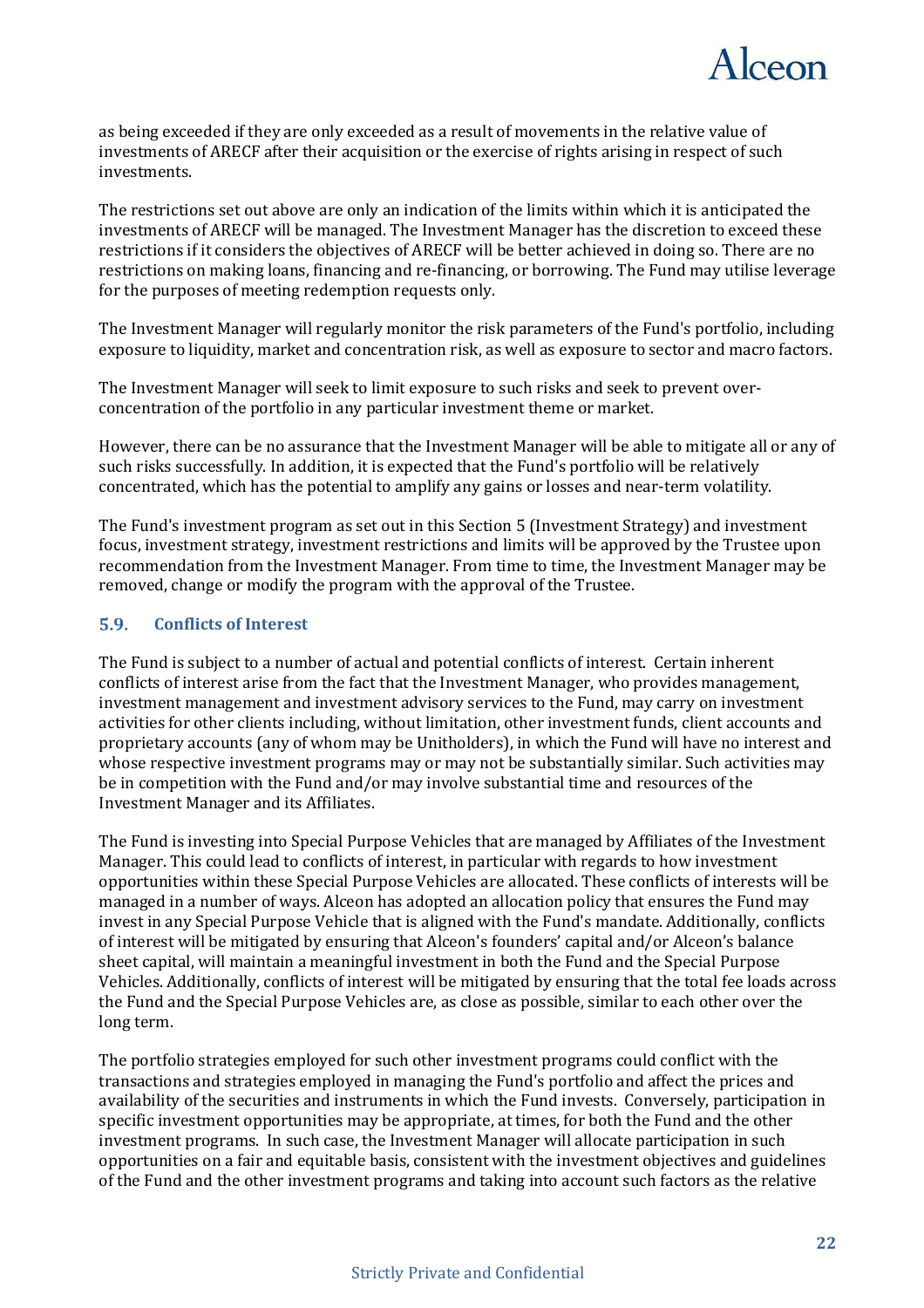as being exceeded if they are only exceeded as a result of movements in the relative value of investments of ARECF after their acquisition or the exercise of rights arising in respect of such investments.

The restrictions set out above are only an indication of the limits within which it is anticipated the investments of ARECF will be managed. The Investment Manager has the discretion to exceed these restrictions if it considers the objectives of ARECF will be better achieved in doing so. There are no restrictions on making loans, financing and re-financing, or borrowing. The Fund may utilise leverage for the purposes of meeting redemption requests only.

The Investment Manager will regularly monitor the risk parameters of the Fund's portfolio, including exposure to liquidity, market and concentration risk, as well as exposure to sector and macro factors.

The Investment Manager will seek to limit exposure to such risks and seek to prevent over-concentration of the portfolio in any particular investment theme or market.

However, there can be no assurance that the Investment Manager will be able to mitigate all or any of such risks successfully. In addition, it is expected that the Fund's portfolio will be relatively concentrated, which has the potential to amplify any gains or losses and near-term volatility.

The Fund's investment program as set out in this Section 5 (Investment Strategy) and investment focus, investment strategy, investment restrictions and limits will be approved by the Trustee upon recommendation from the Investment Manager. From time to time, the Investment Manager may be removed, change or modify the program with the approval of the Trustee.

### 5.9. Conflicts of Interest

The Fund is subject to a number of actual and potential conflicts of interest. Certain inherent conflicts of interest arise from the fact that the Investment Manager, who provides management, investment management and investment advisory services to the Fund, may carry on investment activities for other clients including, without limitation, other investment funds, client accounts and proprietary accounts (any of whom may be Unitholders), in which the Fund will have no interest and whose respective investment programs may or may not be substantially similar. Such activities may be in competition with the Fund and/or may involve substantial time and resources of the Investment Manager and its Affiliates.

The Fund is investing into Special Purpose Vehicles that are managed by Affiliates of the Investment Manager. This could lead to conflicts of interest, in particular with regards to how investment opportunities within these Special Purpose Vehicles are allocated. These conflicts of interests will be managed in a number of ways. Alceon has adopted an allocation policy that ensures the Fund may invest in any Special Purpose Vehicle that is aligned with the Fund's mandate. Additionally, conflicts of interest will be mitigated by ensuring that Alceon's founders' capital and/or Alceon's balance sheet capital, will maintain a meaningful investment in both the Fund and the Special Purpose Vehicles. Additionally, conflicts of interest will be mitigated by ensuring that the total fee loads across the Fund and the Special Purpose Vehicles are, as close as possible, similar to each other over the long term.

The portfolio strategies employed for such other investment programs could conflict with the transactions and strategies employed in managing the Fund's portfolio and affect the prices and availability of the securities and instruments in which the Fund invests. Conversely, participation in specific investment opportunities may be appropriate, at times, for both the Fund and the other investment programs. In such case, the Investment Manager will allocate participation in such opportunities on a fair and equitable basis, consistent with the investment objectives and guidelines of the Fund and the other investment programs and taking into account such factors as the relative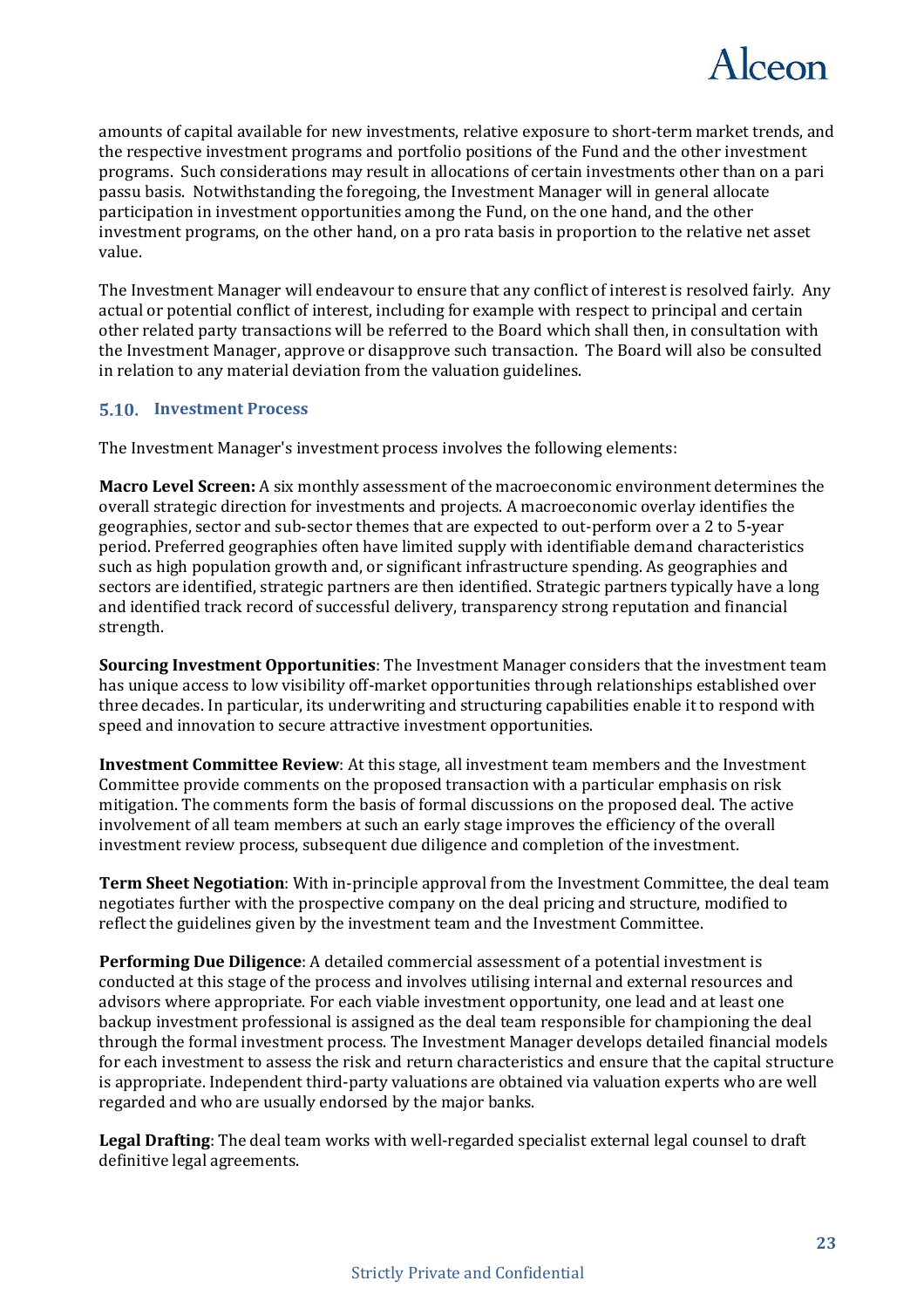amounts of capital available for new investments, relative exposure to short-term market trends, and the respective investment programs and portfolio positions of the Fund and the other investment programs. Such considerations may result in allocations of certain investments other than on a pari passu basis. Notwithstanding the foregoing, the Investment Manager will in general allocate participation in investment opportunities among the Fund, on the one hand, and the other investment programs, on the other hand, on a pro rata basis in proportion to the relative net asset value.

The Investment Manager will endeavour to ensure that any conflict of interest is resolved fairly. Any actual or potential conflict of interest, including for example with respect to principal and certain other related party transactions will be referred to the Board which shall then, in consultation with the Investment Manager, approve or disapprove such transaction. The Board will also be consulted in relation to any material deviation from the valuation guidelines.

### 5.10. Investment Process

The Investment Manager's investment process involves the following elements:

**Macro Level Screen:** A six monthly assessment of the macroeconomic environment determines the overall strategic direction for investments and projects. A macroeconomic overlay identifies the geographies, sector and sub-sector themes that are expected to out-perform over a 2 to 5-year period. Preferred geographies often have limited supply with identifiable demand characteristics such as high population growth and, or significant infrastructure spending. As geographies and sectors are identified, strategic partners are then identified. Strategic partners typically have a long and identified track record of successful delivery, transparency strong reputation and financial strength.

**Sourcing Investment Opportunities**: The Investment Manager considers that the investment team has unique access to low visibility off-market opportunities through relationships established over three decades. In particular, its underwriting and structuring capabilities enable it to respond with speed and innovation to secure attractive investment opportunities.

**Investment Committee Review**: At this stage, all investment team members and the Investment Committee provide comments on the proposed transaction with a particular emphasis on risk mitigation. The comments form the basis of formal discussions on the proposed deal. The active involvement of all team members at such an early stage improves the efficiency of the overall investment review process, subsequent due diligence and completion of the investment.

**Term Sheet Negotiation**: With in-principle approval from the Investment Committee, the deal team negotiates further with the prospective company on the deal pricing and structure, modified to reflect the guidelines given by the investment team and the Investment Committee.

**Performing Due Diligence**: A detailed commercial assessment of a potential investment is conducted at this stage of the process and involves utilising internal and external resources and advisors where appropriate. For each viable investment opportunity, one lead and at least one backup investment professional is assigned as the deal team responsible for championing the deal through the formal investment process. The Investment Manager develops detailed financial models for each investment to assess the risk and return characteristics and ensure that the capital structure is appropriate. Independent third-party valuations are obtained via valuation experts who are well regarded and who are usually endorsed by the major banks.

**Legal Drafting**: The deal team works with well-regarded specialist external legal counsel to draft definitive legal agreements.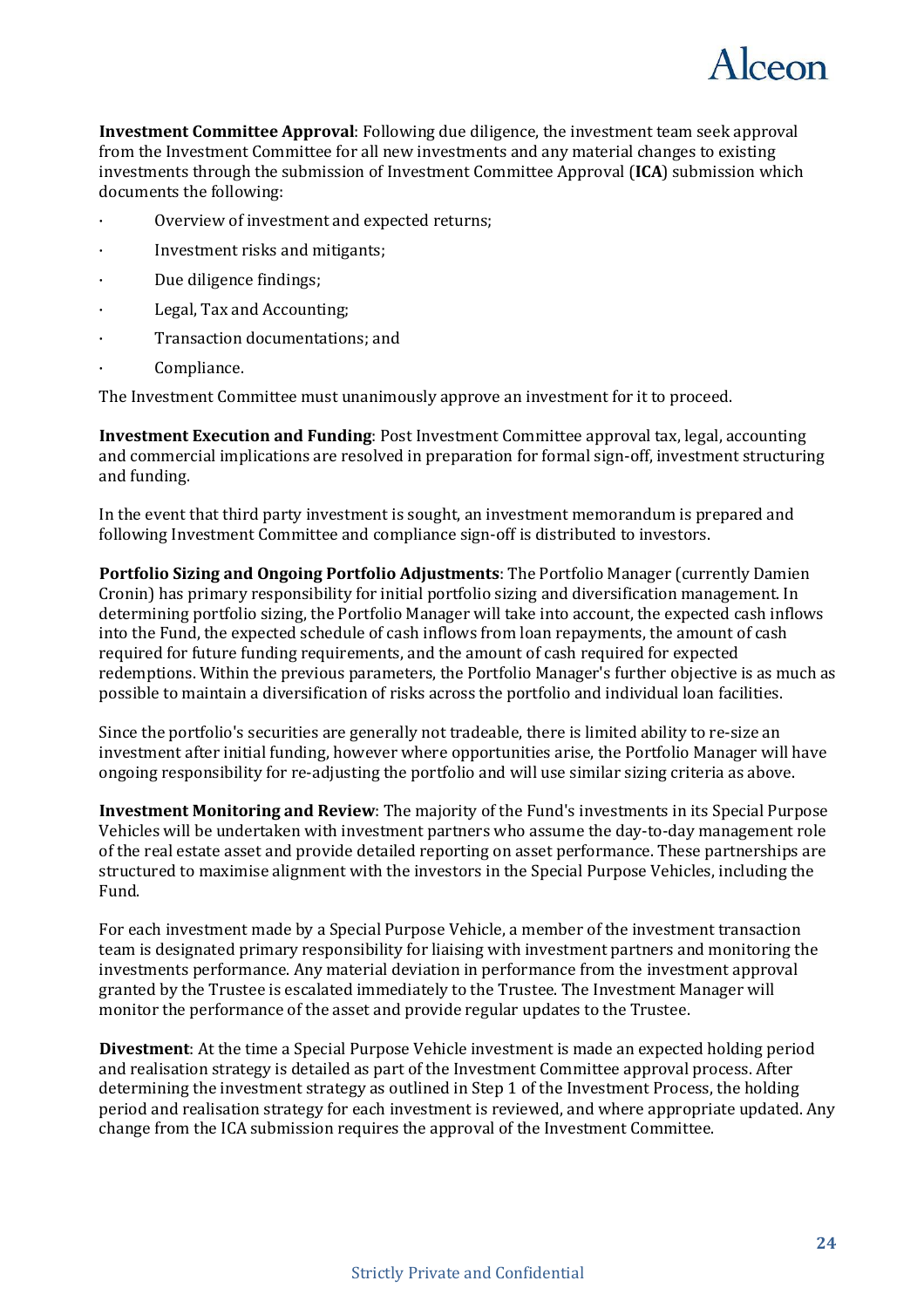**Investment Committee Approval**: Following due diligence, the investment team seek approval from the Investment Committee for all new investments and any material changes to existing investments through the submission of Investment Committee Approval (**ICA**) submission which documents the following:

- Overview of investment and expected returns;
- Investment risks and mitigants;
- Due diligence findings;
- Legal, Tax and Accounting;
- Transaction documentations; and
- Compliance.

The Investment Committee must unanimously approve an investment for it to proceed.

**Investment Execution and Funding**: Post Investment Committee approval tax, legal, accounting and commercial implications are resolved in preparation for formal sign-off, investment structuring and funding.

In the event that third party investment is sought, an investment memorandum is prepared and following Investment Committee and compliance sign-off is distributed to investors.

**Portfolio Sizing and Ongoing Portfolio Adjustments**: The Portfolio Manager (currently Damien Cronin) has primary responsibility for initial portfolio sizing and diversification management. In determining portfolio sizing, the Portfolio Manager will take into account, the expected cash inflows into the Fund, the expected schedule of cash inflows from loan repayments, the amount of cash required for future funding requirements, and the amount of cash required for expected redemptions. Within the previous parameters, the Portfolio Manager's further objective is as much as possible to maintain a diversification of risks across the portfolio and individual loan facilities.

Since the portfolio's securities are generally not tradeable, there is limited ability to re-size an investment after initial funding, however where opportunities arise, the Portfolio Manager will have ongoing responsibility for re-adjusting the portfolio and will use similar sizing criteria as above.

**Investment Monitoring and Review**: The majority of the Fund's investments in its Special Purpose Vehicles will be undertaken with investment partners who assume the day-to-day management role of the real estate asset and provide detailed reporting on asset performance. These partnerships are structured to maximise alignment with the investors in the Special Purpose Vehicles, including the Fund.

For each investment made by a Special Purpose Vehicle, a member of the investment transaction team is designated primary responsibility for liaising with investment partners and monitoring the investments performance. Any material deviation in performance from the investment approval granted by the Trustee is escalated immediately to the Trustee. The Investment Manager will monitor the performance of the asset and provide regular updates to the Trustee.

**Divestment**: At the time a Special Purpose Vehicle investment is made an expected holding period and realisation strategy is detailed as part of the Investment Committee approval process. After determining the investment strategy as outlined in Step 1 of the Investment Process, the holding period and realisation strategy for each investment is reviewed, and where appropriate updated. Any change from the ICA submission requires the approval of the Investment Committee.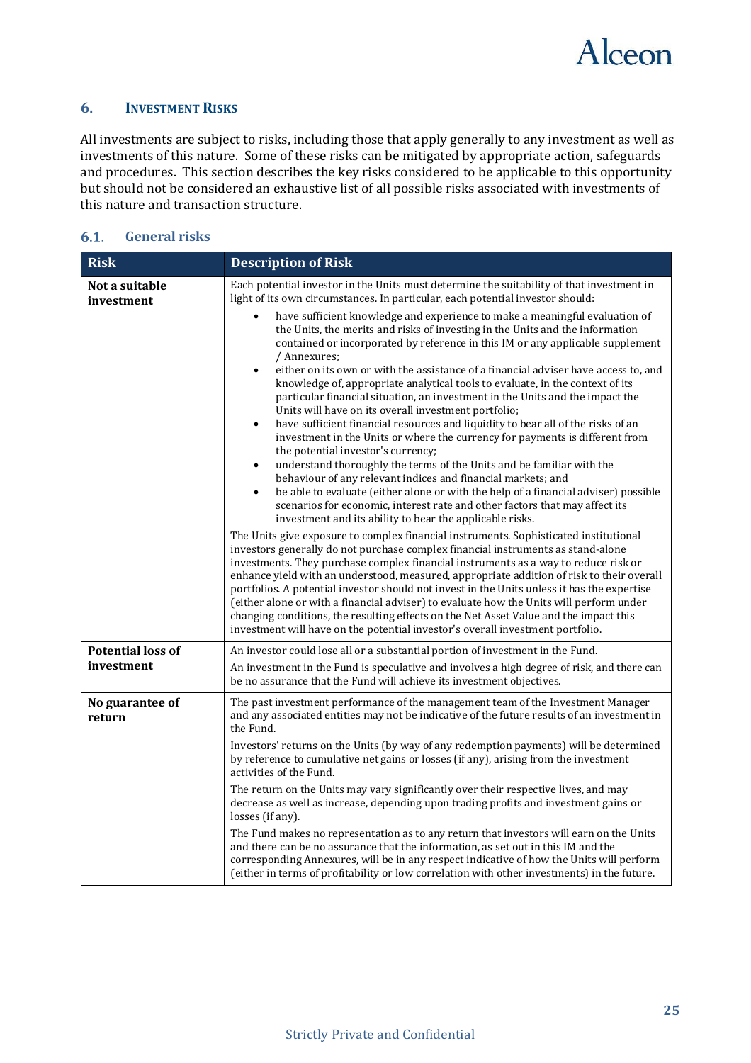## 6. Investment Risks

All investments are subject to risks, including those that apply generally to any investment as well as investments of this nature. Some of these risks can be mitigated by appropriate action, safeguards and procedures. This section describes the key risks considered to be applicable to this opportunity but should not be considered an exhaustive list of all possible risks associated with investments of this nature and transaction structure.

### 6.1. General risks

| Risk | Description of Risk |
|---|---|
| **Not a suitable investment** | Each potential investor in the Units must determine the suitability of that investment in light of its own circumstances. In particular, each potential investor should:<br>• have sufficient knowledge and experience to make a meaningful evaluation of the Units, the merits and risks of investing in the Units and the information contained or incorporated by reference in this IM or any applicable supplement / Annexures;<br>• either on its own or with the assistance of a financial adviser have access to, and knowledge of, appropriate analytical tools to evaluate, in the context of its particular financial situation, an investment in the Units and the impact the Units will have on its overall investment portfolio;<br>• have sufficient financial resources and liquidity to bear all of the risks of an investment in the Units or where the currency for payments is different from the potential investor's currency;<br>• understand thoroughly the terms of the Units and be familiar with the behaviour of any relevant indices and financial markets; and<br>• be able to evaluate (either alone or with the help of a financial adviser) possible scenarios for economic, interest rate and other factors that may affect its investment and its ability to bear the applicable risks.<br>The Units give exposure to complex financial instruments. Sophisticated institutional investors generally do not purchase complex financial instruments as stand-alone investments. They purchase complex financial instruments as a way to reduce risk or enhance yield with an understood, measured, appropriate addition of risk to their overall portfolios. A potential investor should not invest in the Units unless it has the expertise (either alone or with a financial adviser) to evaluate how the Units will perform under changing conditions, the resulting effects on the Net Asset Value and the impact this investment will have on the potential investor's overall investment portfolio. |
| **Potential loss of investment** | An investor could lose all or a substantial portion of investment in the Fund.<br>An investment in the Fund is speculative and involves a high degree of risk, and there can be no assurance that the Fund will achieve its investment objectives. |
| **No guarantee of return** | The past investment performance of the management team of the Investment Manager and any associated entities may not be indicative of the future results of an investment in the Fund.<br>Investors' returns on the Units (by way of any redemption payments) will be determined by reference to cumulative net gains or losses (if any), arising from the investment activities of the Fund.<br>The return on the Units may vary significantly over their respective lives, and may decrease as well as increase, depending upon trading profits and investment gains or losses (if any).<br>The Fund makes no representation as to any return that investors will earn on the Units and there can be no assurance that the information, as set out in this IM and the corresponding Annexures, will be in any respect indicative of how the Units will perform (either in terms of profitability or low correlation with other investments) in the future. |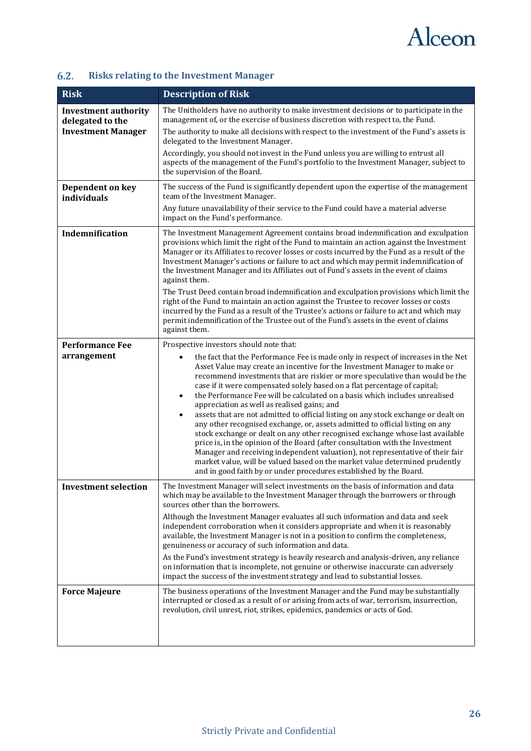## 6.2. Risks relating to the Investment Manager

| Risk | Description of Risk |
|---|---|
| **Investment authority delegated to the Investment Manager** | The Unitholders have no authority to make investment decisions or to participate in the management of, or the exercise of business discretion with respect to, the Fund.<br>The authority to make all decisions with respect to the investment of the Fund's assets is delegated to the Investment Manager.<br>Accordingly, you should not invest in the Fund unless you are willing to entrust all aspects of the management of the Fund's portfolio to the Investment Manager, subject to the supervision of the Board. |
| **Dependent on key individuals** | The success of the Fund is significantly dependent upon the expertise of the management team of the Investment Manager.<br>Any future unavailability of their service to the Fund could have a material adverse impact on the Fund's performance. |
| **Indemnification** | The Investment Management Agreement contains broad indemnification and exculpation provisions which limit the right of the Fund to maintain an action against the Investment Manager or its Affiliates to recover losses or costs incurred by the Fund as a result of the Investment Manager's actions or failure to act and which may permit indemnification of the Investment Manager and its Affiliates out of Fund's assets in the event of claims against them.<br>The Trust Deed contain broad indemnification and exculpation provisions which limit the right of the Fund to maintain an action against the Trustee to recover losses or costs incurred by the Fund as a result of the Trustee's actions or failure to act and which may permit indemnification of the Trustee out of the Fund's assets in the event of claims against them. |
| **Performance Fee arrangement** | Prospective investors should note that:<br>• the fact that the Performance Fee is made only in respect of increases in the Net Asset Value may create an incentive for the Investment Manager to make or recommend investments that are riskier or more speculative than would be the case if it were compensated solely based on a flat percentage of capital;<br>• the Performance Fee will be calculated on a basis which includes unrealised appreciation as well as realised gains; and<br>• assets that are not admitted to official listing on any stock exchange or dealt on any other recognised exchange, or, assets admitted to official listing on any stock exchange or dealt on any other recognised exchange whose last available price is, in the opinion of the Board (after consultation with the Investment Manager and receiving independent valuation), not representative of their fair market value, will be valued based on the market value determined prudently and in good faith by or under procedures established by the Board. |
| **Investment selection** | The Investment Manager will select investments on the basis of information and data which may be available to the Investment Manager through the borrowers or through sources other than the borrowers.<br>Although the Investment Manager evaluates all such information and data and seek independent corroboration when it considers appropriate and when it is reasonably available, the Investment Manager is not in a position to confirm the completeness, genuineness or accuracy of such information and data.<br>As the Fund's investment strategy is heavily research and analysis-driven, any reliance on information that is incomplete, not genuine or otherwise inaccurate can adversely impact the success of the investment strategy and lead to substantial losses. |
| **Force Majeure** | The business operations of the Investment Manager and the Fund may be substantially interrupted or closed as a result of or arising from acts of war, terrorism, insurrection, revolution, civil unrest, riot, strikes, epidemics, pandemics or acts of God. |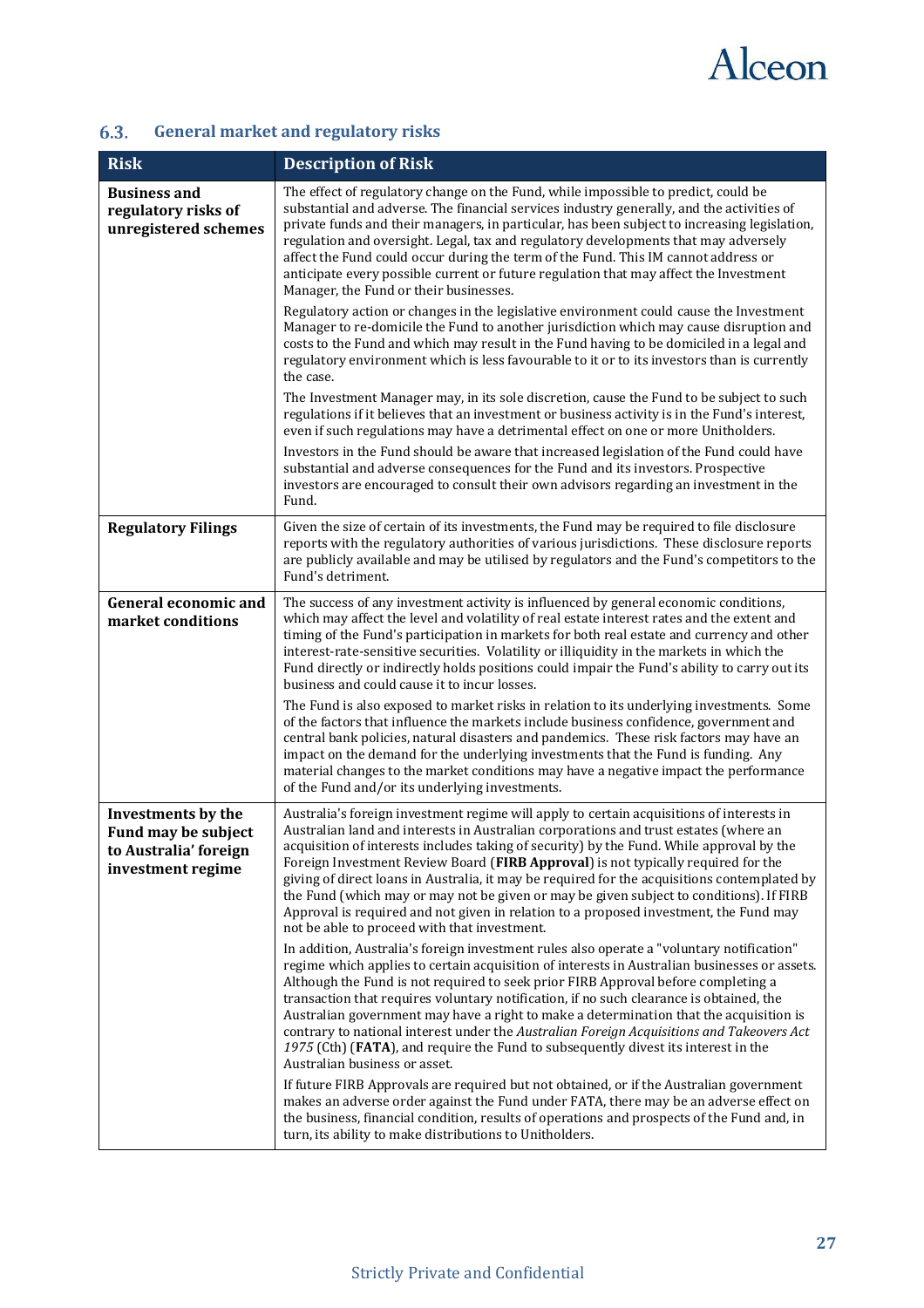## 6.3. General market and regulatory risks

| Risk | Description of Risk |
|---|---|
| **Business and regulatory risks of unregistered schemes** | The effect of regulatory change on the Fund, while impossible to predict, could be substantial and adverse. The financial services industry generally, and the activities of private funds and their managers, in particular, has been subject to increasing legislation, regulation and oversight. Legal, tax and regulatory developments that may adversely affect the Fund could occur during the term of the Fund. This IM cannot address or anticipate every possible current or future regulation that may affect the Investment Manager, the Fund or their businesses.<br><br>Regulatory action or changes in the legislative environment could cause the Investment Manager to re-domicile the Fund to another jurisdiction which may cause disruption and costs to the Fund and which may result in the Fund having to be domiciled in a legal and regulatory environment which is less favourable to it or to its investors than is currently the case.<br><br>The Investment Manager may, in its sole discretion, cause the Fund to be subject to such regulations if it believes that an investment or business activity is in the Fund's interest, even if such regulations may have a detrimental effect on one or more Unitholders.<br><br>Investors in the Fund should be aware that increased legislation of the Fund could have substantial and adverse consequences for the Fund and its investors. Prospective investors are encouraged to consult their own advisors regarding an investment in the Fund. |
| **Regulatory Filings** | Given the size of certain of its investments, the Fund may be required to file disclosure reports with the regulatory authorities of various jurisdictions. These disclosure reports are publicly available and may be utilised by regulators and the Fund's competitors to the Fund's detriment. |
| **General economic and market conditions** | The success of any investment activity is influenced by general economic conditions, which may affect the level and volatility of real estate interest rates and the extent and timing of the Fund's participation in markets for both real estate and currency and other interest-rate-sensitive securities. Volatility or illiquidity in the markets in which the Fund directly or indirectly holds positions could impair the Fund's ability to carry out its business and could cause it to incur losses.<br><br>The Fund is also exposed to market risks in relation to its underlying investments. Some of the factors that influence the markets include business confidence, government and central bank policies, natural disasters and pandemics. These risk factors may have an impact on the demand for the underlying investments that the Fund is funding. Any material changes to the market conditions may have a negative impact the performance of the Fund and/or its underlying investments. |
| **Investments by the Fund may be subject to Australia' foreign investment regime** | Australia's foreign investment regime will apply to certain acquisitions of interests in Australian land and interests in Australian corporations and trust estates (where an acquisition of interests includes taking of security) by the Fund. While approval by the Foreign Investment Review Board (**FIRB Approval**) is not typically required for the giving of direct loans in Australia, it may be required for the acquisitions contemplated by the Fund (which may or may not be given or may be given subject to conditions). If FIRB Approval is required and not given in relation to a proposed investment, the Fund may not be able to proceed with that investment.<br><br>In addition, Australia's foreign investment rules also operate a "voluntary notification" regime which applies to certain acquisition of interests in Australian businesses or assets. Although the Fund is not required to seek prior FIRB Approval before completing a transaction that requires voluntary notification, if no such clearance is obtained, the Australian government may have a right to make a determination that the acquisition is contrary to national interest under the *Australian Foreign Acquisitions and Takeovers Act 1975* (Cth) (**FATA**), and require the Fund to subsequently divest its interest in the Australian business or asset.<br><br>If future FIRB Approvals are required but not obtained, or if the Australian government makes an adverse order against the Fund under FATA, there may be an adverse effect on the business, financial condition, results of operations and prospects of the Fund and, in turn, its ability to make distributions to Unitholders. |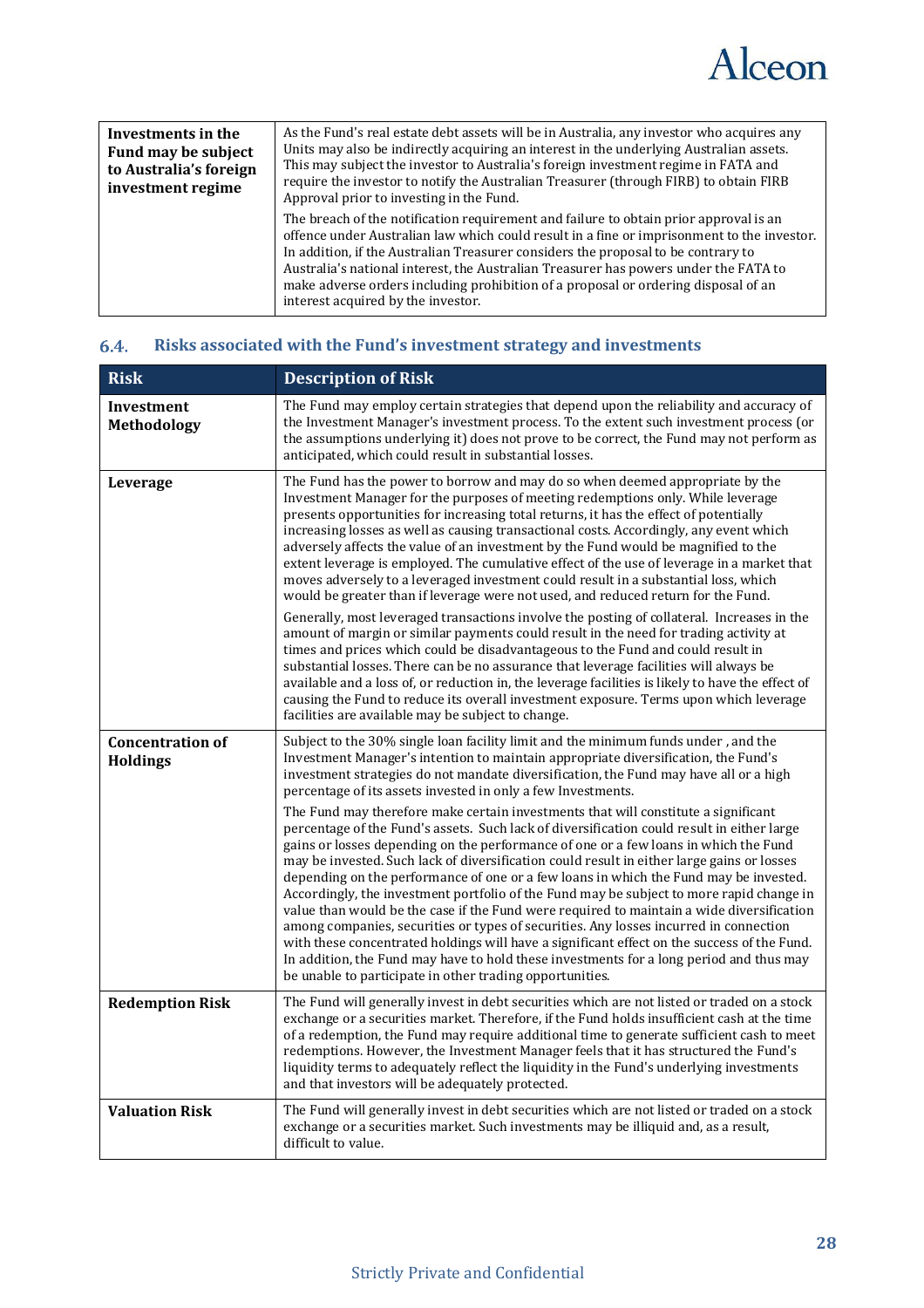| | |
|---|---|
| **Investments in the Fund may be subject to Australia's foreign investment regime** | As the Fund's real estate debt assets will be in Australia, any investor who acquires any Units may also be indirectly acquiring an interest in the underlying Australian assets. This may subject the investor to Australia's foreign investment regime in FATA and require the investor to notify the Australian Treasurer (through FIRB) to obtain FIRB Approval prior to investing in the Fund.<br><br>The breach of the notification requirement and failure to obtain prior approval is an offence under Australian law which could result in a fine or imprisonment to the investor. In addition, if the Australian Treasurer considers the proposal to be contrary to Australia's national interest, the Australian Treasurer has powers under the FATA to make adverse orders including prohibition of a proposal or ordering disposal of an interest acquired by the investor. |

## 6.4. Risks associated with the Fund's investment strategy and investments

| Risk | Description of Risk |
|---|---|
| **Investment Methodology** | The Fund may employ certain strategies that depend upon the reliability and accuracy of the Investment Manager's investment process. To the extent such investment process (or the assumptions underlying it) does not prove to be correct, the Fund may not perform as anticipated, which could result in substantial losses. |
| **Leverage** | The Fund has the power to borrow and may do so when deemed appropriate by the Investment Manager for the purposes of meeting redemptions only. While leverage presents opportunities for increasing total returns, it has the effect of potentially increasing losses as well as causing transactional costs. Accordingly, any event which adversely affects the value of an investment by the Fund would be magnified to the extent leverage is employed. The cumulative effect of the use of leverage in a market that moves adversely to a leveraged investment could result in a substantial loss, which would be greater than if leverage were not used, and reduced return for the Fund.<br><br>Generally, most leveraged transactions involve the posting of collateral. Increases in the amount of margin or similar payments could result in the need for trading activity at times and prices which could be disadvantageous to the Fund and could result in substantial losses. There can be no assurance that leverage facilities will always be available and a loss of, or reduction in, the leverage facilities is likely to have the effect of causing the Fund to reduce its overall investment exposure. Terms upon which leverage facilities are available may be subject to change. |
| **Concentration of Holdings** | Subject to the 30% single loan facility limit and the minimum funds under , and the Investment Manager's intention to maintain appropriate diversification, the Fund's investment strategies do not mandate diversification, the Fund may have all or a high percentage of its assets invested in only a few Investments.<br><br>The Fund may therefore make certain investments that will constitute a significant percentage of the Fund's assets. Such lack of diversification could result in either large gains or losses depending on the performance of one or a few loans in which the Fund may be invested. Such lack of diversification could result in either large gains or losses depending on the performance of one or a few loans in which the Fund may be invested. Accordingly, the investment portfolio of the Fund may be subject to more rapid change in value than would be the case if the Fund were required to maintain a wide diversification among companies, securities or types of securities. Any losses incurred in connection with these concentrated holdings will have a significant effect on the success of the Fund. In addition, the Fund may have to hold these investments for a long period and thus may be unable to participate in other trading opportunities. |
| **Redemption Risk** | The Fund will generally invest in debt securities which are not listed or traded on a stock exchange or a securities market. Therefore, if the Fund holds insufficient cash at the time of a redemption, the Fund may require additional time to generate sufficient cash to meet redemptions. However, the Investment Manager feels that it has structured the Fund's liquidity terms to adequately reflect the liquidity in the Fund's underlying investments and that investors will be adequately protected. |
| **Valuation Risk** | The Fund will generally invest in debt securities which are not listed or traded on a stock exchange or a securities market. Such investments may be illiquid and, as a result, difficult to value. |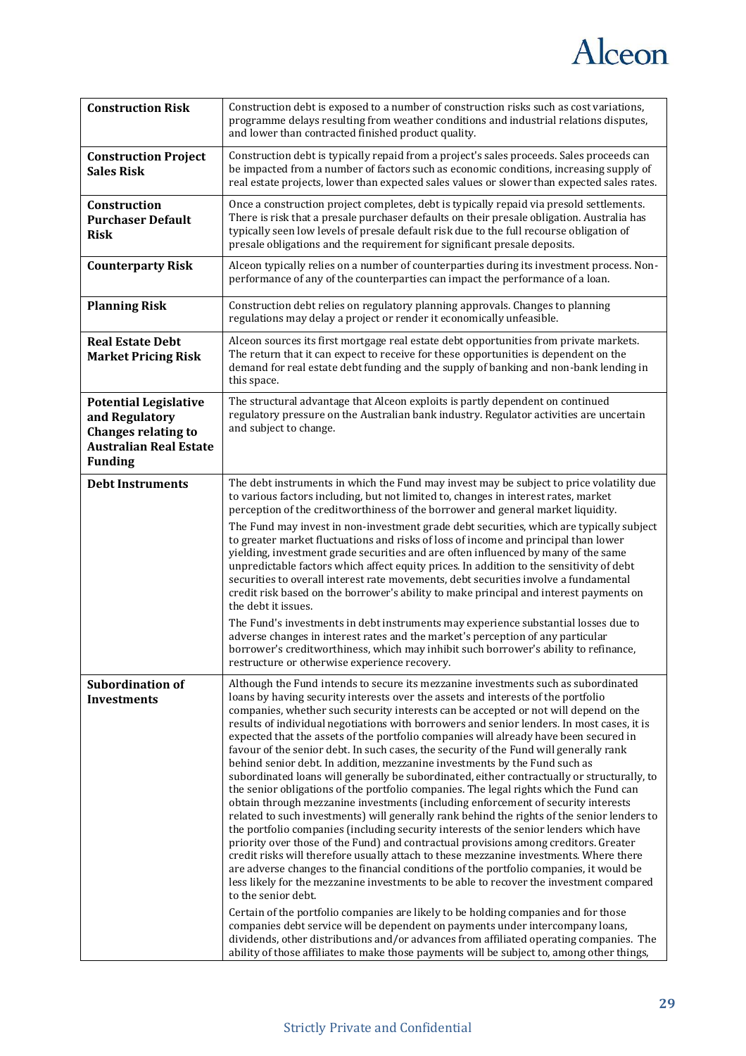| | |
|---|---|
| **Construction Risk** | Construction debt is exposed to a number of construction risks such as cost variations, programme delays resulting from weather conditions and industrial relations disputes, and lower than contracted finished product quality. |
| **Construction Project Sales Risk** | Construction debt is typically repaid from a project's sales proceeds. Sales proceeds can be impacted from a number of factors such as economic conditions, increasing supply of real estate projects, lower than expected sales values or slower than expected sales rates. |
| **Construction Purchaser Default Risk** | Once a construction project completes, debt is typically repaid via presold settlements. There is risk that a presale purchaser defaults on their presale obligation. Australia has typically seen low levels of presale default risk due to the full recourse obligation of presale obligations and the requirement for significant presale deposits. |
| **Counterparty Risk** | Alceon typically relies on a number of counterparties during its investment process. Non-performance of any of the counterparties can impact the performance of a loan. |
| **Planning Risk** | Construction debt relies on regulatory planning approvals. Changes to planning regulations may delay a project or render it economically unfeasible. |
| **Real Estate Debt Market Pricing Risk** | Alceon sources its first mortgage real estate debt opportunities from private markets. The return that it can expect to receive for these opportunities is dependent on the demand for real estate debt funding and the supply of banking and non-bank lending in this space. |
| **Potential Legislative and Regulatory Changes relating to Australian Real Estate Funding** | The structural advantage that Alceon exploits is partly dependent on continued regulatory pressure on the Australian bank industry. Regulator activities are uncertain and subject to change. |
| **Debt Instruments** | The debt instruments in which the Fund may invest may be subject to price volatility due to various factors including, but not limited to, changes in interest rates, market perception of the creditworthiness of the borrower and general market liquidity.<br><br>The Fund may invest in non-investment grade debt securities, which are typically subject to greater market fluctuations and risks of loss of income and principal than lower yielding, investment grade securities and are often influenced by many of the same unpredictable factors which affect equity prices. In addition to the sensitivity of debt securities to overall interest rate movements, debt securities involve a fundamental credit risk based on the borrower's ability to make principal and interest payments on the debt it issues.<br><br>The Fund's investments in debt instruments may experience substantial losses due to adverse changes in interest rates and the market's perception of any particular borrower's creditworthiness, which may inhibit such borrower's ability to refinance, restructure or otherwise experience recovery. |
| **Subordination of Investments** | Although the Fund intends to secure its mezzanine investments such as subordinated loans by having security interests over the assets and interests of the portfolio companies, whether such security interests can be accepted or not will depend on the results of individual negotiations with borrowers and senior lenders. In most cases, it is expected that the assets of the portfolio companies will already have been secured in favour of the senior debt. In such cases, the security of the Fund will generally rank behind senior debt. In addition, mezzanine investments by the Fund such as subordinated loans will generally be subordinated, either contractually or structurally, to the senior obligations of the portfolio companies. The legal rights which the Fund can obtain through mezzanine investments (including enforcement of security interests related to such investments) will generally rank behind the rights of the senior lenders to the portfolio companies (including security interests of the senior lenders which have priority over those of the Fund) and contractual provisions among creditors. Greater credit risks will therefore usually attach to these mezzanine investments. Where there are adverse changes to the financial conditions of the portfolio companies, it would be less likely for the mezzanine investments to be able to recover the investment compared to the senior debt.<br><br>Certain of the portfolio companies are likely to be holding companies and for those companies debt service will be dependent on payments under intercompany loans, dividends, other distributions and/or advances from affiliated operating companies. The ability of those affiliates to make those payments will be subject to, among other things, |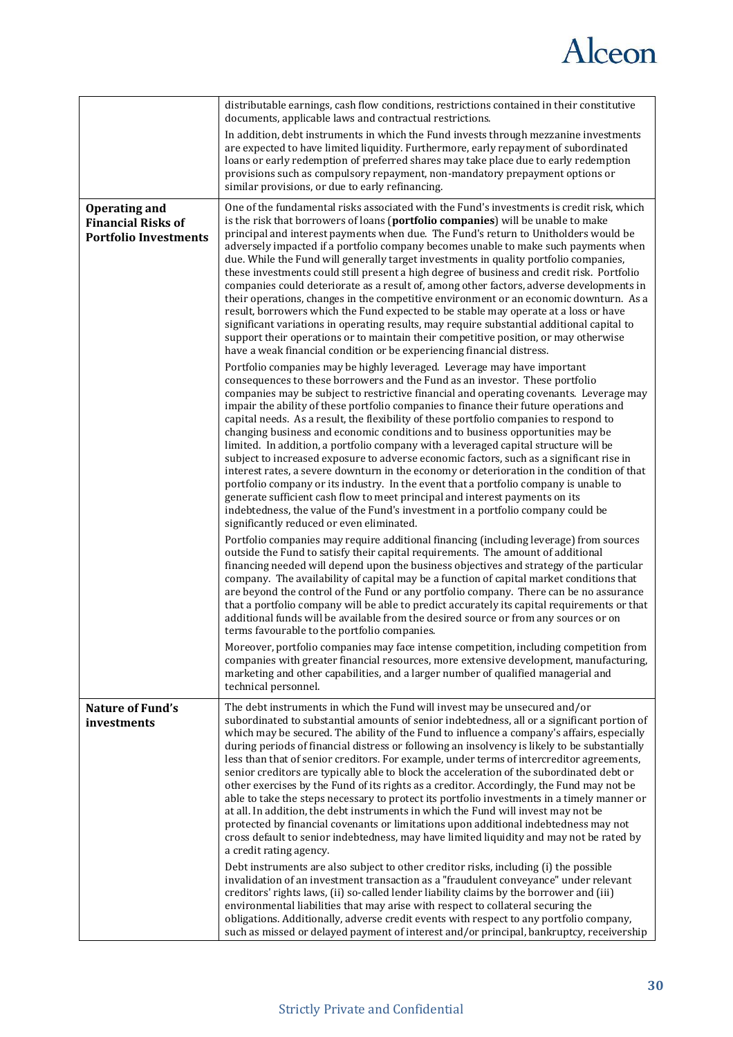| | |
|---|---|
| | distributable earnings, cash flow conditions, restrictions contained in their constitutive documents, applicable laws and contractual restrictions.<br><br>In addition, debt instruments in which the Fund invests through mezzanine investments are expected to have limited liquidity. Furthermore, early repayment of subordinated loans or early redemption of preferred shares may take place due to early redemption provisions such as compulsory repayment, non-mandatory prepayment options or similar provisions, or due to early refinancing. |
| **Operating and Financial Risks of Portfolio Investments** | One of the fundamental risks associated with the Fund's investments is credit risk, which is the risk that borrowers of loans (**portfolio companies**) will be unable to make principal and interest payments when due. The Fund's return to Unitholders would be adversely impacted if a portfolio company becomes unable to make such payments when due. While the Fund will generally target investments in quality portfolio companies, these investments could still present a high degree of business and credit risk. Portfolio companies could deteriorate as a result of, among other factors, adverse developments in their operations, changes in the competitive environment or an economic downturn. As a result, borrowers which the Fund expected to be stable may operate at a loss or have significant variations in operating results, may require substantial additional capital to support their operations or to maintain their competitive position, or may otherwise have a weak financial condition or be experiencing financial distress.<br><br>Portfolio companies may be highly leveraged. Leverage may have important consequences to these borrowers and the Fund as an investor. These portfolio companies may be subject to restrictive financial and operating covenants. Leverage may impair the ability of these portfolio companies to finance their future operations and capital needs. As a result, the flexibility of these portfolio companies to respond to changing business and economic conditions and to business opportunities may be limited. In addition, a portfolio company with a leveraged capital structure will be subject to increased exposure to adverse economic factors, such as a significant rise in interest rates, a severe downturn in the economy or deterioration in the condition of that portfolio company or its industry. In the event that a portfolio company is unable to generate sufficient cash flow to meet principal and interest payments on its indebtedness, the value of the Fund's investment in a portfolio company could be significantly reduced or even eliminated.<br><br>Portfolio companies may require additional financing (including leverage) from sources outside the Fund to satisfy their capital requirements. The amount of additional financing needed will depend upon the business objectives and strategy of the particular company. The availability of capital may be a function of capital market conditions that are beyond the control of the Fund or any portfolio company. There can be no assurance that a portfolio company will be able to predict accurately its capital requirements or that additional funds will be available from the desired source or from any sources or on terms favourable to the portfolio companies.<br><br>Moreover, portfolio companies may face intense competition, including competition from companies with greater financial resources, more extensive development, manufacturing, marketing and other capabilities, and a larger number of qualified managerial and technical personnel. |
| **Nature of Fund's investments** | The debt instruments in which the Fund will invest may be unsecured and/or subordinated to substantial amounts of senior indebtedness, all or a significant portion of which may be secured. The ability of the Fund to influence a company's affairs, especially during periods of financial distress or following an insolvency is likely to be substantially less than that of senior creditors. For example, under terms of intercreditor agreements, senior creditors are typically able to block the acceleration of the subordinated debt or other exercises by the Fund of its rights as a creditor. Accordingly, the Fund may not be able to take the steps necessary to protect its portfolio investments in a timely manner or at all. In addition, the debt instruments in which the Fund will invest may not be protected by financial covenants or limitations upon additional indebtedness may not cross default to senior indebtedness, may have limited liquidity and may not be rated by a credit rating agency.<br><br>Debt instruments are also subject to other creditor risks, including (i) the possible invalidation of an investment transaction as a "fraudulent conveyance" under relevant creditors' rights laws, (ii) so-called lender liability claims by the borrower and (iii) environmental liabilities that may arise with respect to collateral securing the obligations. Additionally, adverse credit events with respect to any portfolio company, such as missed or delayed payment of interest and/or principal, bankruptcy, receivership |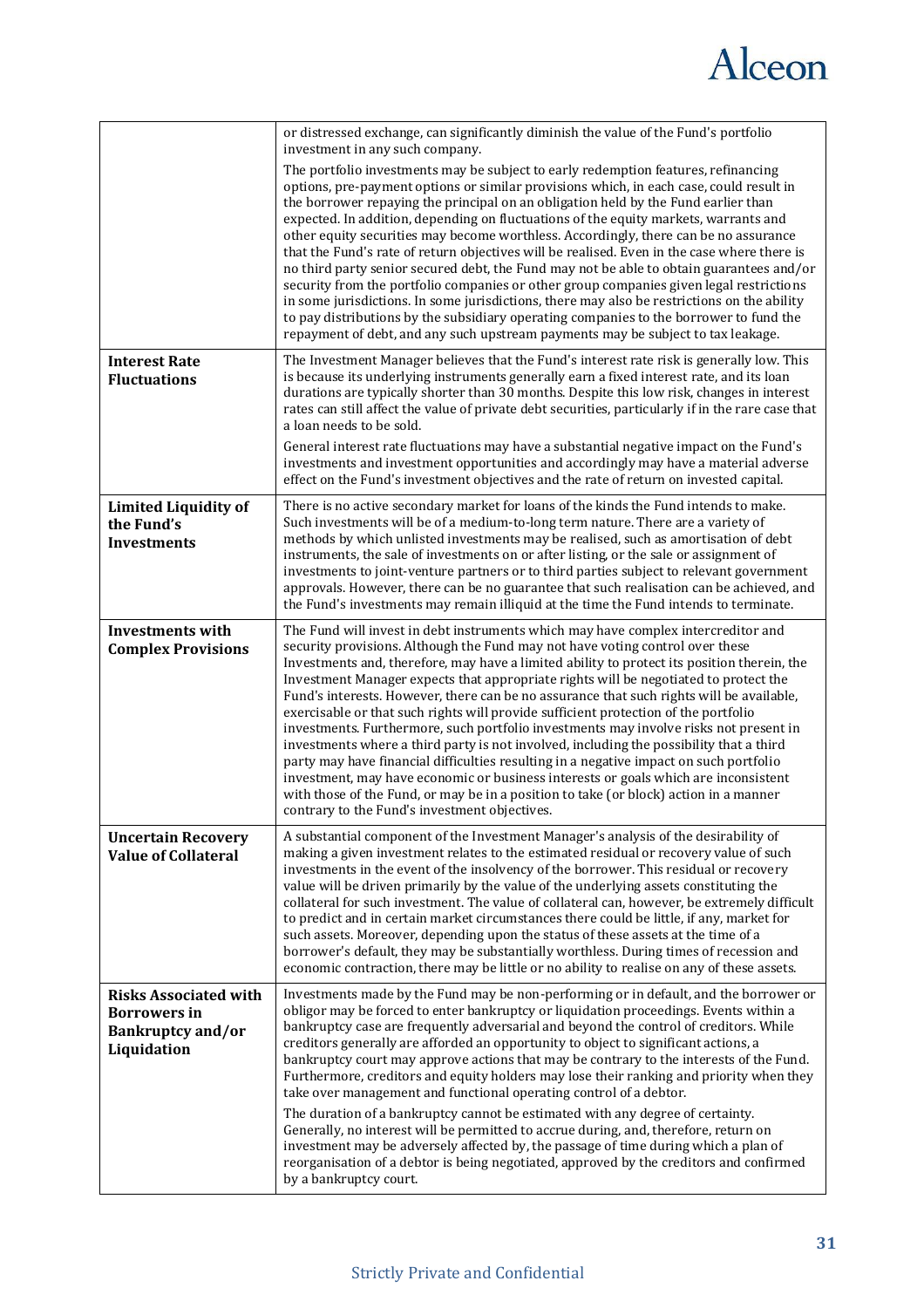| | |
|---|---|
| | or distressed exchange, can significantly diminish the value of the Fund's portfolio investment in any such company.<br><br>The portfolio investments may be subject to early redemption features, refinancing options, pre-payment options or similar provisions which, in each case, could result in the borrower repaying the principal on an obligation held by the Fund earlier than expected. In addition, depending on fluctuations of the equity markets, warrants and other equity securities may become worthless. Accordingly, there can be no assurance that the Fund's rate of return objectives will be realised. Even in the case where there is no third party senior secured debt, the Fund may not be able to obtain guarantees and/or security from the portfolio companies or other group companies given legal restrictions in some jurisdictions. In some jurisdictions, there may also be restrictions on the ability to pay distributions by the subsidiary operating companies to the borrower to fund the repayment of debt, and any such upstream payments may be subject to tax leakage. |
| **Interest Rate Fluctuations** | The Investment Manager believes that the Fund's interest rate risk is generally low. This is because its underlying instruments generally earn a fixed interest rate, and its loan durations are typically shorter than 30 months. Despite this low risk, changes in interest rates can still affect the value of private debt securities, particularly if in the rare case that a loan needs to be sold.<br><br>General interest rate fluctuations may have a substantial negative impact on the Fund's investments and investment opportunities and accordingly may have a material adverse effect on the Fund's investment objectives and the rate of return on invested capital. |
| **Limited Liquidity of the Fund's Investments** | There is no active secondary market for loans of the kinds the Fund intends to make. Such investments will be of a medium-to-long term nature. There are a variety of methods by which unlisted investments may be realised, such as amortisation of debt instruments, the sale of investments on or after listing, or the sale or assignment of investments to joint-venture partners or to third parties subject to relevant government approvals. However, there can be no guarantee that such realisation can be achieved, and the Fund's investments may remain illiquid at the time the Fund intends to terminate. |
| **Investments with Complex Provisions** | The Fund will invest in debt instruments which may have complex intercreditor and security provisions. Although the Fund may not have voting control over these Investments and, therefore, may have a limited ability to protect its position therein, the Investment Manager expects that appropriate rights will be negotiated to protect the Fund's interests. However, there can be no assurance that such rights will be available, exercisable or that such rights will provide sufficient protection of the portfolio investments. Furthermore, such portfolio investments may involve risks not present in investments where a third party is not involved, including the possibility that a third party may have financial difficulties resulting in a negative impact on such portfolio investment, may have economic or business interests or goals which are inconsistent with those of the Fund, or may be in a position to take (or block) action in a manner contrary to the Fund's investment objectives. |
| **Uncertain Recovery Value of Collateral** | A substantial component of the Investment Manager's analysis of the desirability of making a given investment relates to the estimated residual or recovery value of such investments in the event of the insolvency of the borrower. This residual or recovery value will be driven primarily by the value of the underlying assets constituting the collateral for such investment. The value of collateral can, however, be extremely difficult to predict and in certain market circumstances there could be little, if any, market for such assets. Moreover, depending upon the status of these assets at the time of a borrower's default, they may be substantially worthless. During times of recession and economic contraction, there may be little or no ability to realise on any of these assets. |
| **Risks Associated with Borrowers in Bankruptcy and/or Liquidation** | Investments made by the Fund may be non-performing or in default, and the borrower or obligor may be forced to enter bankruptcy or liquidation proceedings. Events within a bankruptcy case are frequently adversarial and beyond the control of creditors. While creditors generally are afforded an opportunity to object to significant actions, a bankruptcy court may approve actions that may be contrary to the interests of the Fund. Furthermore, creditors and equity holders may lose their ranking and priority when they take over management and functional operating control of a debtor.<br><br>The duration of a bankruptcy cannot be estimated with any degree of certainty. Generally, no interest will be permitted to accrue during, and, therefore, return on investment may be adversely affected by, the passage of time during which a plan of reorganisation of a debtor is being negotiated, approved by the creditors and confirmed by a bankruptcy court. |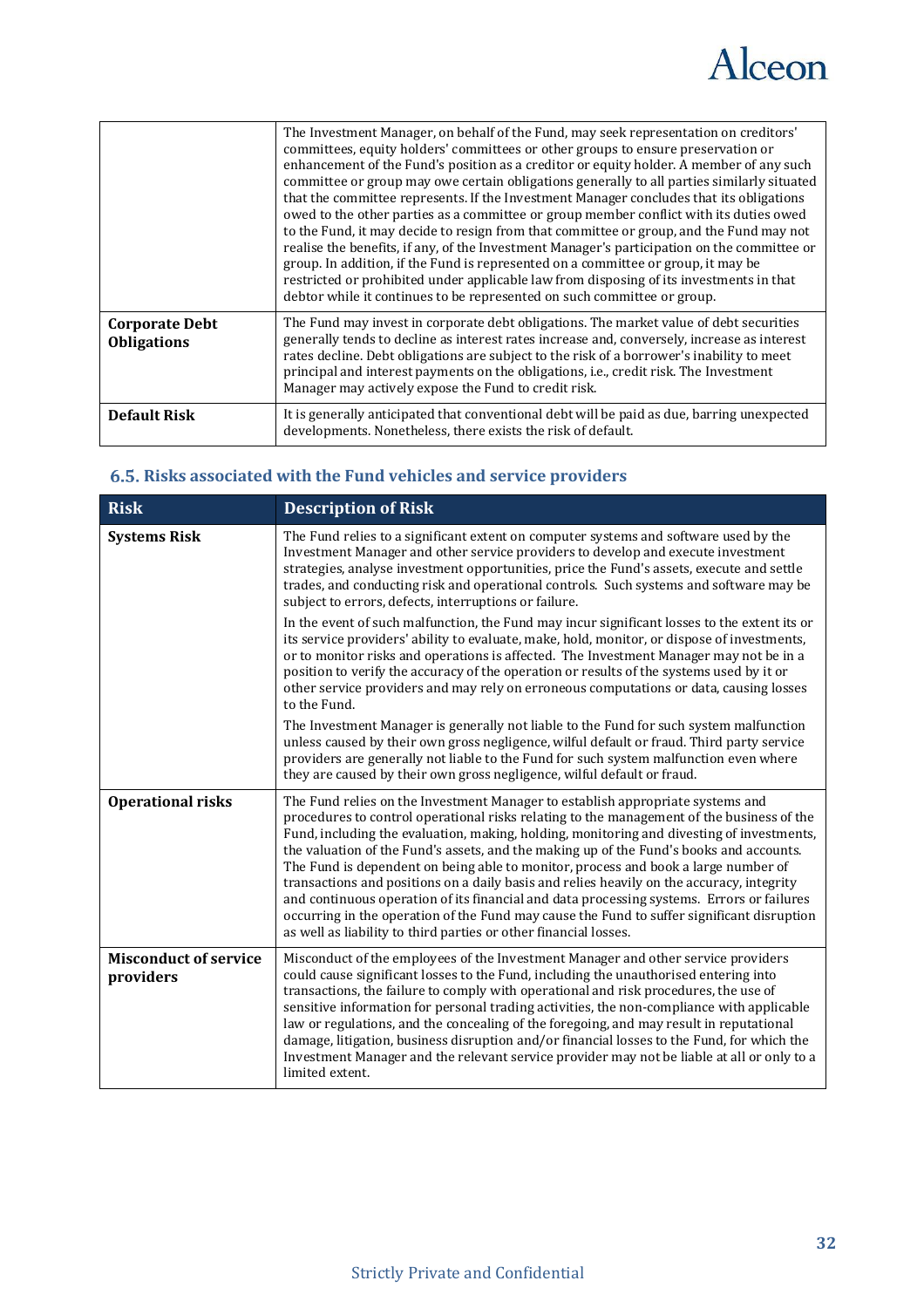| | |
|---|---|
| | The Investment Manager, on behalf of the Fund, may seek representation on creditors' committees, equity holders' committees or other groups to ensure preservation or enhancement of the Fund's position as a creditor or equity holder. A member of any such committee or group may owe certain obligations generally to all parties similarly situated that the committee represents. If the Investment Manager concludes that its obligations owed to the other parties as a committee or group member conflict with its duties owed to the Fund, it may decide to resign from that committee or group, and the Fund may not realise the benefits, if any, of the Investment Manager's participation on the committee or group. In addition, if the Fund is represented on a committee or group, it may be restricted or prohibited under applicable law from disposing of its investments in that debtor while it continues to be represented on such committee or group. |
| **Corporate Debt Obligations** | The Fund may invest in corporate debt obligations. The market value of debt securities generally tends to decline as interest rates increase and, conversely, increase as interest rates decline. Debt obligations are subject to the risk of a borrower's inability to meet principal and interest payments on the obligations, i.e., credit risk. The Investment Manager may actively expose the Fund to credit risk. |
| **Default Risk** | It is generally anticipated that conventional debt will be paid as due, barring unexpected developments. Nonetheless, there exists the risk of default. |

## 6.5. Risks associated with the Fund vehicles and service providers

| Risk | Description of Risk |
|---|---|
| **Systems Risk** | The Fund relies to a significant extent on computer systems and software used by the Investment Manager and other service providers to develop and execute investment strategies, analyse investment opportunities, price the Fund's assets, execute and settle trades, and conducting risk and operational controls. Such systems and software may be subject to errors, defects, interruptions or failure.<br><br>In the event of such malfunction, the Fund may incur significant losses to the extent its or its service providers' ability to evaluate, make, hold, monitor, or dispose of investments, or to monitor risks and operations is affected. The Investment Manager may not be in a position to verify the accuracy of the operation or results of the systems used by it or other service providers and may rely on erroneous computations or data, causing losses to the Fund.<br><br>The Investment Manager is generally not liable to the Fund for such system malfunction unless caused by their own gross negligence, wilful default or fraud. Third party service providers are generally not liable to the Fund for such system malfunction even where they are caused by their own gross negligence, wilful default or fraud. |
| **Operational risks** | The Fund relies on the Investment Manager to establish appropriate systems and procedures to control operational risks relating to the management of the business of the Fund, including the evaluation, making, holding, monitoring and divesting of investments, the valuation of the Fund's assets, and the making up of the Fund's books and accounts. The Fund is dependent on being able to monitor, process and book a large number of transactions and positions on a daily basis and relies heavily on the accuracy, integrity and continuous operation of its financial and data processing systems. Errors or failures occurring in the operation of the Fund may cause the Fund to suffer significant disruption as well as liability to third parties or other financial losses. |
| **Misconduct of service providers** | Misconduct of the employees of the Investment Manager and other service providers could cause significant losses to the Fund, including the unauthorised entering into transactions, the failure to comply with operational and risk procedures, the use of sensitive information for personal trading activities, the non-compliance with applicable law or regulations, and the concealing of the foregoing, and may result in reputational damage, litigation, business disruption and/or financial losses to the Fund, for which the Investment Manager and the relevant service provider may not be liable at all or only to a limited extent. |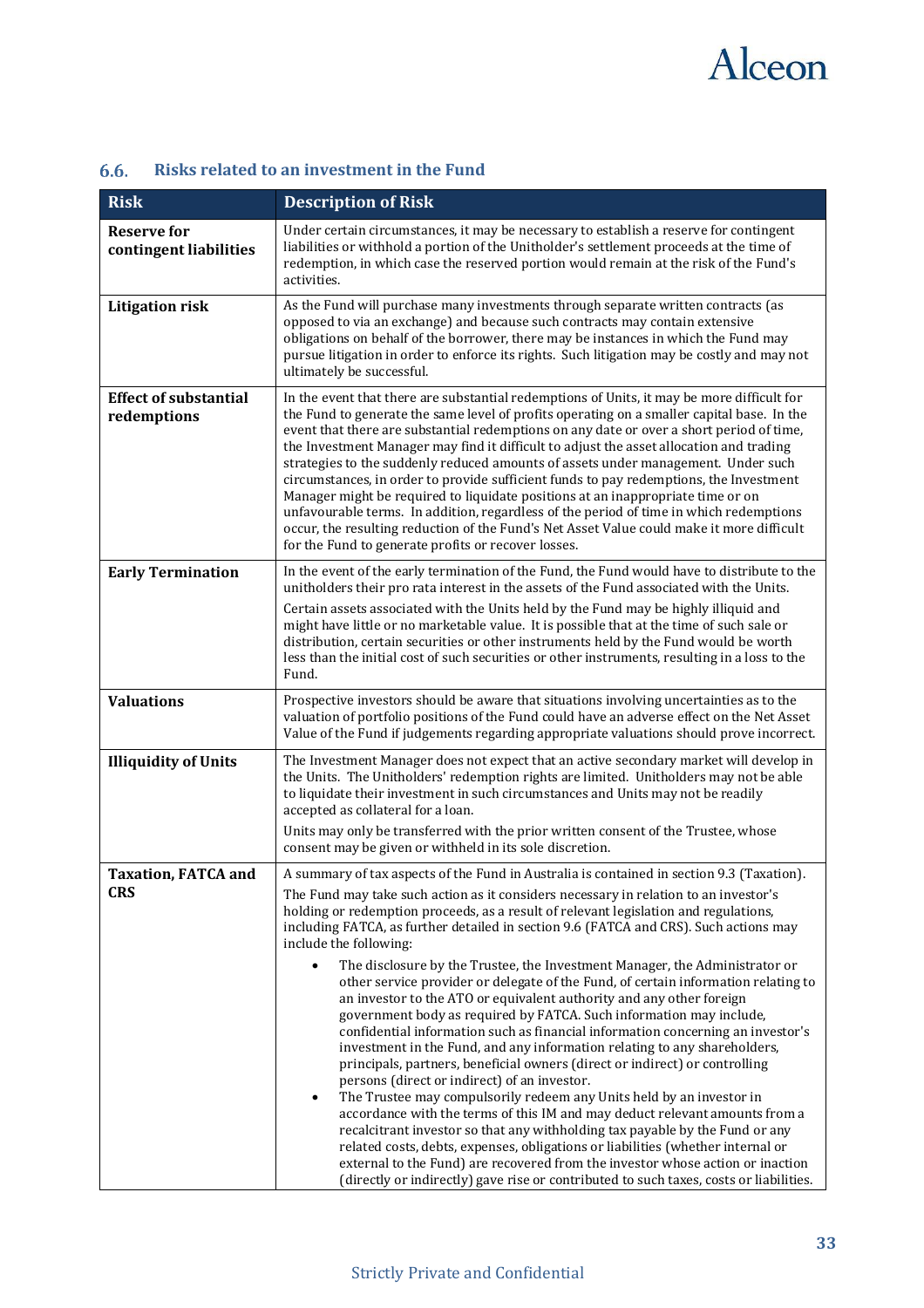## 6.6. Risks related to an investment in the Fund

| Risk | Description of Risk |
|---|---|
| **Reserve for contingent liabilities** | Under certain circumstances, it may be necessary to establish a reserve for contingent liabilities or withhold a portion of the Unitholder's settlement proceeds at the time of redemption, in which case the reserved portion would remain at the risk of the Fund's activities. |
| **Litigation risk** | As the Fund will purchase many investments through separate written contracts (as opposed to via an exchange) and because such contracts may contain extensive obligations on behalf of the borrower, there may be instances in which the Fund may pursue litigation in order to enforce its rights. Such litigation may be costly and may not ultimately be successful. |
| **Effect of substantial redemptions** | In the event that there are substantial redemptions of Units, it may be more difficult for the Fund to generate the same level of profits operating on a smaller capital base. In the event that there are substantial redemptions on any date or over a short period of time, the Investment Manager may find it difficult to adjust the asset allocation and trading strategies to the suddenly reduced amounts of assets under management. Under such circumstances, in order to provide sufficient funds to pay redemptions, the Investment Manager might be required to liquidate positions at an inappropriate time or on unfavourable terms. In addition, regardless of the period of time in which redemptions occur, the resulting reduction of the Fund's Net Asset Value could make it more difficult for the Fund to generate profits or recover losses. |
| **Early Termination** | In the event of the early termination of the Fund, the Fund would have to distribute to the unitholders their pro rata interest in the assets of the Fund associated with the Units.<br><br>Certain assets associated with the Units held by the Fund may be highly illiquid and might have little or no marketable value. It is possible that at the time of such sale or distribution, certain securities or other instruments held by the Fund would be worth less than the initial cost of such securities or other instruments, resulting in a loss to the Fund. |
| **Valuations** | Prospective investors should be aware that situations involving uncertainties as to the valuation of portfolio positions of the Fund could have an adverse effect on the Net Asset Value of the Fund if judgements regarding appropriate valuations should prove incorrect. |
| **Illiquidity of Units** | The Investment Manager does not expect that an active secondary market will develop in the Units. The Unitholders' redemption rights are limited. Unitholders may not be able to liquidate their investment in such circumstances and Units may not be readily accepted as collateral for a loan.<br><br>Units may only be transferred with the prior written consent of the Trustee, whose consent may be given or withheld in its sole discretion. |
| **Taxation, FATCA and CRS** | A summary of tax aspects of the Fund in Australia is contained in section 9.3 (Taxation).<br><br>The Fund may take such action as it considers necessary in relation to an investor's holding or redemption proceeds, as a result of relevant legislation and regulations, including FATCA, as further detailed in section 9.6 (FATCA and CRS). Such actions may include the following:<br><br>• The disclosure by the Trustee, the Investment Manager, the Administrator or other service provider or delegate of the Fund, of certain information relating to an investor to the ATO or equivalent authority and any other foreign government body as required by FATCA. Such information may include, confidential information such as financial information concerning an investor's investment in the Fund, and any information relating to any shareholders, principals, partners, beneficial owners (direct or indirect) or controlling persons (direct or indirect) of an investor.<br>• The Trustee may compulsorily redeem any Units held by an investor in accordance with the terms of this IM and may deduct relevant amounts from a recalcitrant investor so that any withholding tax payable by the Fund or any related costs, debts, expenses, obligations or liabilities (whether internal or external to the Fund) are recovered from the investor whose action or inaction (directly or indirectly) gave rise or contributed to such taxes, costs or liabilities. |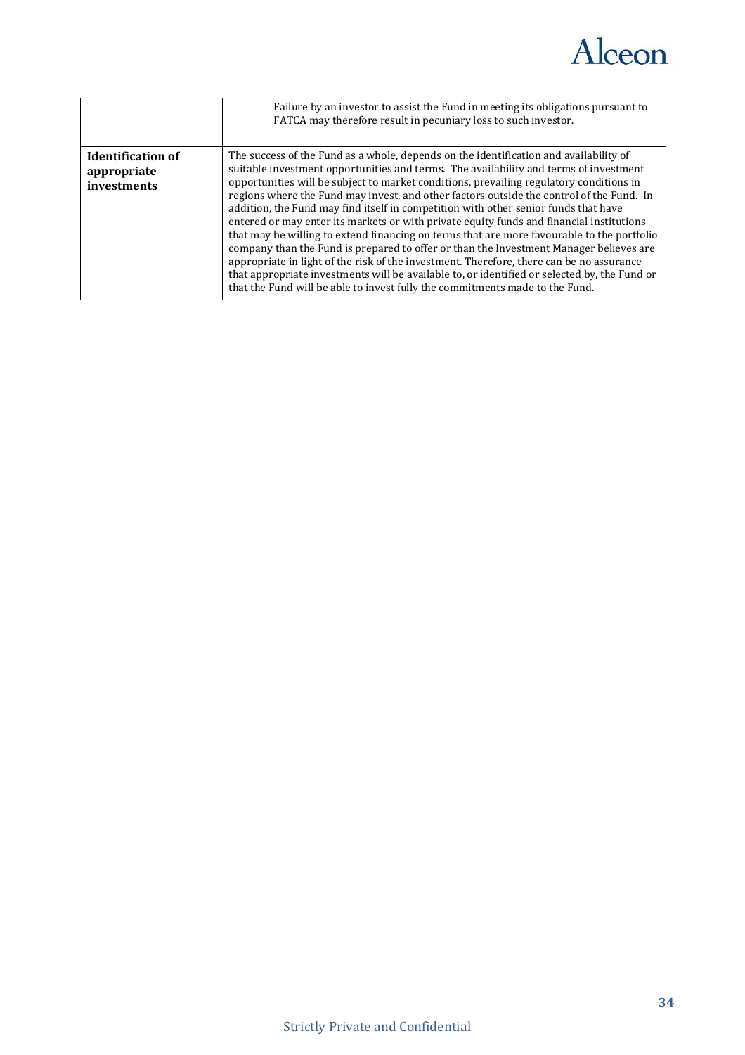| | |
|---|---|
| | Failure by an investor to assist the Fund in meeting its obligations pursuant to FATCA may therefore result in pecuniary loss to such investor. |
| **Identification of appropriate investments** | The success of the Fund as a whole, depends on the identification and availability of suitable investment opportunities and terms. The availability and terms of investment opportunities will be subject to market conditions, prevailing regulatory conditions in regions where the Fund may invest, and other factors outside the control of the Fund. In addition, the Fund may find itself in competition with other senior funds that have entered or may enter its markets or with private equity funds and financial institutions that may be willing to extend financing on terms that are more favourable to the portfolio company than the Fund is prepared to offer or than the Investment Manager believes are appropriate in light of the risk of the investment. Therefore, there can be no assurance that appropriate investments will be available to, or identified or selected by, the Fund or that the Fund will be able to invest fully the commitments made to the Fund. |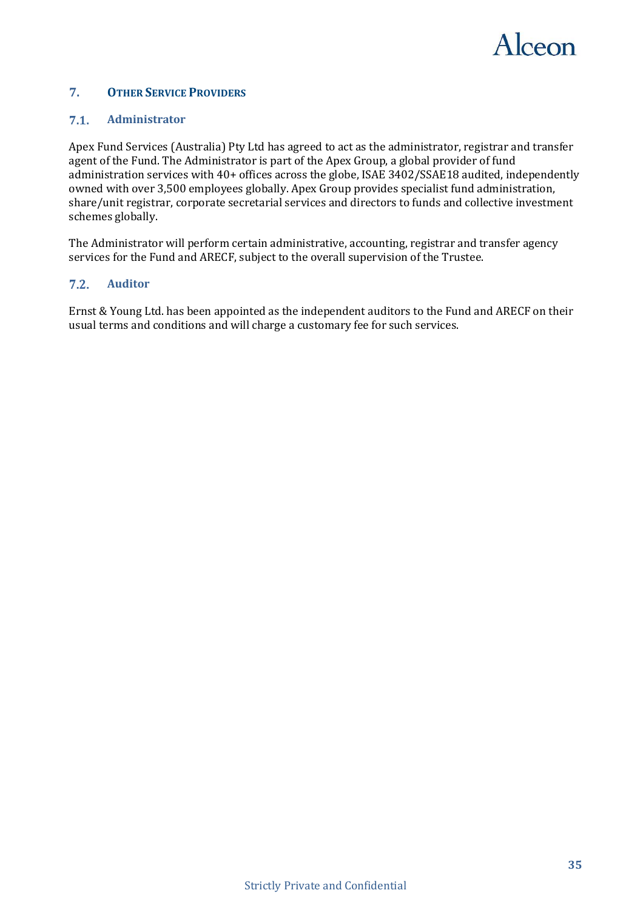## 7. OTHER SERVICE PROVIDERS

### 7.1. Administrator

Apex Fund Services (Australia) Pty Ltd has agreed to act as the administrator, registrar and transfer agent of the Fund. The Administrator is part of the Apex Group, a global provider of fund administration services with 40+ offices across the globe, ISAE 3402/SSAE18 audited, independently owned with over 3,500 employees globally. Apex Group provides specialist fund administration, share/unit registrar, corporate secretarial services and directors to funds and collective investment schemes globally.

The Administrator will perform certain administrative, accounting, registrar and transfer agency services for the Fund and ARECF, subject to the overall supervision of the Trustee.

### 7.2. Auditor

Ernst & Young Ltd. has been appointed as the independent auditors to the Fund and ARECF on their usual terms and conditions and will charge a customary fee for such services.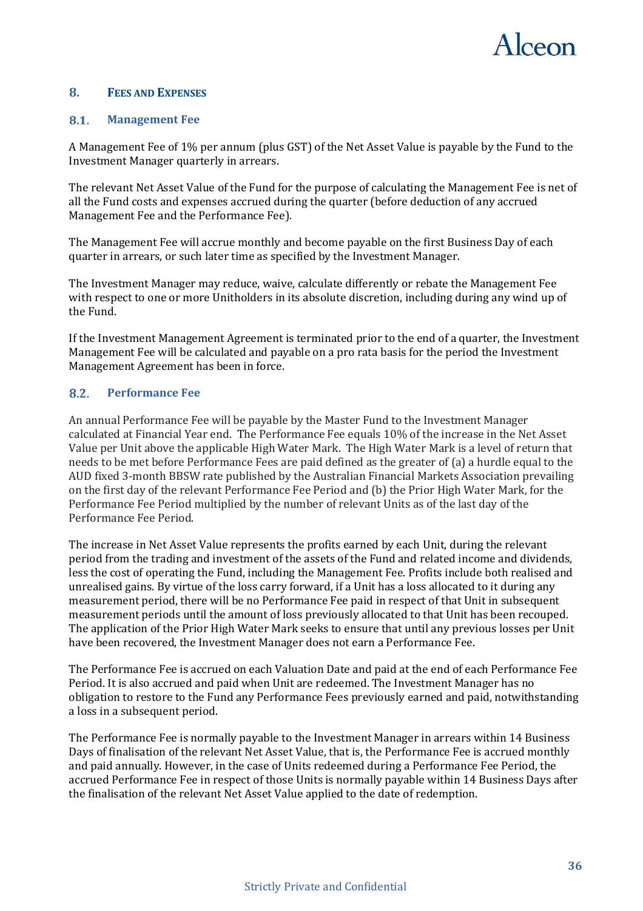## 8. FEES AND EXPENSES

### 8.1. Management Fee

A Management Fee of 1% per annum (plus GST) of the Net Asset Value is payable by the Fund to the Investment Manager quarterly in arrears.

The relevant Net Asset Value of the Fund for the purpose of calculating the Management Fee is net of all the Fund costs and expenses accrued during the quarter (before deduction of any accrued Management Fee and the Performance Fee).

The Management Fee will accrue monthly and become payable on the first Business Day of each quarter in arrears, or such later time as specified by the Investment Manager.

The Investment Manager may reduce, waive, calculate differently or rebate the Management Fee with respect to one or more Unitholders in its absolute discretion, including during any wind up of the Fund.

If the Investment Management Agreement is terminated prior to the end of a quarter, the Investment Management Fee will be calculated and payable on a pro rata basis for the period the Investment Management Agreement has been in force.

### 8.2. Performance Fee

An annual Performance Fee will be payable by the Master Fund to the Investment Manager calculated at Financial Year end. The Performance Fee equals 10% of the increase in the Net Asset Value per Unit above the applicable High Water Mark. The High Water Mark is a level of return that needs to be met before Performance Fees are paid defined as the greater of (a) a hurdle equal to the AUD fixed 3-month BBSW rate published by the Australian Financial Markets Association prevailing on the first day of the relevant Performance Fee Period and (b) the Prior High Water Mark, for the Performance Fee Period multiplied by the number of relevant Units as of the last day of the Performance Fee Period.

The increase in Net Asset Value represents the profits earned by each Unit, during the relevant period from the trading and investment of the assets of the Fund and related income and dividends, less the cost of operating the Fund, including the Management Fee. Profits include both realised and unrealised gains. By virtue of the loss carry forward, if a Unit has a loss allocated to it during any measurement period, there will be no Performance Fee paid in respect of that Unit in subsequent measurement periods until the amount of loss previously allocated to that Unit has been recouped. The application of the Prior High Water Mark seeks to ensure that until any previous losses per Unit have been recovered, the Investment Manager does not earn a Performance Fee.

The Performance Fee is accrued on each Valuation Date and paid at the end of each Performance Fee Period. It is also accrued and paid when Unit are redeemed. The Investment Manager has no obligation to restore to the Fund any Performance Fees previously earned and paid, notwithstanding a loss in a subsequent period.

The Performance Fee is normally payable to the Investment Manager in arrears within 14 Business Days of finalisation of the relevant Net Asset Value, that is, the Performance Fee is accrued monthly and paid annually. However, in the case of Units redeemed during a Performance Fee Period, the accrued Performance Fee in respect of those Units is normally payable within 14 Business Days after the finalisation of the relevant Net Asset Value applied to the date of redemption.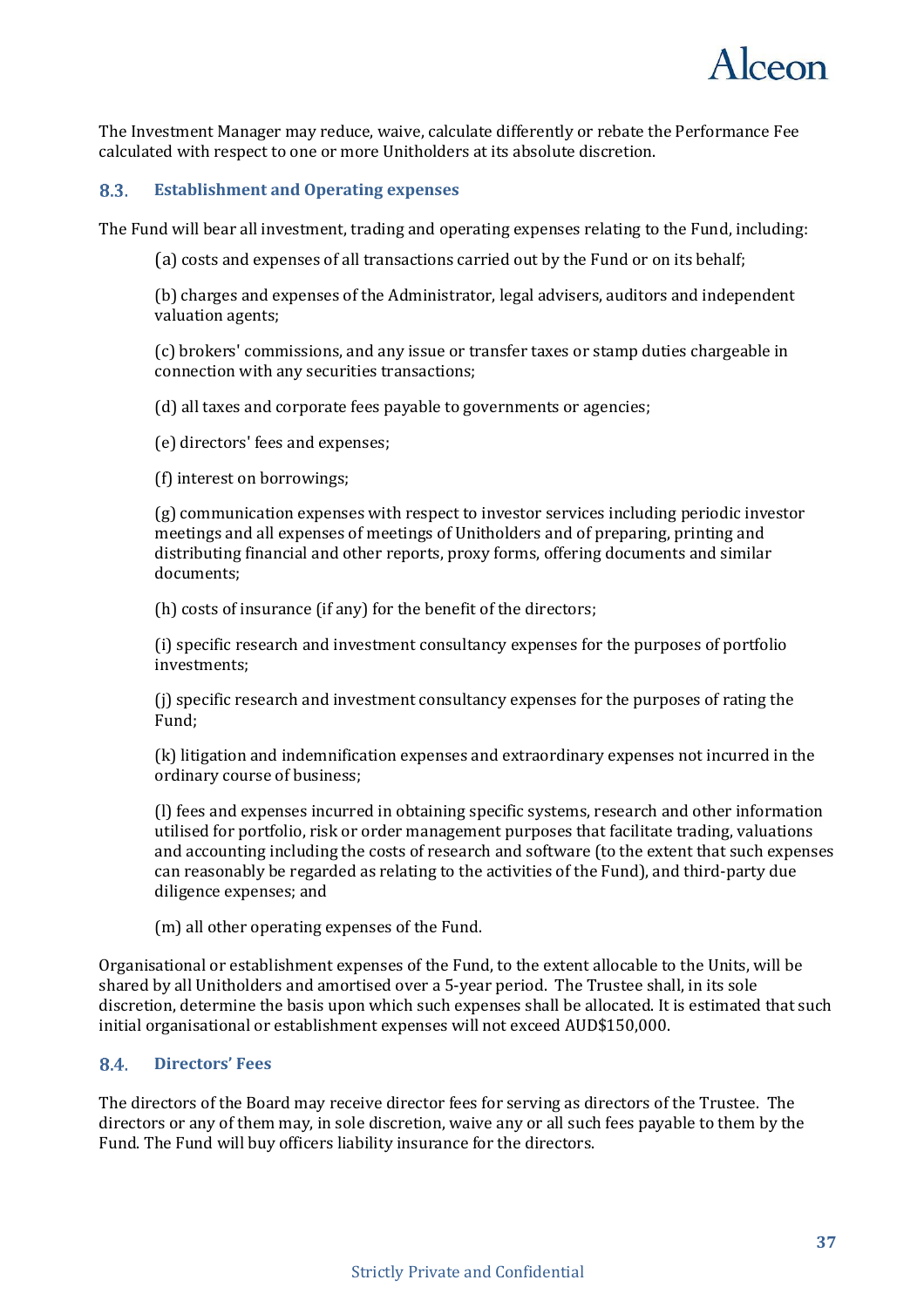The Investment Manager may reduce, waive, calculate differently or rebate the Performance Fee calculated with respect to one or more Unitholders at its absolute discretion.

### 8.3. Establishment and Operating expenses

The Fund will bear all investment, trading and operating expenses relating to the Fund, including:

(a) costs and expenses of all transactions carried out by the Fund or on its behalf;

(b) charges and expenses of the Administrator, legal advisers, auditors and independent valuation agents;

(c) brokers' commissions, and any issue or transfer taxes or stamp duties chargeable in connection with any securities transactions;

(d) all taxes and corporate fees payable to governments or agencies;

(e) directors' fees and expenses;

(f) interest on borrowings;

(g) communication expenses with respect to investor services including periodic investor meetings and all expenses of meetings of Unitholders and of preparing, printing and distributing financial and other reports, proxy forms, offering documents and similar documents;

(h) costs of insurance (if any) for the benefit of the directors;

(i) specific research and investment consultancy expenses for the purposes of portfolio investments;

(j) specific research and investment consultancy expenses for the purposes of rating the Fund;

(k) litigation and indemnification expenses and extraordinary expenses not incurred in the ordinary course of business;

(l) fees and expenses incurred in obtaining specific systems, research and other information utilised for portfolio, risk or order management purposes that facilitate trading, valuations and accounting including the costs of research and software (to the extent that such expenses can reasonably be regarded as relating to the activities of the Fund), and third-party due diligence expenses; and

(m) all other operating expenses of the Fund.

Organisational or establishment expenses of the Fund, to the extent allocable to the Units, will be shared by all Unitholders and amortised over a 5-year period. The Trustee shall, in its sole discretion, determine the basis upon which such expenses shall be allocated. It is estimated that such initial organisational or establishment expenses will not exceed AUD$150,000.

### 8.4. Directors' Fees

The directors of the Board may receive director fees for serving as directors of the Trustee. The directors or any of them may, in sole discretion, waive any or all such fees payable to them by the Fund. The Fund will buy officers liability insurance for the directors.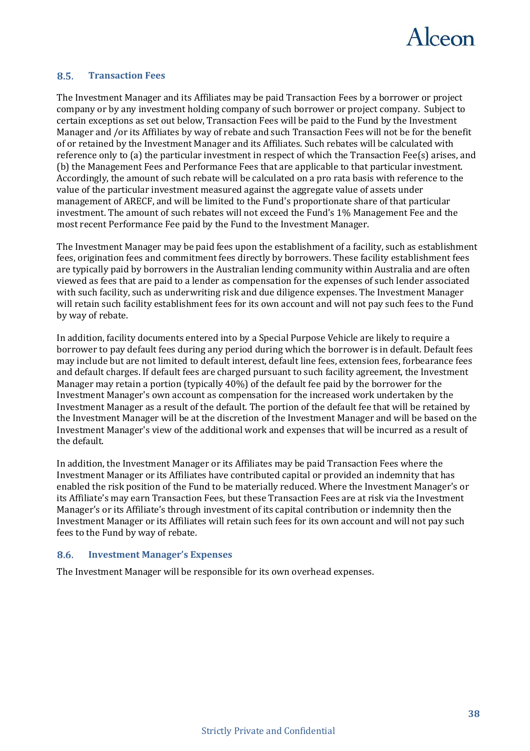## 8.5. Transaction Fees

The Investment Manager and its Affiliates may be paid Transaction Fees by a borrower or project company or by any investment holding company of such borrower or project company. Subject to certain exceptions as set out below, Transaction Fees will be paid to the Fund by the Investment Manager and /or its Affiliates by way of rebate and such Transaction Fees will not be for the benefit of or retained by the Investment Manager and its Affiliates. Such rebates will be calculated with reference only to (a) the particular investment in respect of which the Transaction Fee(s) arises, and (b) the Management Fees and Performance Fees that are applicable to that particular investment. Accordingly, the amount of such rebate will be calculated on a pro rata basis with reference to the value of the particular investment measured against the aggregate value of assets under management of ARECF, and will be limited to the Fund's proportionate share of that particular investment. The amount of such rebates will not exceed the Fund's 1% Management Fee and the most recent Performance Fee paid by the Fund to the Investment Manager.

The Investment Manager may be paid fees upon the establishment of a facility, such as establishment fees, origination fees and commitment fees directly by borrowers. These facility establishment fees are typically paid by borrowers in the Australian lending community within Australia and are often viewed as fees that are paid to a lender as compensation for the expenses of such lender associated with such facility, such as underwriting risk and due diligence expenses. The Investment Manager will retain such facility establishment fees for its own account and will not pay such fees to the Fund by way of rebate.

In addition, facility documents entered into by a Special Purpose Vehicle are likely to require a borrower to pay default fees during any period during which the borrower is in default. Default fees may include but are not limited to default interest, default line fees, extension fees, forbearance fees and default charges. If default fees are charged pursuant to such facility agreement, the Investment Manager may retain a portion (typically 40%) of the default fee paid by the borrower for the Investment Manager's own account as compensation for the increased work undertaken by the Investment Manager as a result of the default. The portion of the default fee that will be retained by the Investment Manager will be at the discretion of the Investment Manager and will be based on the Investment Manager's view of the additional work and expenses that will be incurred as a result of the default.

In addition, the Investment Manager or its Affiliates may be paid Transaction Fees where the Investment Manager or its Affiliates have contributed capital or provided an indemnity that has enabled the risk position of the Fund to be materially reduced. Where the Investment Manager's or its Affiliate's may earn Transaction Fees, but these Transaction Fees are at risk via the Investment Manager's or its Affiliate's through investment of its capital contribution or indemnity then the Investment Manager or its Affiliates will retain such fees for its own account and will not pay such fees to the Fund by way of rebate.

## 8.6. Investment Manager's Expenses

The Investment Manager will be responsible for its own overhead expenses.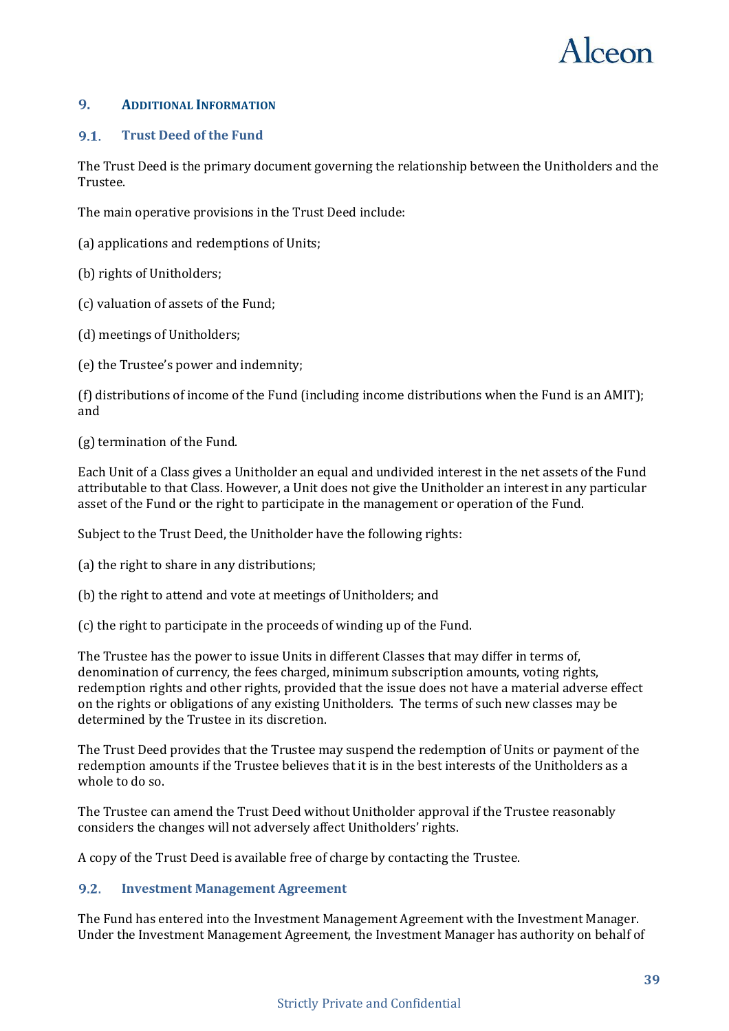## 9. Additional Information

### 9.1. Trust Deed of the Fund

The Trust Deed is the primary document governing the relationship between the Unitholders and the Trustee.

The main operative provisions in the Trust Deed include:

(a) applications and redemptions of Units;

(b) rights of Unitholders;

(c) valuation of assets of the Fund;

(d) meetings of Unitholders;

(e) the Trustee's power and indemnity;

(f) distributions of income of the Fund (including income distributions when the Fund is an AMIT); and

(g) termination of the Fund.

Each Unit of a Class gives a Unitholder an equal and undivided interest in the net assets of the Fund attributable to that Class. However, a Unit does not give the Unitholder an interest in any particular asset of the Fund or the right to participate in the management or operation of the Fund.

Subject to the Trust Deed, the Unitholder have the following rights:

(a) the right to share in any distributions;

(b) the right to attend and vote at meetings of Unitholders; and

(c) the right to participate in the proceeds of winding up of the Fund.

The Trustee has the power to issue Units in different Classes that may differ in terms of, denomination of currency, the fees charged, minimum subscription amounts, voting rights, redemption rights and other rights, provided that the issue does not have a material adverse effect on the rights or obligations of any existing Unitholders. The terms of such new classes may be determined by the Trustee in its discretion.

The Trust Deed provides that the Trustee may suspend the redemption of Units or payment of the redemption amounts if the Trustee believes that it is in the best interests of the Unitholders as a whole to do so.

The Trustee can amend the Trust Deed without Unitholder approval if the Trustee reasonably considers the changes will not adversely affect Unitholders' rights.

A copy of the Trust Deed is available free of charge by contacting the Trustee.

### 9.2. Investment Management Agreement

The Fund has entered into the Investment Management Agreement with the Investment Manager. Under the Investment Management Agreement, the Investment Manager has authority on behalf of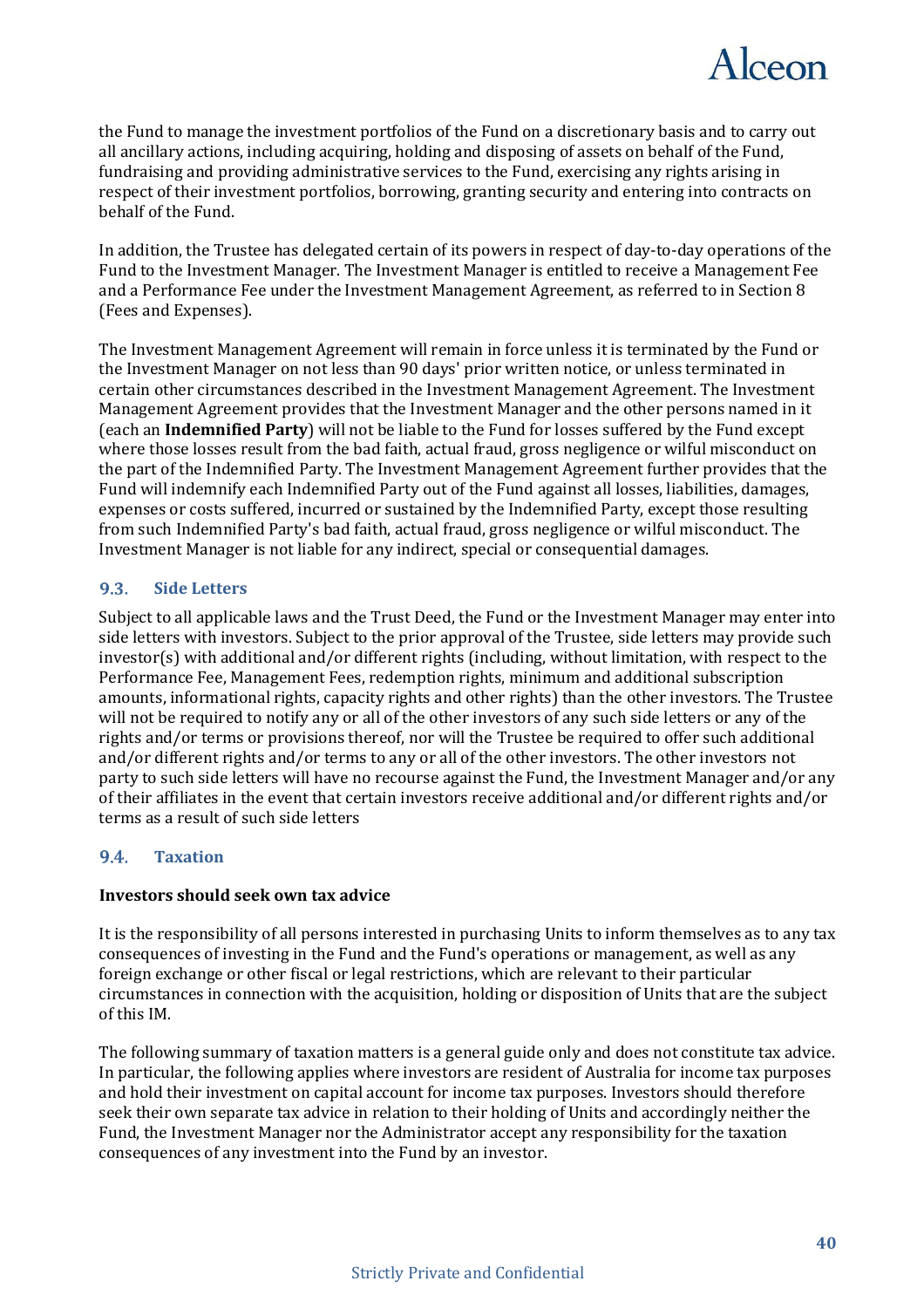the Fund to manage the investment portfolios of the Fund on a discretionary basis and to carry out all ancillary actions, including acquiring, holding and disposing of assets on behalf of the Fund, fundraising and providing administrative services to the Fund, exercising any rights arising in respect of their investment portfolios, borrowing, granting security and entering into contracts on behalf of the Fund.

In addition, the Trustee has delegated certain of its powers in respect of day-to-day operations of the Fund to the Investment Manager. The Investment Manager is entitled to receive a Management Fee and a Performance Fee under the Investment Management Agreement, as referred to in Section 8 (Fees and Expenses).

The Investment Management Agreement will remain in force unless it is terminated by the Fund or the Investment Manager on not less than 90 days' prior written notice, or unless terminated in certain other circumstances described in the Investment Management Agreement. The Investment Management Agreement provides that the Investment Manager and the other persons named in it (each an **Indemnified Party**) will not be liable to the Fund for losses suffered by the Fund except where those losses result from the bad faith, actual fraud, gross negligence or wilful misconduct on the part of the Indemnified Party. The Investment Management Agreement further provides that the Fund will indemnify each Indemnified Party out of the Fund against all losses, liabilities, damages, expenses or costs suffered, incurred or sustained by the Indemnified Party, except those resulting from such Indemnified Party's bad faith, actual fraud, gross negligence or wilful misconduct. The Investment Manager is not liable for any indirect, special or consequential damages.

## 9.3. Side Letters

Subject to all applicable laws and the Trust Deed, the Fund or the Investment Manager may enter into side letters with investors. Subject to the prior approval of the Trustee, side letters may provide such investor(s) with additional and/or different rights (including, without limitation, with respect to the Performance Fee, Management Fees, redemption rights, minimum and additional subscription amounts, informational rights, capacity rights and other rights) than the other investors. The Trustee will not be required to notify any or all of the other investors of any such side letters or any of the rights and/or terms or provisions thereof, nor will the Trustee be required to offer such additional and/or different rights and/or terms to any or all of the other investors. The other investors not party to such side letters will have no recourse against the Fund, the Investment Manager and/or any of their affiliates in the event that certain investors receive additional and/or different rights and/or terms as a result of such side letters

## 9.4. Taxation

**Investors should seek own tax advice**

It is the responsibility of all persons interested in purchasing Units to inform themselves as to any tax consequences of investing in the Fund and the Fund's operations or management, as well as any foreign exchange or other fiscal or legal restrictions, which are relevant to their particular circumstances in connection with the acquisition, holding or disposition of Units that are the subject of this IM.

The following summary of taxation matters is a general guide only and does not constitute tax advice. In particular, the following applies where investors are resident of Australia for income tax purposes and hold their investment on capital account for income tax purposes. Investors should therefore seek their own separate tax advice in relation to their holding of Units and accordingly neither the Fund, the Investment Manager nor the Administrator accept any responsibility for the taxation consequences of any investment into the Fund by an investor.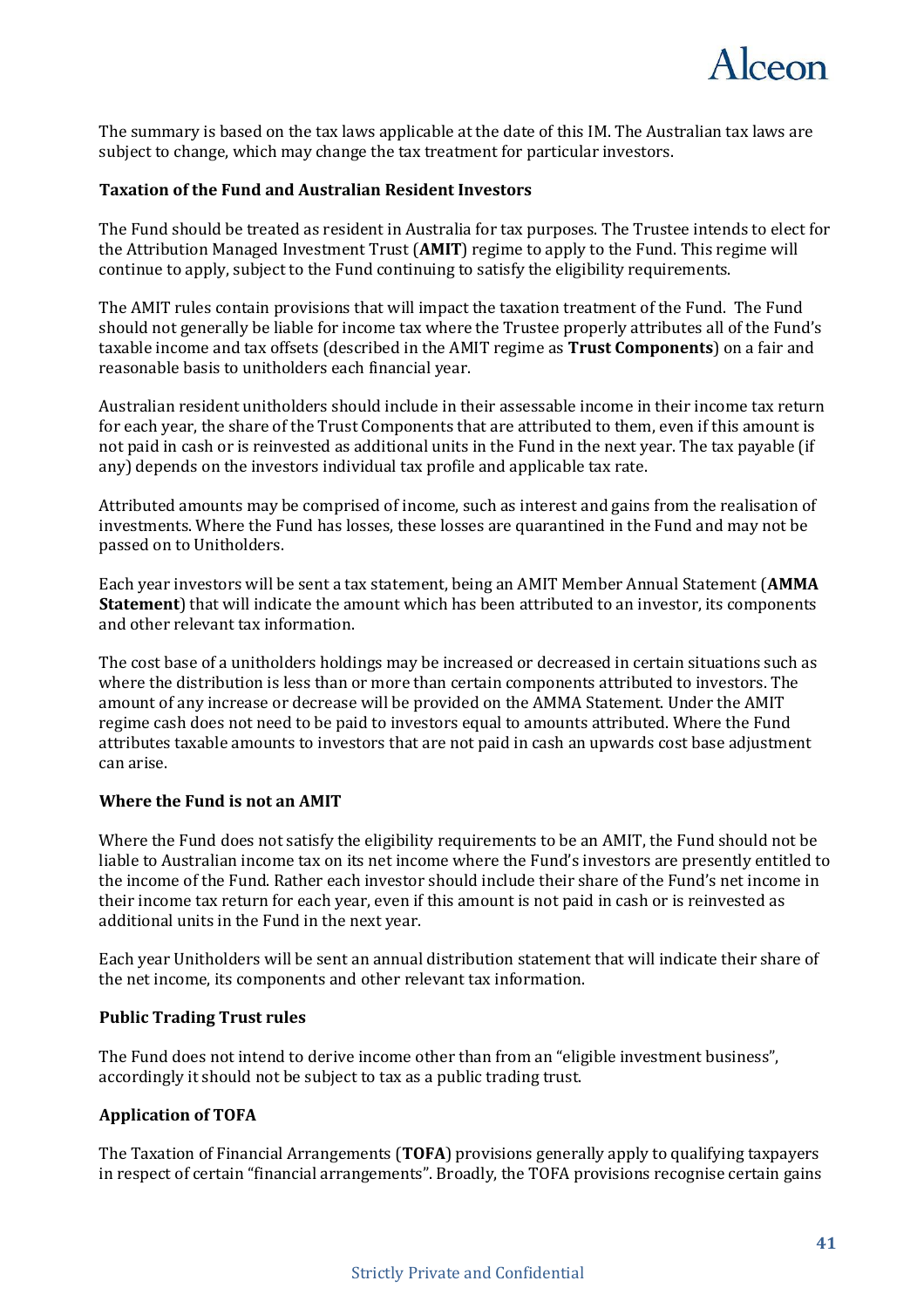The summary is based on the tax laws applicable at the date of this IM. The Australian tax laws are subject to change, which may change the tax treatment for particular investors.

### Taxation of the Fund and Australian Resident Investors

The Fund should be treated as resident in Australia for tax purposes. The Trustee intends to elect for the Attribution Managed Investment Trust (**AMIT**) regime to apply to the Fund. This regime will continue to apply, subject to the Fund continuing to satisfy the eligibility requirements.

The AMIT rules contain provisions that will impact the taxation treatment of the Fund. The Fund should not generally be liable for income tax where the Trustee properly attributes all of the Fund's taxable income and tax offsets (described in the AMIT regime as **Trust Components**) on a fair and reasonable basis to unitholders each financial year.

Australian resident unitholders should include in their assessable income in their income tax return for each year, the share of the Trust Components that are attributed to them, even if this amount is not paid in cash or is reinvested as additional units in the Fund in the next year. The tax payable (if any) depends on the investors individual tax profile and applicable tax rate.

Attributed amounts may be comprised of income, such as interest and gains from the realisation of investments. Where the Fund has losses, these losses are quarantined in the Fund and may not be passed on to Unitholders.

Each year investors will be sent a tax statement, being an AMIT Member Annual Statement (**AMMA Statement**) that will indicate the amount which has been attributed to an investor, its components and other relevant tax information.

The cost base of a unitholders holdings may be increased or decreased in certain situations such as where the distribution is less than or more than certain components attributed to investors. The amount of any increase or decrease will be provided on the AMMA Statement. Under the AMIT regime cash does not need to be paid to investors equal to amounts attributed. Where the Fund attributes taxable amounts to investors that are not paid in cash an upwards cost base adjustment can arise.

### Where the Fund is not an AMIT

Where the Fund does not satisfy the eligibility requirements to be an AMIT, the Fund should not be liable to Australian income tax on its net income where the Fund's investors are presently entitled to the income of the Fund. Rather each investor should include their share of the Fund's net income in their income tax return for each year, even if this amount is not paid in cash or is reinvested as additional units in the Fund in the next year.

Each year Unitholders will be sent an annual distribution statement that will indicate their share of the net income, its components and other relevant tax information.

### Public Trading Trust rules

The Fund does not intend to derive income other than from an "eligible investment business", accordingly it should not be subject to tax as a public trading trust.

### Application of TOFA

The Taxation of Financial Arrangements (**TOFA**) provisions generally apply to qualifying taxpayers in respect of certain "financial arrangements". Broadly, the TOFA provisions recognise certain gains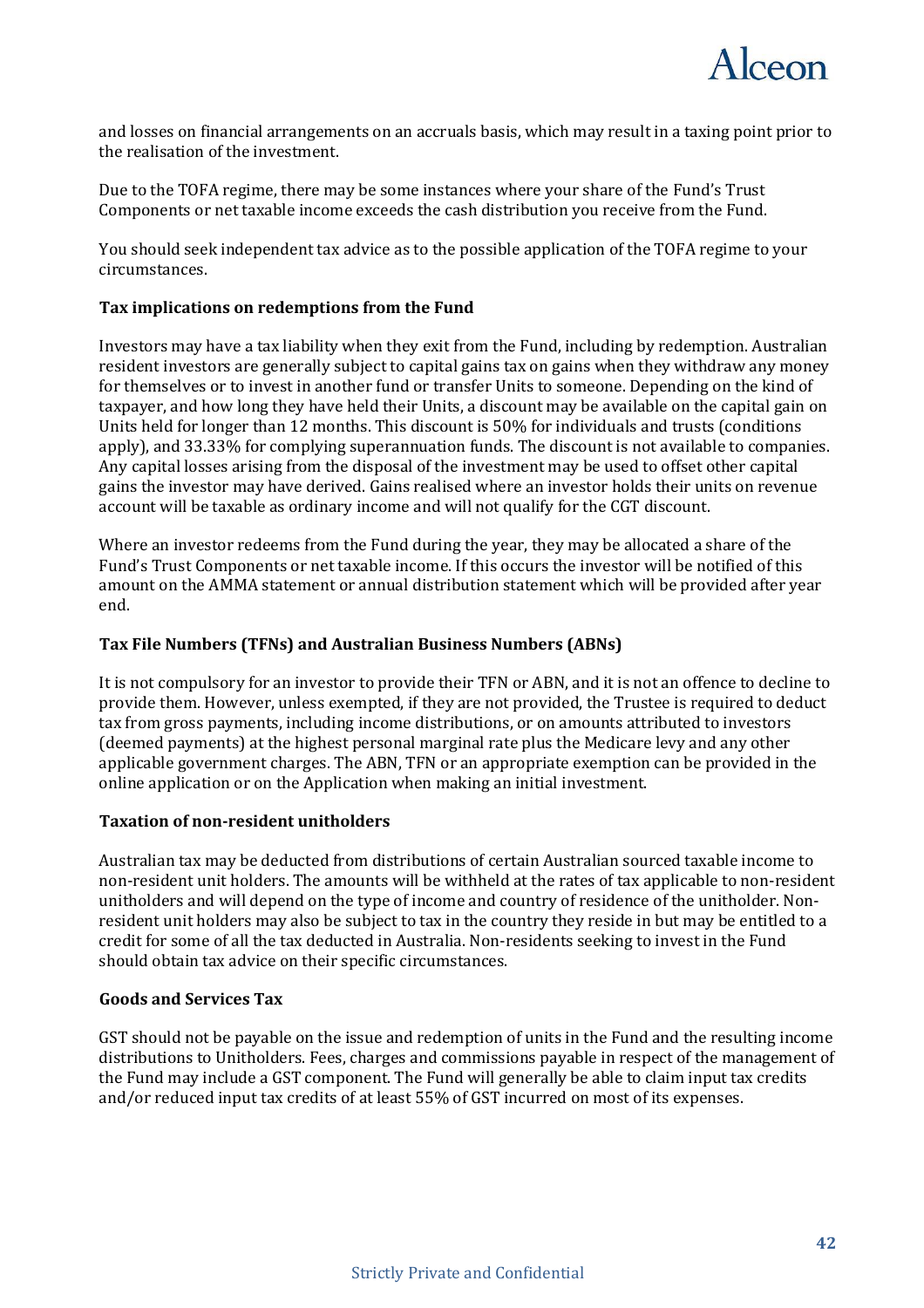and losses on financial arrangements on an accruals basis, which may result in a taxing point prior to the realisation of the investment.

Due to the TOFA regime, there may be some instances where your share of the Fund's Trust Components or net taxable income exceeds the cash distribution you receive from the Fund.

You should seek independent tax advice as to the possible application of the TOFA regime to your circumstances.

**Tax implications on redemptions from the Fund**

Investors may have a tax liability when they exit from the Fund, including by redemption. Australian resident investors are generally subject to capital gains tax on gains when they withdraw any money for themselves or to invest in another fund or transfer Units to someone. Depending on the kind of taxpayer, and how long they have held their Units, a discount may be available on the capital gain on Units held for longer than 12 months. This discount is 50% for individuals and trusts (conditions apply), and 33.33% for complying superannuation funds. The discount is not available to companies. Any capital losses arising from the disposal of the investment may be used to offset other capital gains the investor may have derived. Gains realised where an investor holds their units on revenue account will be taxable as ordinary income and will not qualify for the CGT discount.

Where an investor redeems from the Fund during the year, they may be allocated a share of the Fund's Trust Components or net taxable income. If this occurs the investor will be notified of this amount on the AMMA statement or annual distribution statement which will be provided after year end.

**Tax File Numbers (TFNs) and Australian Business Numbers (ABNs)**

It is not compulsory for an investor to provide their TFN or ABN, and it is not an offence to decline to provide them. However, unless exempted, if they are not provided, the Trustee is required to deduct tax from gross payments, including income distributions, or on amounts attributed to investors (deemed payments) at the highest personal marginal rate plus the Medicare levy and any other applicable government charges. The ABN, TFN or an appropriate exemption can be provided in the online application or on the Application when making an initial investment.

**Taxation of non-resident unitholders**

Australian tax may be deducted from distributions of certain Australian sourced taxable income to non-resident unit holders. The amounts will be withheld at the rates of tax applicable to non-resident unitholders and will depend on the type of income and country of residence of the unitholder. Non-resident unit holders may also be subject to tax in the country they reside in but may be entitled to a credit for some of all the tax deducted in Australia. Non-residents seeking to invest in the Fund should obtain tax advice on their specific circumstances.

**Goods and Services Tax**

GST should not be payable on the issue and redemption of units in the Fund and the resulting income distributions to Unitholders. Fees, charges and commissions payable in respect of the management of the Fund may include a GST component. The Fund will generally be able to claim input tax credits and/or reduced input tax credits of at least 55% of GST incurred on most of its expenses.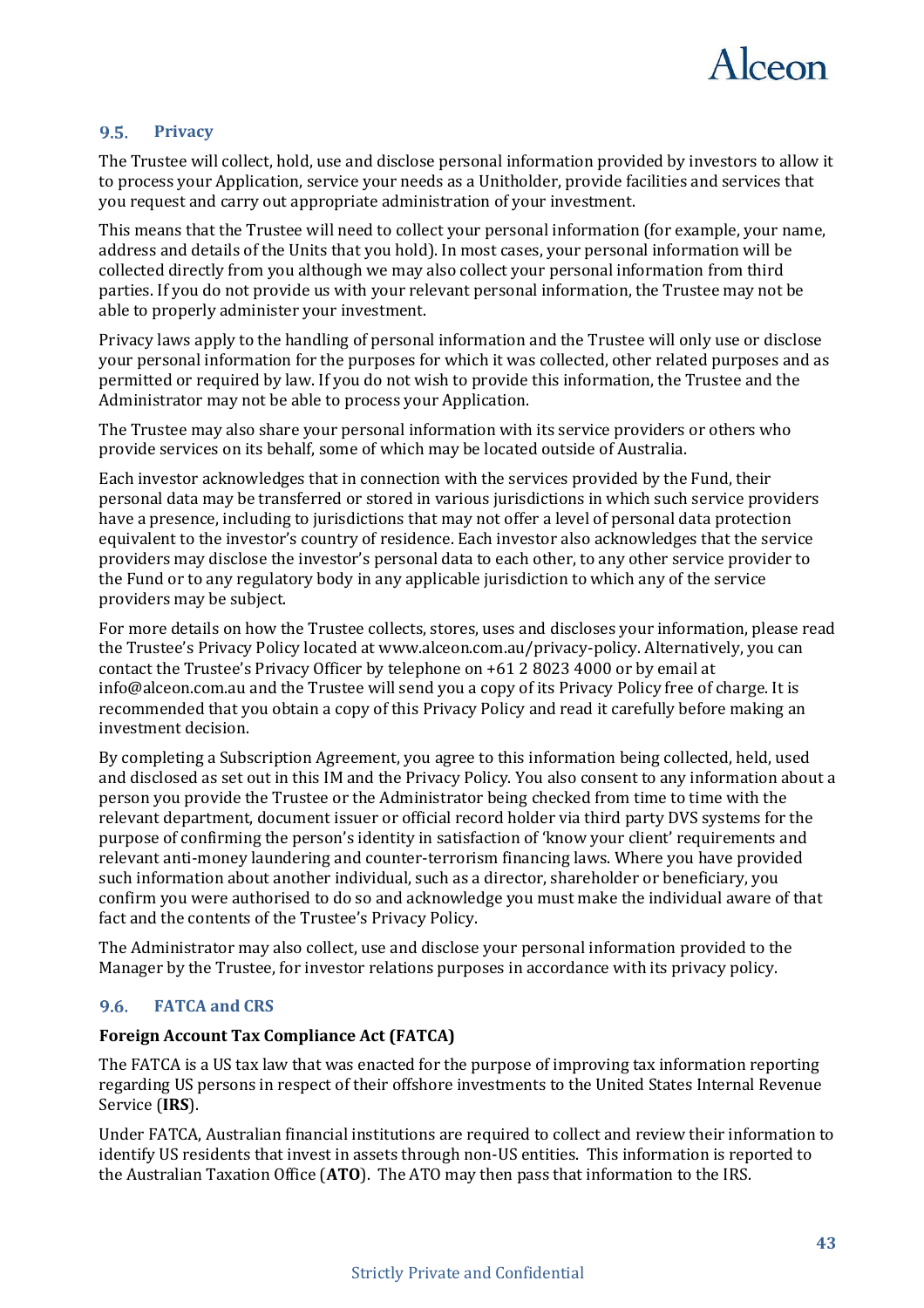## 9.5. Privacy

The Trustee will collect, hold, use and disclose personal information provided by investors to allow it to process your Application, service your needs as a Unitholder, provide facilities and services that you request and carry out appropriate administration of your investment.

This means that the Trustee will need to collect your personal information (for example, your name, address and details of the Units that you hold). In most cases, your personal information will be collected directly from you although we may also collect your personal information from third parties. If you do not provide us with your relevant personal information, the Trustee may not be able to properly administer your investment.

Privacy laws apply to the handling of personal information and the Trustee will only use or disclose your personal information for the purposes for which it was collected, other related purposes and as permitted or required by law. If you do not wish to provide this information, the Trustee and the Administrator may not be able to process your Application.

The Trustee may also share your personal information with its service providers or others who provide services on its behalf, some of which may be located outside of Australia.

Each investor acknowledges that in connection with the services provided by the Fund, their personal data may be transferred or stored in various jurisdictions in which such service providers have a presence, including to jurisdictions that may not offer a level of personal data protection equivalent to the investor's country of residence. Each investor also acknowledges that the service providers may disclose the investor's personal data to each other, to any other service provider to the Fund or to any regulatory body in any applicable jurisdiction to which any of the service providers may be subject.

For more details on how the Trustee collects, stores, uses and discloses your information, please read the Trustee's Privacy Policy located at www.alceon.com.au/privacy-policy. Alternatively, you can contact the Trustee's Privacy Officer by telephone on +61 2 8023 4000 or by email at info@alceon.com.au and the Trustee will send you a copy of its Privacy Policy free of charge. It is recommended that you obtain a copy of this Privacy Policy and read it carefully before making an investment decision.

By completing a Subscription Agreement, you agree to this information being collected, held, used and disclosed as set out in this IM and the Privacy Policy. You also consent to any information about a person you provide the Trustee or the Administrator being checked from time to time with the relevant department, document issuer or official record holder via third party DVS systems for the purpose of confirming the person's identity in satisfaction of 'know your client' requirements and relevant anti-money laundering and counter-terrorism financing laws. Where you have provided such information about another individual, such as a director, shareholder or beneficiary, you confirm you were authorised to do so and acknowledge you must make the individual aware of that fact and the contents of the Trustee's Privacy Policy.

The Administrator may also collect, use and disclose your personal information provided to the Manager by the Trustee, for investor relations purposes in accordance with its privacy policy.

## 9.6. FATCA and CRS

**Foreign Account Tax Compliance Act (FATCA)**

The FATCA is a US tax law that was enacted for the purpose of improving tax information reporting regarding US persons in respect of their offshore investments to the United States Internal Revenue Service (**IRS**).

Under FATCA, Australian financial institutions are required to collect and review their information to identify US residents that invest in assets through non-US entities. This information is reported to the Australian Taxation Office (**ATO**). The ATO may then pass that information to the IRS.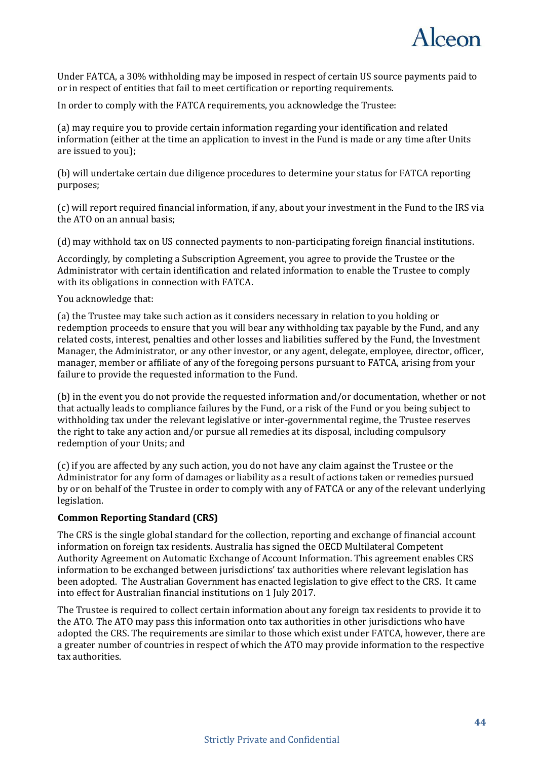Under FATCA, a 30% withholding may be imposed in respect of certain US source payments paid to or in respect of entities that fail to meet certification or reporting requirements.

In order to comply with the FATCA requirements, you acknowledge the Trustee:

(a) may require you to provide certain information regarding your identification and related information (either at the time an application to invest in the Fund is made or any time after Units are issued to you);

(b) will undertake certain due diligence procedures to determine your status for FATCA reporting purposes;

(c) will report required financial information, if any, about your investment in the Fund to the IRS via the ATO on an annual basis;

(d) may withhold tax on US connected payments to non-participating foreign financial institutions.

Accordingly, by completing a Subscription Agreement, you agree to provide the Trustee or the Administrator with certain identification and related information to enable the Trustee to comply with its obligations in connection with FATCA.

You acknowledge that:

(a) the Trustee may take such action as it considers necessary in relation to you holding or redemption proceeds to ensure that you will bear any withholding tax payable by the Fund, and any related costs, interest, penalties and other losses and liabilities suffered by the Fund, the Investment Manager, the Administrator, or any other investor, or any agent, delegate, employee, director, officer, manager, member or affiliate of any of the foregoing persons pursuant to FATCA, arising from your failure to provide the requested information to the Fund.

(b) in the event you do not provide the requested information and/or documentation, whether or not that actually leads to compliance failures by the Fund, or a risk of the Fund or you being subject to withholding tax under the relevant legislative or inter-governmental regime, the Trustee reserves the right to take any action and/or pursue all remedies at its disposal, including compulsory redemption of your Units; and

(c) if you are affected by any such action, you do not have any claim against the Trustee or the Administrator for any form of damages or liability as a result of actions taken or remedies pursued by or on behalf of the Trustee in order to comply with any of FATCA or any of the relevant underlying legislation.

**Common Reporting Standard (CRS)**

The CRS is the single global standard for the collection, reporting and exchange of financial account information on foreign tax residents. Australia has signed the OECD Multilateral Competent Authority Agreement on Automatic Exchange of Account Information. This agreement enables CRS information to be exchanged between jurisdictions' tax authorities where relevant legislation has been adopted. The Australian Government has enacted legislation to give effect to the CRS. It came into effect for Australian financial institutions on 1 July 2017.

The Trustee is required to collect certain information about any foreign tax residents to provide it to the ATO. The ATO may pass this information onto tax authorities in other jurisdictions who have adopted the CRS. The requirements are similar to those which exist under FATCA, however, there are a greater number of countries in respect of which the ATO may provide information to the respective tax authorities.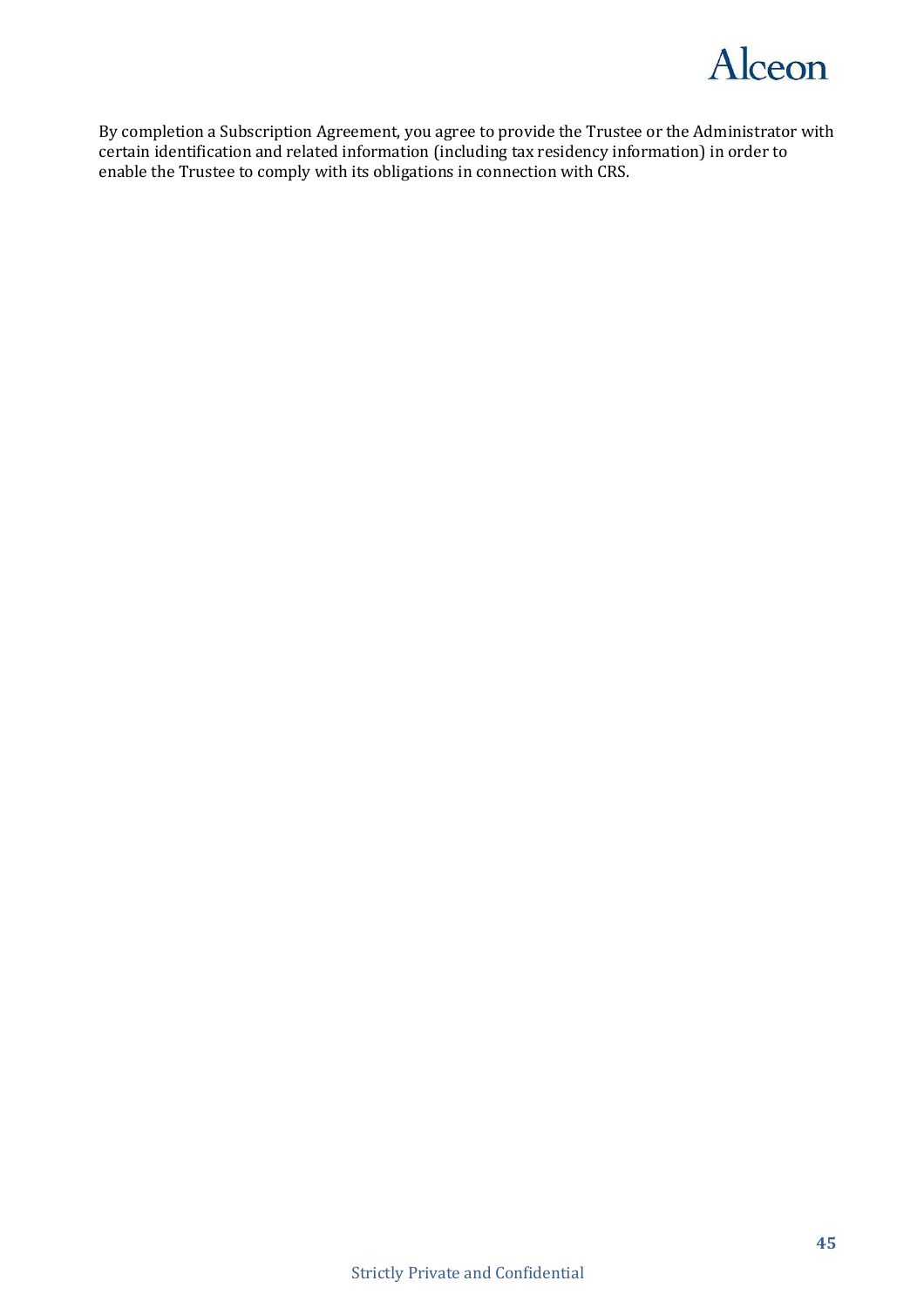By completion a Subscription Agreement, you agree to provide the Trustee or the Administrator with certain identification and related information (including tax residency information) in order to enable the Trustee to comply with its obligations in connection with CRS.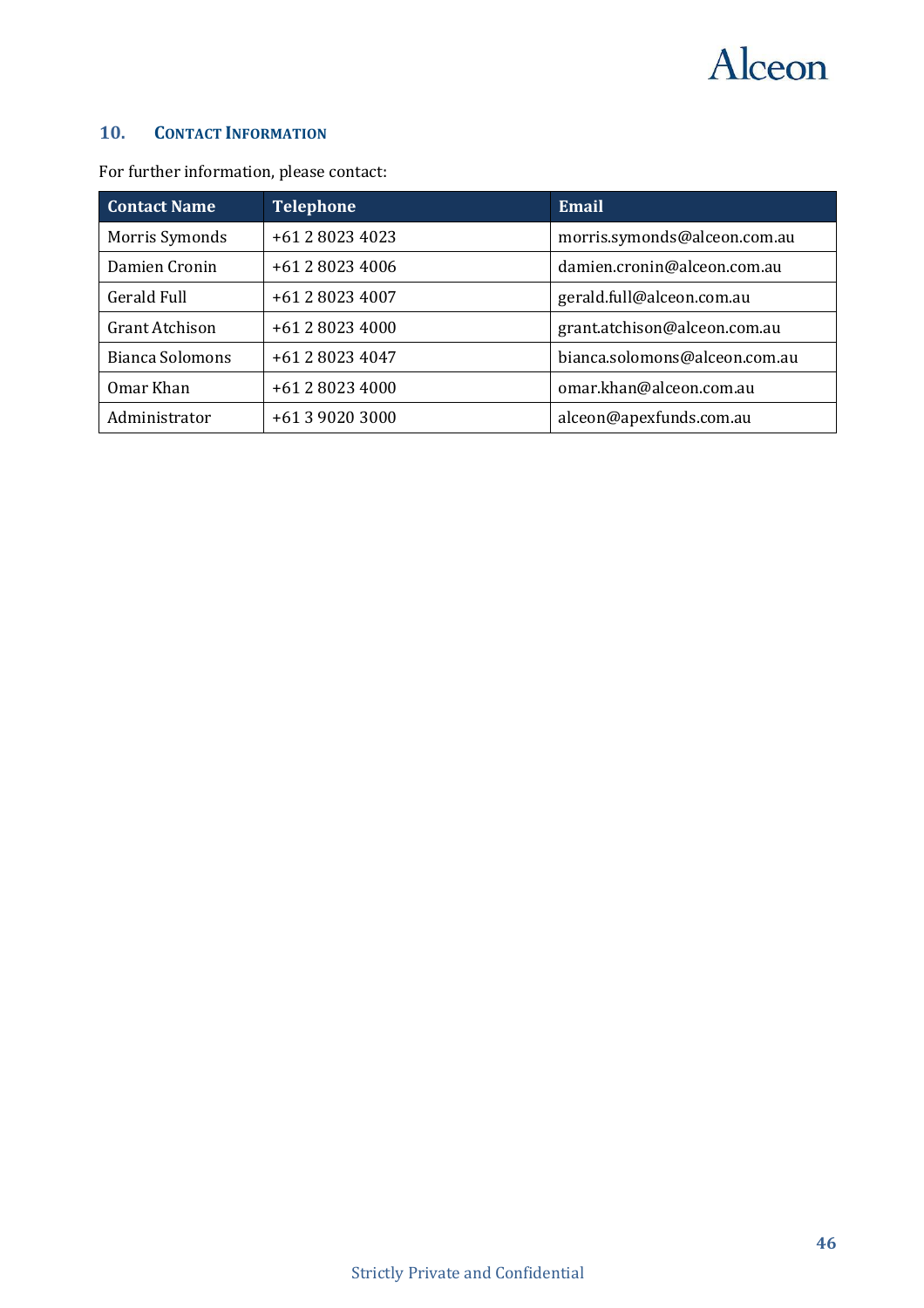## 10. Contact Information

For further information, please contact:

| Contact Name | Telephone | Email |
|---|---|---|
| Morris Symonds | +61 2 8023 4023 | morris.symonds@alceon.com.au |
| Damien Cronin | +61 2 8023 4006 | damien.cronin@alceon.com.au |
| Gerald Full | +61 2 8023 4007 | gerald.full@alceon.com.au |
| Grant Atchison | +61 2 8023 4000 | grant.atchison@alceon.com.au |
| Bianca Solomons | +61 2 8023 4047 | bianca.solomons@alceon.com.au |
| Omar Khan | +61 2 8023 4000 | omar.khan@alceon.com.au |
| Administrator | +61 3 9020 3000 | alceon@apexfunds.com.au |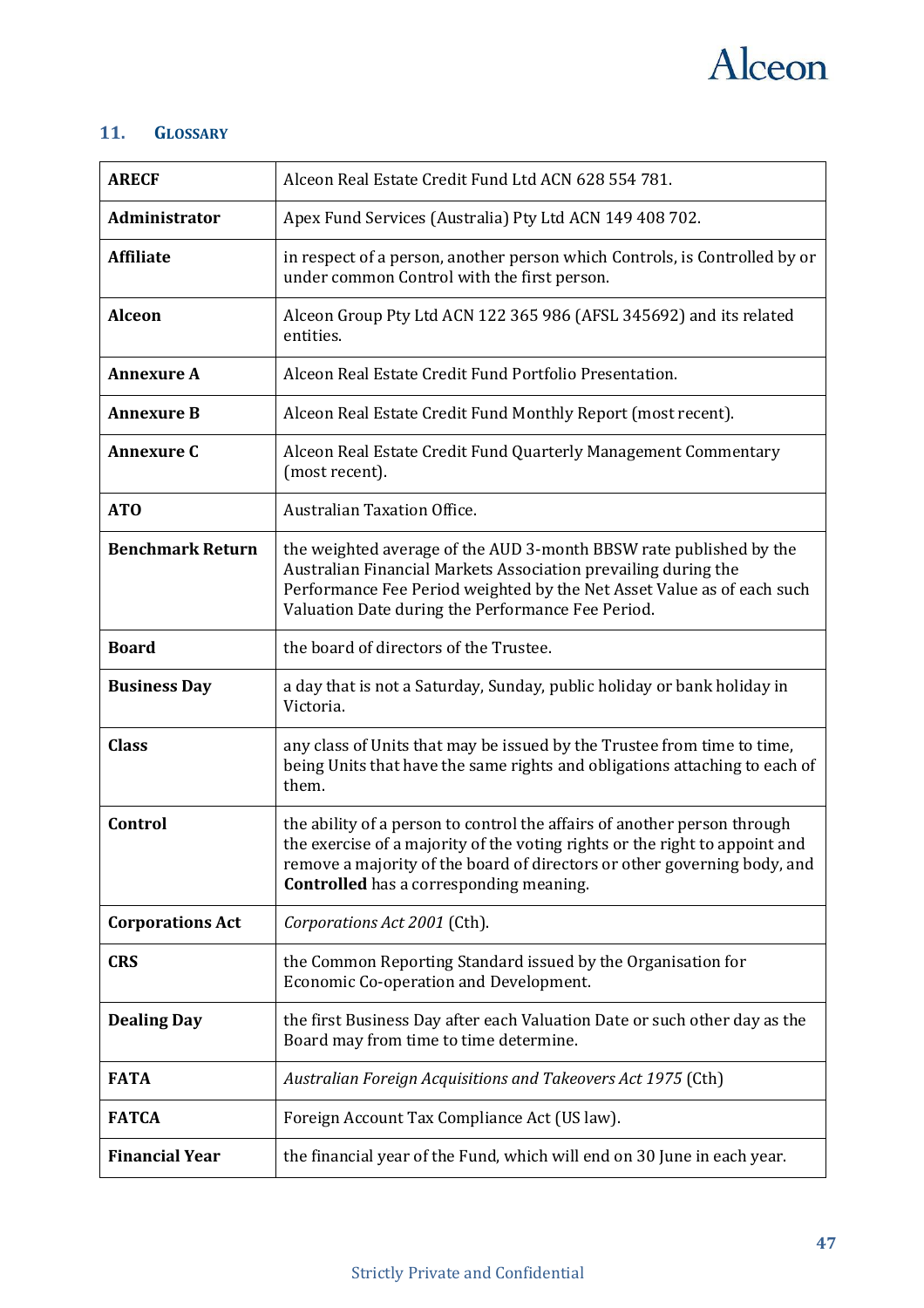## 11. GLOSSARY

| | |
|---|---|
| **ARECF** | Alceon Real Estate Credit Fund Ltd ACN 628 554 781. |
| **Administrator** | Apex Fund Services (Australia) Pty Ltd ACN 149 408 702. |
| **Affiliate** | in respect of a person, another person which Controls, is Controlled by or under common Control with the first person. |
| **Alceon** | Alceon Group Pty Ltd ACN 122 365 986 (AFSL 345692) and its related entities. |
| **Annexure A** | Alceon Real Estate Credit Fund Portfolio Presentation. |
| **Annexure B** | Alceon Real Estate Credit Fund Monthly Report (most recent). |
| **Annexure C** | Alceon Real Estate Credit Fund Quarterly Management Commentary (most recent). |
| **ATO** | Australian Taxation Office. |
| **Benchmark Return** | the weighted average of the AUD 3-month BBSW rate published by the Australian Financial Markets Association prevailing during the Performance Fee Period weighted by the Net Asset Value as of each such Valuation Date during the Performance Fee Period. |
| **Board** | the board of directors of the Trustee. |
| **Business Day** | a day that is not a Saturday, Sunday, public holiday or bank holiday in Victoria. |
| **Class** | any class of Units that may be issued by the Trustee from time to time, being Units that have the same rights and obligations attaching to each of them. |
| **Control** | the ability of a person to control the affairs of another person through the exercise of a majority of the voting rights or the right to appoint and remove a majority of the board of directors or other governing body, and **Controlled** has a corresponding meaning. |
| **Corporations Act** | *Corporations Act 2001* (Cth). |
| **CRS** | the Common Reporting Standard issued by the Organisation for Economic Co-operation and Development. |
| **Dealing Day** | the first Business Day after each Valuation Date or such other day as the Board may from time to time determine. |
| **FATA** | *Australian Foreign Acquisitions and Takeovers Act 1975* (Cth) |
| **FATCA** | Foreign Account Tax Compliance Act (US law). |
| **Financial Year** | the financial year of the Fund, which will end on 30 June in each year. |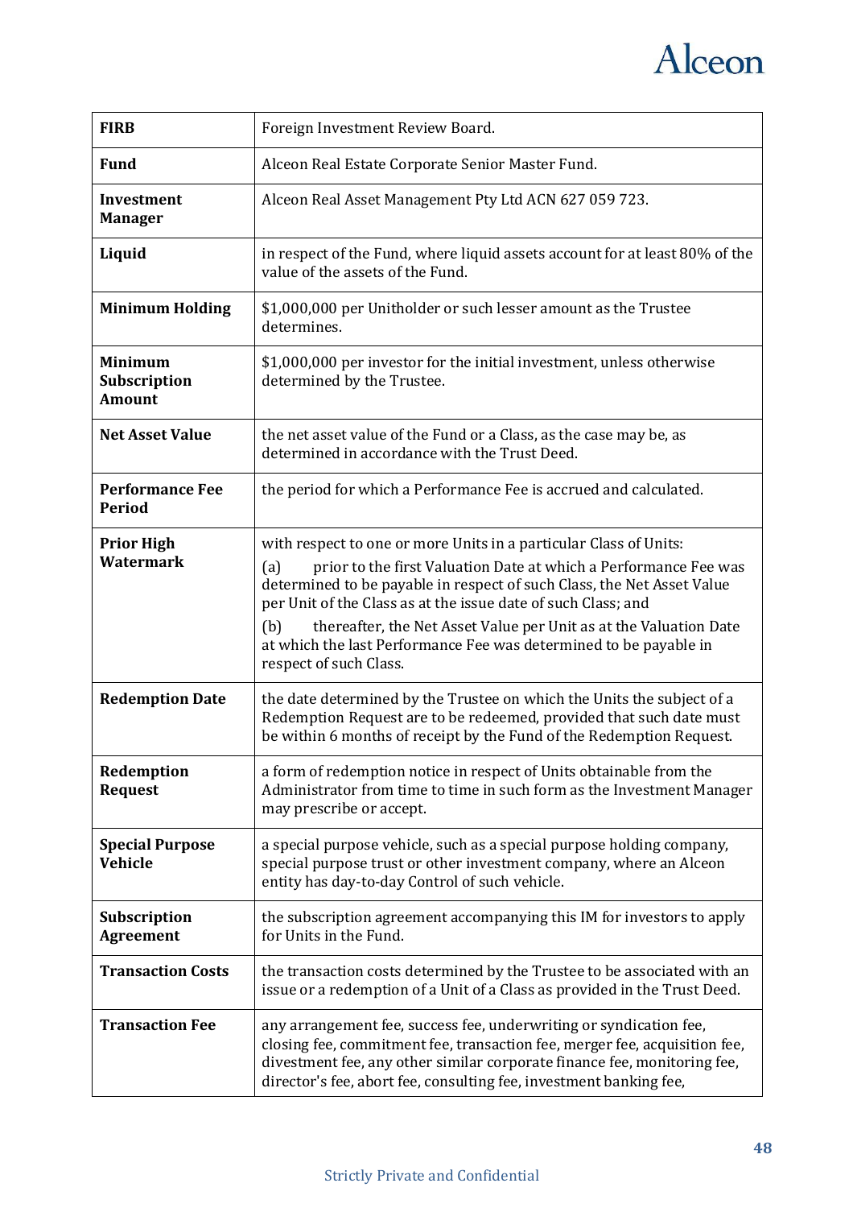| **FIRB** | Foreign Investment Review Board. |
|---|---|
| **Fund** | Alceon Real Estate Corporate Senior Master Fund. |
| **Investment Manager** | Alceon Real Asset Management Pty Ltd ACN 627 059 723. |
| **Liquid** | in respect of the Fund, where liquid assets account for at least 80% of the value of the assets of the Fund. |
| **Minimum Holding** | $1,000,000 per Unitholder or such lesser amount as the Trustee determines. |
| **Minimum Subscription Amount** | $1,000,000 per investor for the initial investment, unless otherwise determined by the Trustee. |
| **Net Asset Value** | the net asset value of the Fund or a Class, as the case may be, as determined in accordance with the Trust Deed. |
| **Performance Fee Period** | the period for which a Performance Fee is accrued and calculated. |
| **Prior High Watermark** | with respect to one or more Units in a particular Class of Units:<br>(a) prior to the first Valuation Date at which a Performance Fee was determined to be payable in respect of such Class, the Net Asset Value per Unit of the Class as at the issue date of such Class; and<br>(b) thereafter, the Net Asset Value per Unit as at the Valuation Date at which the last Performance Fee was determined to be payable in respect of such Class. |
| **Redemption Date** | the date determined by the Trustee on which the Units the subject of a Redemption Request are to be redeemed, provided that such date must be within 6 months of receipt by the Fund of the Redemption Request. |
| **Redemption Request** | a form of redemption notice in respect of Units obtainable from the Administrator from time to time in such form as the Investment Manager may prescribe or accept. |
| **Special Purpose Vehicle** | a special purpose vehicle, such as a special purpose holding company, special purpose trust or other investment company, where an Alceon entity has day-to-day Control of such vehicle. |
| **Subscription Agreement** | the subscription agreement accompanying this IM for investors to apply for Units in the Fund. |
| **Transaction Costs** | the transaction costs determined by the Trustee to be associated with an issue or a redemption of a Unit of a Class as provided in the Trust Deed. |
| **Transaction Fee** | any arrangement fee, success fee, underwriting or syndication fee, closing fee, commitment fee, transaction fee, merger fee, acquisition fee, divestment fee, any other similar corporate finance fee, monitoring fee, director's fee, abort fee, consulting fee, investment banking fee, |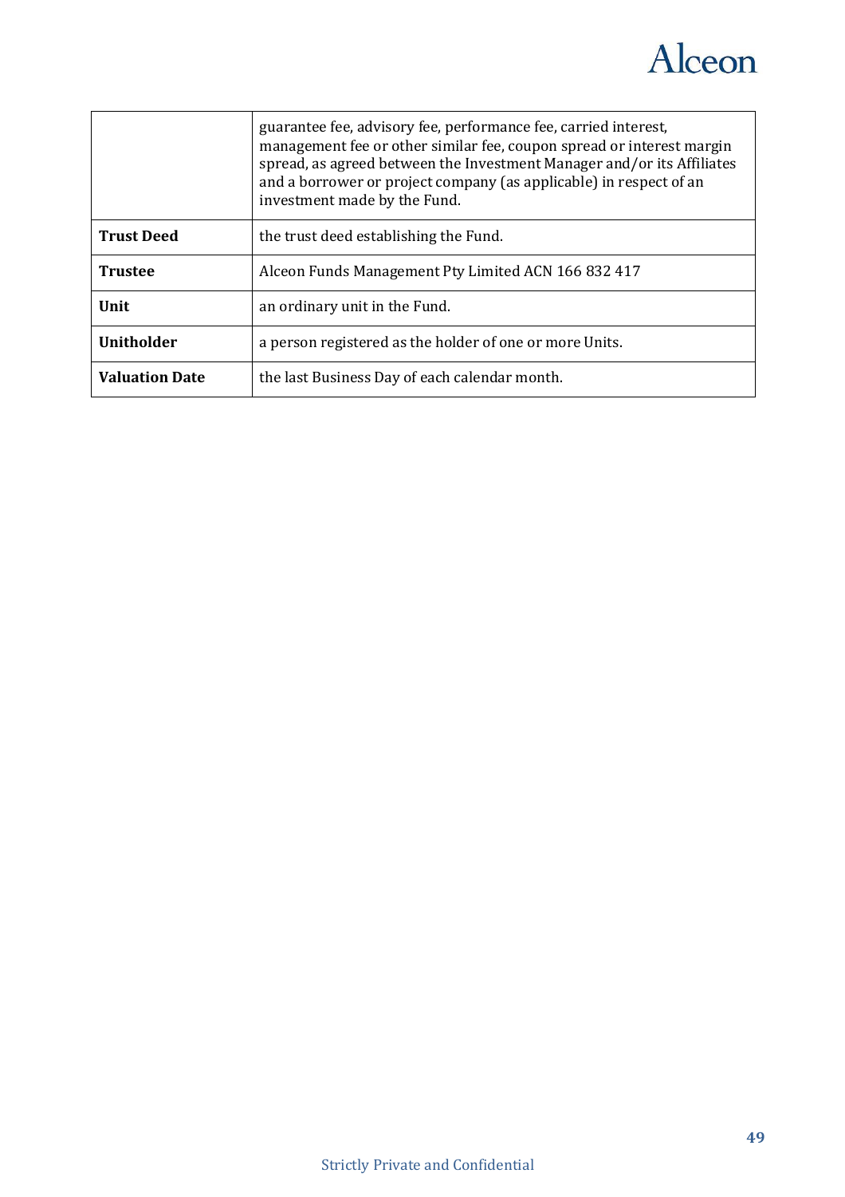| | |
|---|---|
| | guarantee fee, advisory fee, performance fee, carried interest, management fee or other similar fee, coupon spread or interest margin spread, as agreed between the Investment Manager and/or its Affiliates and a borrower or project company (as applicable) in respect of an investment made by the Fund. |
| **Trust Deed** | the trust deed establishing the Fund. |
| **Trustee** | Alceon Funds Management Pty Limited ACN 166 832 417 |
| **Unit** | an ordinary unit in the Fund. |
| **Unitholder** | a person registered as the holder of one or more Units. |
| **Valuation Date** | the last Business Day of each calendar month. |